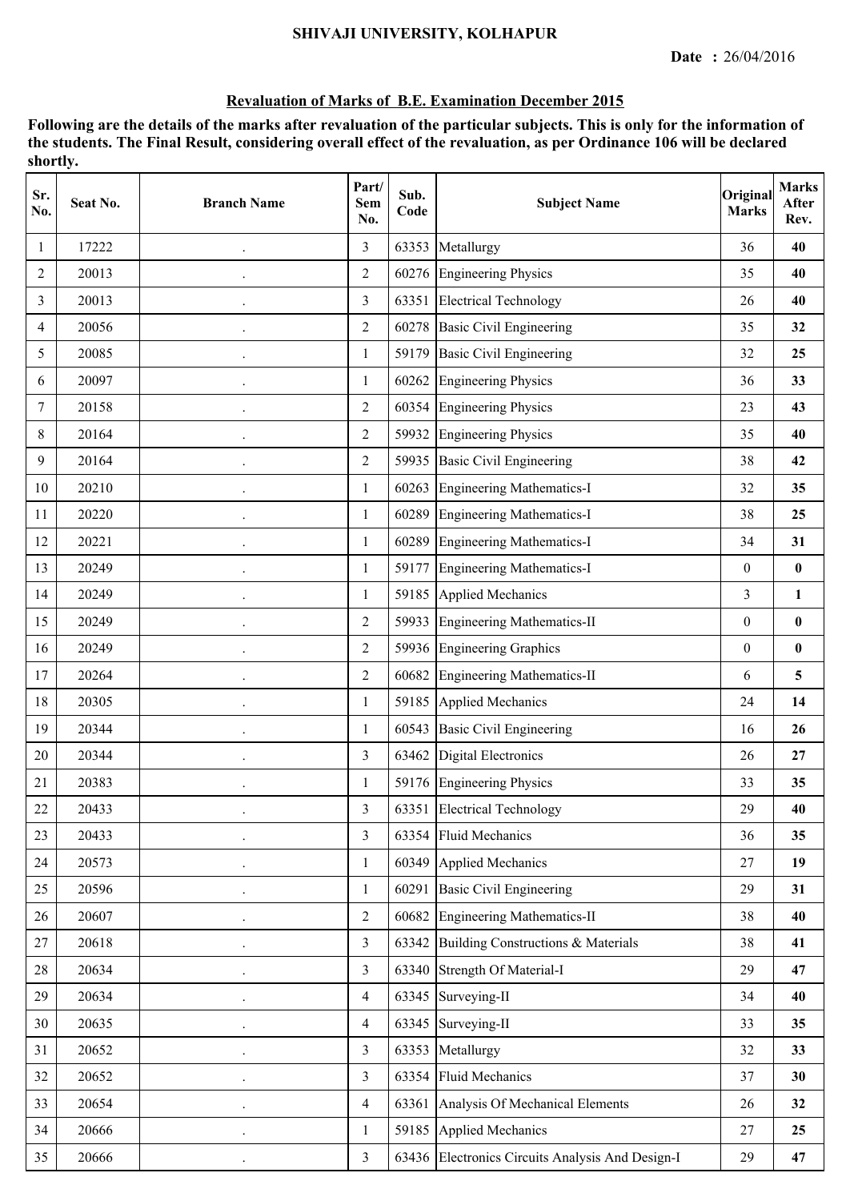**SHIVAJI UNIVERSITY, KOLHAPUR**

**Date :** 26/04/2016

## Revaluation of Marks of B.E. Examination December 2015

**Following are the details of the marks after revaluation of the particular subjects. This is only for the information of the students. The Final Result, considering overall effect of the revaluation, as per Ordinance 106 will be declared shortly.**

| Sr. No. | Seat No. | Branch Name | Part/ Sem No. | Sub. Code | Subject Name | Original Marks | Marks After Rev. |
|---|---|---|---|---|---|---|---|
| 1 | 17222 | . | 3 | 63353 | Metallurgy | 36 | **40** |
| 2 | 20013 | . | 2 | 60276 | Engineering Physics | 35 | **40** |
| 3 | 20013 | . | 3 | 63351 | Electrical Technology | 26 | **40** |
| 4 | 20056 | . | 2 | 60278 | Basic Civil Engineering | 35 | **32** |
| 5 | 20085 | . | 1 | 59179 | Basic Civil Engineering | 32 | **25** |
| 6 | 20097 | . | 1 | 60262 | Engineering Physics | 36 | **33** |
| 7 | 20158 | . | 2 | 60354 | Engineering Physics | 23 | **43** |
| 8 | 20164 | . | 2 | 59932 | Engineering Physics | 35 | **40** |
| 9 | 20164 | . | 2 | 59935 | Basic Civil Engineering | 38 | **42** |
| 10 | 20210 | . | 1 | 60263 | Engineering Mathematics-I | 32 | **35** |
| 11 | 20220 | . | 1 | 60289 | Engineering Mathematics-I | 38 | **25** |
| 12 | 20221 | . | 1 | 60289 | Engineering Mathematics-I | 34 | **31** |
| 13 | 20249 | . | 1 | 59177 | Engineering Mathematics-I | 0 | **0** |
| 14 | 20249 | . | 1 | 59185 | Applied Mechanics | 3 | **1** |
| 15 | 20249 | . | 2 | 59933 | Engineering Mathematics-II | 0 | **0** |
| 16 | 20249 | . | 2 | 59936 | Engineering Graphics | 0 | **0** |
| 17 | 20264 | . | 2 | 60682 | Engineering Mathematics-II | 6 | **5** |
| 18 | 20305 | . | 1 | 59185 | Applied Mechanics | 24 | **14** |
| 19 | 20344 | . | 1 | 60543 | Basic Civil Engineering | 16 | **26** |
| 20 | 20344 | . | 3 | 63462 | Digital Electronics | 26 | **27** |
| 21 | 20383 | . | 1 | 59176 | Engineering Physics | 33 | **35** |
| 22 | 20433 | . | 3 | 63351 | Electrical Technology | 29 | **40** |
| 23 | 20433 | . | 3 | 63354 | Fluid Mechanics | 36 | **35** |
| 24 | 20573 | . | 1 | 60349 | Applied Mechanics | 27 | **19** |
| 25 | 20596 | . | 1 | 60291 | Basic Civil Engineering | 29 | **31** |
| 26 | 20607 | . | 2 | 60682 | Engineering Mathematics-II | 38 | **40** |
| 27 | 20618 | . | 3 | 63342 | Building Constructions & Materials | 38 | **41** |
| 28 | 20634 | . | 3 | 63340 | Strength Of Material-I | 29 | **47** |
| 29 | 20634 | . | 4 | 63345 | Surveying-II | 34 | **40** |
| 30 | 20635 | . | 4 | 63345 | Surveying-II | 33 | **35** |
| 31 | 20652 | . | 3 | 63353 | Metallurgy | 32 | **33** |
| 32 | 20652 | . | 3 | 63354 | Fluid Mechanics | 37 | **30** |
| 33 | 20654 | . | 4 | 63361 | Analysis Of Mechanical Elements | 26 | **32** |
| 34 | 20666 | . | 1 | 59185 | Applied Mechanics | 27 | **25** |
| 35 | 20666 | . | 3 | 63436 | Electronics Circuits Analysis And Design-I | 29 | **47** |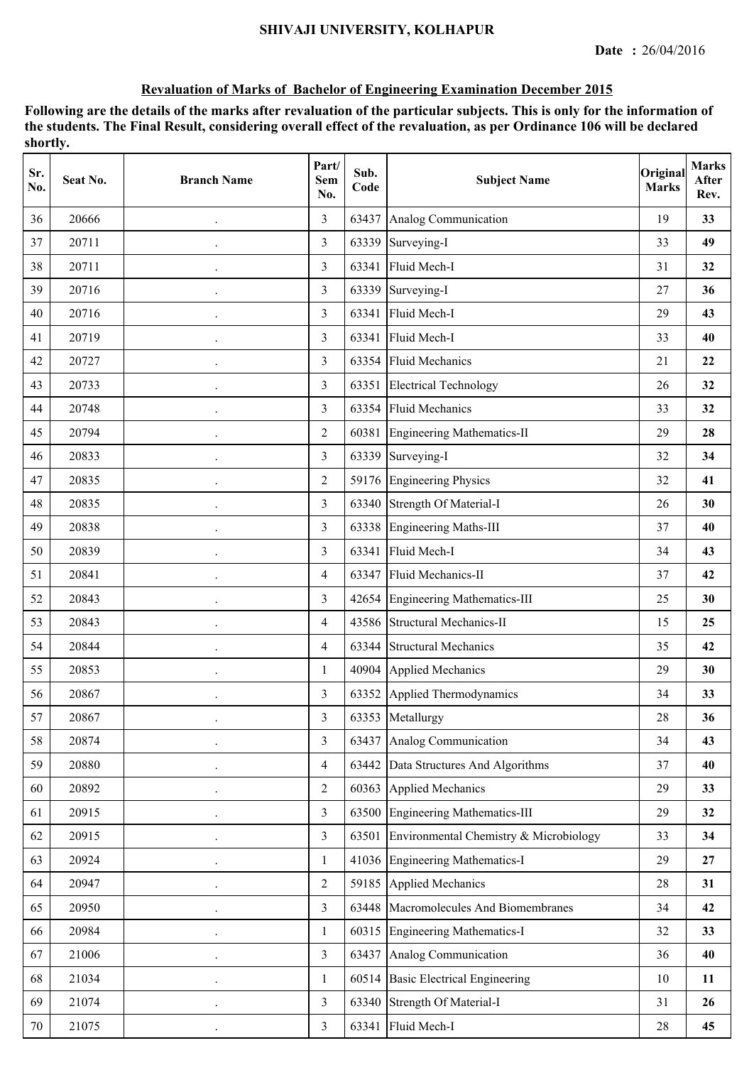SHIVAJI UNIVERSITY, KOLHAPUR

**Date :** 26/04/2016

## Revaluation of Marks of Bachelor of Engineering Examination December 2015

**Following are the details of the marks after revaluation of the particular subjects. This is only for the information of the students. The Final Result, considering overall effect of the revaluation, as per Ordinance 106 will be declared shortly.**

| Sr. No. | Seat No. | Branch Name | Part/ Sem No. | Sub. Code | Subject Name | Original Marks | Marks After Rev. |
|---|---|---|---|---|---|---|---|
| 36 | 20666 | . | 3 | 63437 | Analog Communication | 19 | **33** |
| 37 | 20711 | . | 3 | 63339 | Surveying-I | 33 | **49** |
| 38 | 20711 | . | 3 | 63341 | Fluid Mech-I | 31 | **32** |
| 39 | 20716 | . | 3 | 63339 | Surveying-I | 27 | **36** |
| 40 | 20716 | . | 3 | 63341 | Fluid Mech-I | 29 | **43** |
| 41 | 20719 | . | 3 | 63341 | Fluid Mech-I | 33 | **40** |
| 42 | 20727 | . | 3 | 63354 | Fluid Mechanics | 21 | **22** |
| 43 | 20733 | . | 3 | 63351 | Electrical Technology | 26 | **32** |
| 44 | 20748 | . | 3 | 63354 | Fluid Mechanics | 33 | **32** |
| 45 | 20794 | . | 2 | 60381 | Engineering Mathematics-II | 29 | **28** |
| 46 | 20833 | . | 3 | 63339 | Surveying-I | 32 | **34** |
| 47 | 20835 | . | 2 | 59176 | Engineering Physics | 32 | **41** |
| 48 | 20835 | . | 3 | 63340 | Strength Of Material-I | 26 | **30** |
| 49 | 20838 | . | 3 | 63338 | Engineering Maths-III | 37 | **40** |
| 50 | 20839 | . | 3 | 63341 | Fluid Mech-I | 34 | **43** |
| 51 | 20841 | . | 4 | 63347 | Fluid Mechanics-II | 37 | **42** |
| 52 | 20843 | . | 3 | 42654 | Engineering Mathematics-III | 25 | **30** |
| 53 | 20843 | . | 4 | 43586 | Structural Mechanics-II | 15 | **25** |
| 54 | 20844 | . | 4 | 63344 | Structural Mechanics | 35 | **42** |
| 55 | 20853 | . | 1 | 40904 | Applied Mechanics | 29 | **30** |
| 56 | 20867 | . | 3 | 63352 | Applied Thermodynamics | 34 | **33** |
| 57 | 20867 | . | 3 | 63353 | Metallurgy | 28 | **36** |
| 58 | 20874 | . | 3 | 63437 | Analog Communication | 34 | **43** |
| 59 | 20880 | . | 4 | 63442 | Data Structures And Algorithms | 37 | **40** |
| 60 | 20892 | . | 2 | 60363 | Applied Mechanics | 29 | **33** |
| 61 | 20915 | . | 3 | 63500 | Engineering Mathematics-III | 29 | **32** |
| 62 | 20915 | . | 3 | 63501 | Environmental Chemistry & Microbiology | 33 | **34** |
| 63 | 20924 | . | 1 | 41036 | Engineering Mathematics-I | 29 | **27** |
| 64 | 20947 | . | 2 | 59185 | Applied Mechanics | 28 | **31** |
| 65 | 20950 | . | 3 | 63448 | Macromolecules And Biomembranes | 34 | **42** |
| 66 | 20984 | . | 1 | 60315 | Engineering Mathematics-I | 32 | **33** |
| 67 | 21006 | . | 3 | 63437 | Analog Communication | 36 | **40** |
| 68 | 21034 | . | 1 | 60514 | Basic Electrical Engineering | 10 | **11** |
| 69 | 21074 | . | 3 | 63340 | Strength Of Material-I | 31 | **26** |
| 70 | 21075 | . | 3 | 63341 | Fluid Mech-I | 28 | **45** |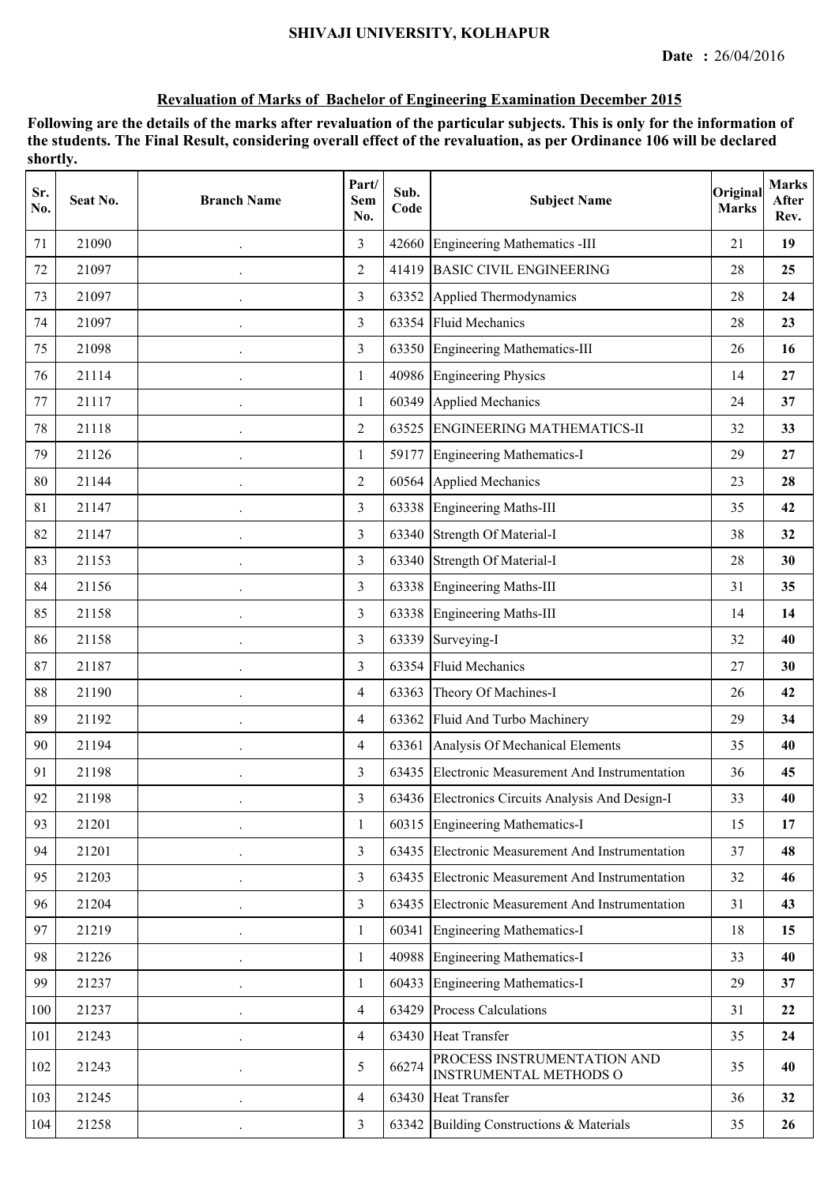SHIVAJI UNIVERSITY, KOLHAPUR

**Date :** 26/04/2016

## Revaluation of Marks of Bachelor of Engineering Examination December 2015

**Following are the details of the marks after revaluation of the particular subjects. This is only for the information of the students. The Final Result, considering overall effect of the revaluation, as per Ordinance 106 will be declared shortly.**

| Sr. No. | Seat No. | Branch Name | Part/ Sem No. | Sub. Code | Subject Name | Original Marks | Marks After Rev. |
|---|---|---|---|---|---|---|---|
| 71 | 21090 | . | 3 | 42660 | Engineering Mathematics -III | 21 | **19** |
| 72 | 21097 | . | 2 | 41419 | BASIC CIVIL ENGINEERING | 28 | **25** |
| 73 | 21097 | . | 3 | 63352 | Applied Thermodynamics | 28 | **24** |
| 74 | 21097 | . | 3 | 63354 | Fluid Mechanics | 28 | **23** |
| 75 | 21098 | . | 3 | 63350 | Engineering Mathematics-III | 26 | **16** |
| 76 | 21114 | . | 1 | 40986 | Engineering Physics | 14 | **27** |
| 77 | 21117 | . | 1 | 60349 | Applied Mechanics | 24 | **37** |
| 78 | 21118 | . | 2 | 63525 | ENGINEERING MATHEMATICS-II | 32 | **33** |
| 79 | 21126 | . | 1 | 59177 | Engineering Mathematics-I | 29 | **27** |
| 80 | 21144 | . | 2 | 60564 | Applied Mechanics | 23 | **28** |
| 81 | 21147 | . | 3 | 63338 | Engineering Maths-III | 35 | **42** |
| 82 | 21147 | . | 3 | 63340 | Strength Of Material-I | 38 | **32** |
| 83 | 21153 | . | 3 | 63340 | Strength Of Material-I | 28 | **30** |
| 84 | 21156 | . | 3 | 63338 | Engineering Maths-III | 31 | **35** |
| 85 | 21158 | . | 3 | 63338 | Engineering Maths-III | 14 | **14** |
| 86 | 21158 | . | 3 | 63339 | Surveying-I | 32 | **40** |
| 87 | 21187 | . | 3 | 63354 | Fluid Mechanics | 27 | **30** |
| 88 | 21190 | . | 4 | 63363 | Theory Of Machines-I | 26 | **42** |
| 89 | 21192 | . | 4 | 63362 | Fluid And Turbo Machinery | 29 | **34** |
| 90 | 21194 | . | 4 | 63361 | Analysis Of Mechanical Elements | 35 | **40** |
| 91 | 21198 | . | 3 | 63435 | Electronic Measurement And Instrumentation | 36 | **45** |
| 92 | 21198 | . | 3 | 63436 | Electronics Circuits Analysis And Design-I | 33 | **40** |
| 93 | 21201 | . | 1 | 60315 | Engineering Mathematics-I | 15 | **17** |
| 94 | 21201 | . | 3 | 63435 | Electronic Measurement And Instrumentation | 37 | **48** |
| 95 | 21203 | . | 3 | 63435 | Electronic Measurement And Instrumentation | 32 | **46** |
| 96 | 21204 | . | 3 | 63435 | Electronic Measurement And Instrumentation | 31 | **43** |
| 97 | 21219 | . | 1 | 60341 | Engineering Mathematics-I | 18 | **15** |
| 98 | 21226 | . | 1 | 40988 | Engineering Mathematics-I | 33 | **40** |
| 99 | 21237 | . | 1 | 60433 | Engineering Mathematics-I | 29 | **37** |
| 100 | 21237 | . | 4 | 63429 | Process Calculations | 31 | **22** |
| 101 | 21243 | . | 4 | 63430 | Heat Transfer | 35 | **24** |
| 102 | 21243 | . | 5 | 66274 | PROCESS INSTRUMENTATION AND INSTRUMENTAL METHODS O | 35 | **40** |
| 103 | 21245 | . | 4 | 63430 | Heat Transfer | 36 | **32** |
| 104 | 21258 | . | 3 | 63342 | Building Constructions & Materials | 35 | **26** |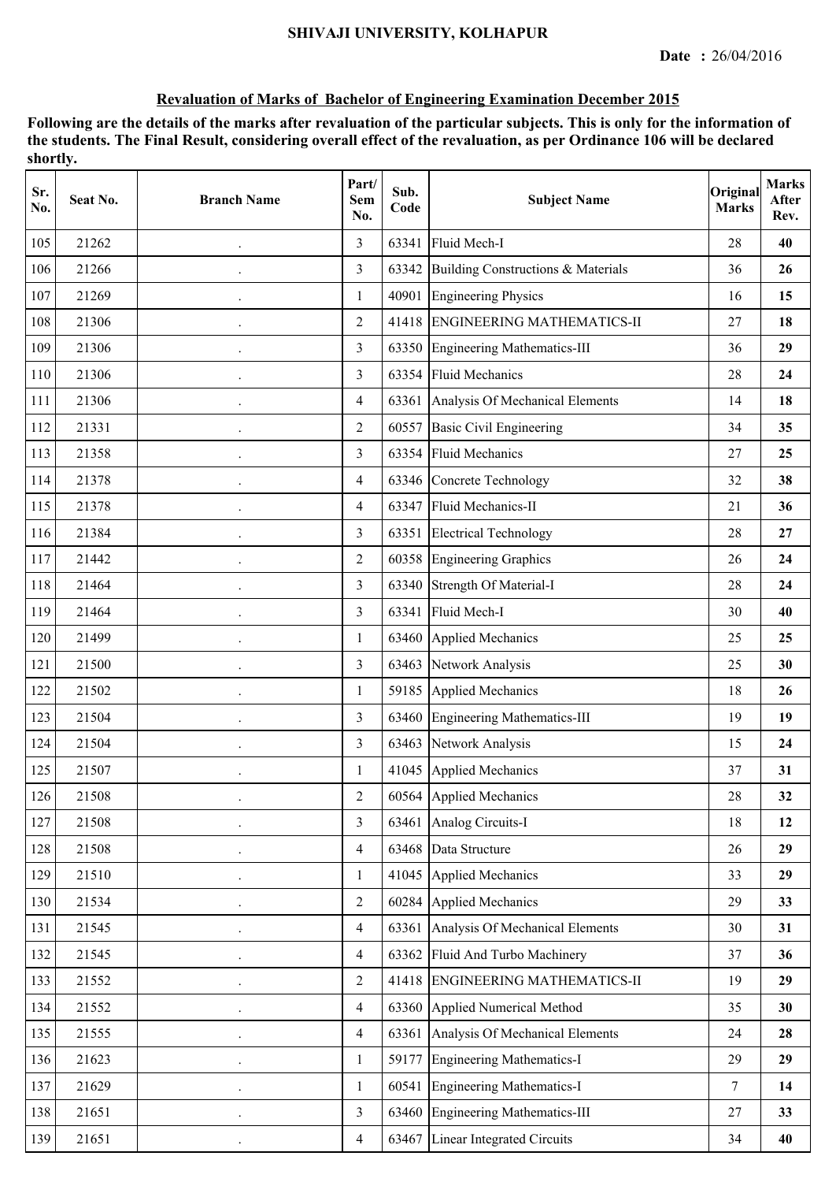SHIVAJI UNIVERSITY, KOLHAPUR

**Date :** 26/04/2016

**Revaluation of Marks of Bachelor of Engineering Examination December 2015**

**Following are the details of the marks after revaluation of the particular subjects. This is only for the information of the students. The Final Result, considering overall effect of the revaluation, as per Ordinance 106 will be declared shortly.**

| Sr. No. | Seat No. | Branch Name | Part/ Sem No. | Sub. Code | Subject Name | Original Marks | Marks After Rev. |
|---|---|---|---|---|---|---|---|
| 105 | 21262 | . | 3 | 63341 | Fluid Mech-I | 28 | **40** |
| 106 | 21266 | . | 3 | 63342 | Building Constructions & Materials | 36 | **26** |
| 107 | 21269 | . | 1 | 40901 | Engineering Physics | 16 | **15** |
| 108 | 21306 | . | 2 | 41418 | ENGINEERING MATHEMATICS-II | 27 | **18** |
| 109 | 21306 | . | 3 | 63350 | Engineering Mathematics-III | 36 | **29** |
| 110 | 21306 | . | 3 | 63354 | Fluid Mechanics | 28 | **24** |
| 111 | 21306 | . | 4 | 63361 | Analysis Of Mechanical Elements | 14 | **18** |
| 112 | 21331 | . | 2 | 60557 | Basic Civil Engineering | 34 | **35** |
| 113 | 21358 | . | 3 | 63354 | Fluid Mechanics | 27 | **25** |
| 114 | 21378 | . | 4 | 63346 | Concrete Technology | 32 | **38** |
| 115 | 21378 | . | 4 | 63347 | Fluid Mechanics-II | 21 | **36** |
| 116 | 21384 | . | 3 | 63351 | Electrical Technology | 28 | **27** |
| 117 | 21442 | . | 2 | 60358 | Engineering Graphics | 26 | **24** |
| 118 | 21464 | . | 3 | 63340 | Strength Of Material-I | 28 | **24** |
| 119 | 21464 | . | 3 | 63341 | Fluid Mech-I | 30 | **40** |
| 120 | 21499 | . | 1 | 63460 | Applied Mechanics | 25 | **25** |
| 121 | 21500 | . | 3 | 63463 | Network Analysis | 25 | **30** |
| 122 | 21502 | . | 1 | 59185 | Applied Mechanics | 18 | **26** |
| 123 | 21504 | . | 3 | 63460 | Engineering Mathematics-III | 19 | **19** |
| 124 | 21504 | . | 3 | 63463 | Network Analysis | 15 | **24** |
| 125 | 21507 | . | 1 | 41045 | Applied Mechanics | 37 | **31** |
| 126 | 21508 | . | 2 | 60564 | Applied Mechanics | 28 | **32** |
| 127 | 21508 | . | 3 | 63461 | Analog Circuits-I | 18 | **12** |
| 128 | 21508 | . | 4 | 63468 | Data Structure | 26 | **29** |
| 129 | 21510 | . | 1 | 41045 | Applied Mechanics | 33 | **29** |
| 130 | 21534 | . | 2 | 60284 | Applied Mechanics | 29 | **33** |
| 131 | 21545 | . | 4 | 63361 | Analysis Of Mechanical Elements | 30 | **31** |
| 132 | 21545 | . | 4 | 63362 | Fluid And Turbo Machinery | 37 | **36** |
| 133 | 21552 | . | 2 | 41418 | ENGINEERING MATHEMATICS-II | 19 | **29** |
| 134 | 21552 | . | 4 | 63360 | Applied Numerical Method | 35 | **30** |
| 135 | 21555 | . | 4 | 63361 | Analysis Of Mechanical Elements | 24 | **28** |
| 136 | 21623 | . | 1 | 59177 | Engineering Mathematics-I | 29 | **29** |
| 137 | 21629 | . | 1 | 60541 | Engineering Mathematics-I | 7 | **14** |
| 138 | 21651 | . | 3 | 63460 | Engineering Mathematics-III | 27 | **33** |
| 139 | 21651 | . | 4 | 63467 | Linear Integrated Circuits | 34 | **40** |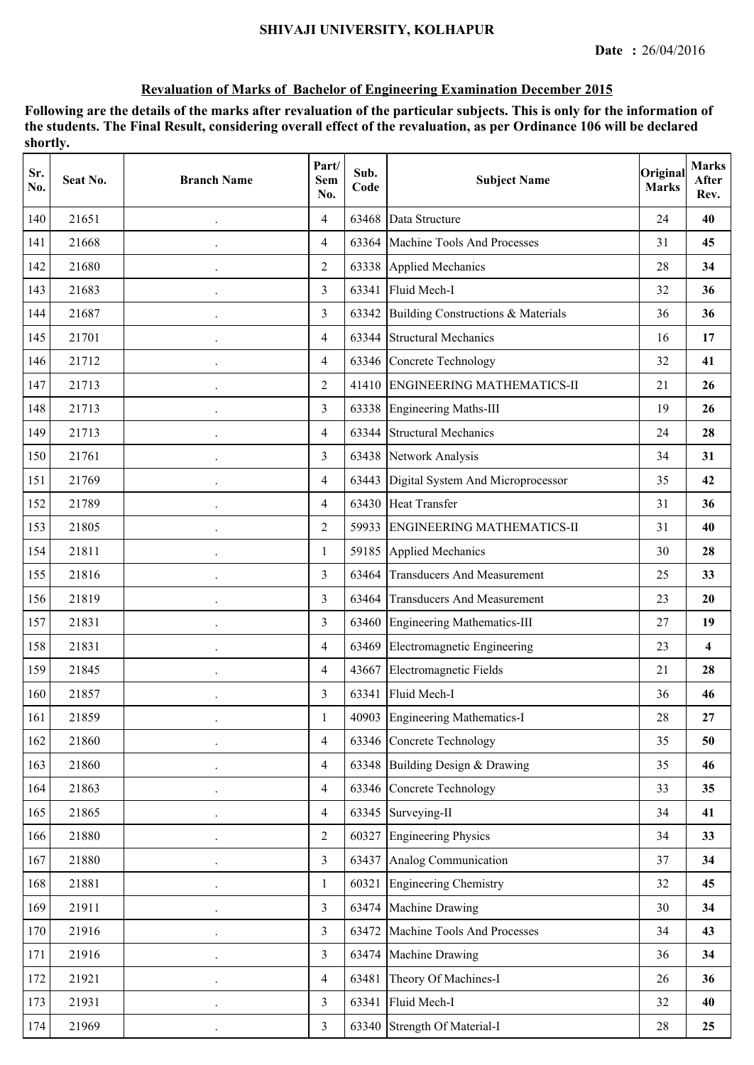SHIVAJI UNIVERSITY, KOLHAPUR

**Date : 26/04/2016**

## Revaluation of Marks of Bachelor of Engineering Examination December 2015

**Following are the details of the marks after revaluation of the particular subjects. This is only for the information of the students. The Final Result, considering overall effect of the revaluation, as per Ordinance 106 will be declared shortly.**

| Sr. No. | Seat No. | Branch Name | Part/ Sem No. | Sub. Code | Subject Name | Original Marks | Marks After Rev. |
|---|---|---|---|---|---|---|---|
| 140 | 21651 | . | 4 | 63468 | Data Structure | 24 | **40** |
| 141 | 21668 | . | 4 | 63364 | Machine Tools And Processes | 31 | **45** |
| 142 | 21680 | . | 2 | 63338 | Applied Mechanics | 28 | **34** |
| 143 | 21683 | . | 3 | 63341 | Fluid Mech-I | 32 | **36** |
| 144 | 21687 | . | 3 | 63342 | Building Constructions & Materials | 36 | **36** |
| 145 | 21701 | . | 4 | 63344 | Structural Mechanics | 16 | **17** |
| 146 | 21712 | . | 4 | 63346 | Concrete Technology | 32 | **41** |
| 147 | 21713 | . | 2 | 41410 | ENGINEERING MATHEMATICS-II | 21 | **26** |
| 148 | 21713 | . | 3 | 63338 | Engineering Maths-III | 19 | **26** |
| 149 | 21713 | . | 4 | 63344 | Structural Mechanics | 24 | **28** |
| 150 | 21761 | . | 3 | 63438 | Network Analysis | 34 | **31** |
| 151 | 21769 | . | 4 | 63443 | Digital System And Microprocessor | 35 | **42** |
| 152 | 21789 | . | 4 | 63430 | Heat Transfer | 31 | **36** |
| 153 | 21805 | . | 2 | 59933 | ENGINEERING MATHEMATICS-II | 31 | **40** |
| 154 | 21811 | . | 1 | 59185 | Applied Mechanics | 30 | **28** |
| 155 | 21816 | . | 3 | 63464 | Transducers And Measurement | 25 | **33** |
| 156 | 21819 | . | 3 | 63464 | Transducers And Measurement | 23 | **20** |
| 157 | 21831 | . | 3 | 63460 | Engineering Mathematics-III | 27 | **19** |
| 158 | 21831 | . | 4 | 63469 | Electromagnetic Engineering | 23 | **4** |
| 159 | 21845 | . | 4 | 43667 | Electromagnetic Fields | 21 | **28** |
| 160 | 21857 | . | 3 | 63341 | Fluid Mech-I | 36 | **46** |
| 161 | 21859 | . | 1 | 40903 | Engineering Mathematics-I | 28 | **27** |
| 162 | 21860 | . | 4 | 63346 | Concrete Technology | 35 | **50** |
| 163 | 21860 | . | 4 | 63348 | Building Design & Drawing | 35 | **46** |
| 164 | 21863 | . | 4 | 63346 | Concrete Technology | 33 | **35** |
| 165 | 21865 | . | 4 | 63345 | Surveying-II | 34 | **41** |
| 166 | 21880 | . | 2 | 60327 | Engineering Physics | 34 | **33** |
| 167 | 21880 | . | 3 | 63437 | Analog Communication | 37 | **34** |
| 168 | 21881 | . | 1 | 60321 | Engineering Chemistry | 32 | **45** |
| 169 | 21911 | . | 3 | 63474 | Machine Drawing | 30 | **34** |
| 170 | 21916 | . | 3 | 63472 | Machine Tools And Processes | 34 | **43** |
| 171 | 21916 | . | 3 | 63474 | Machine Drawing | 36 | **34** |
| 172 | 21921 | . | 4 | 63481 | Theory Of Machines-I | 26 | **36** |
| 173 | 21931 | . | 3 | 63341 | Fluid Mech-I | 32 | **40** |
| 174 | 21969 | . | 3 | 63340 | Strength Of Material-I | 28 | **25** |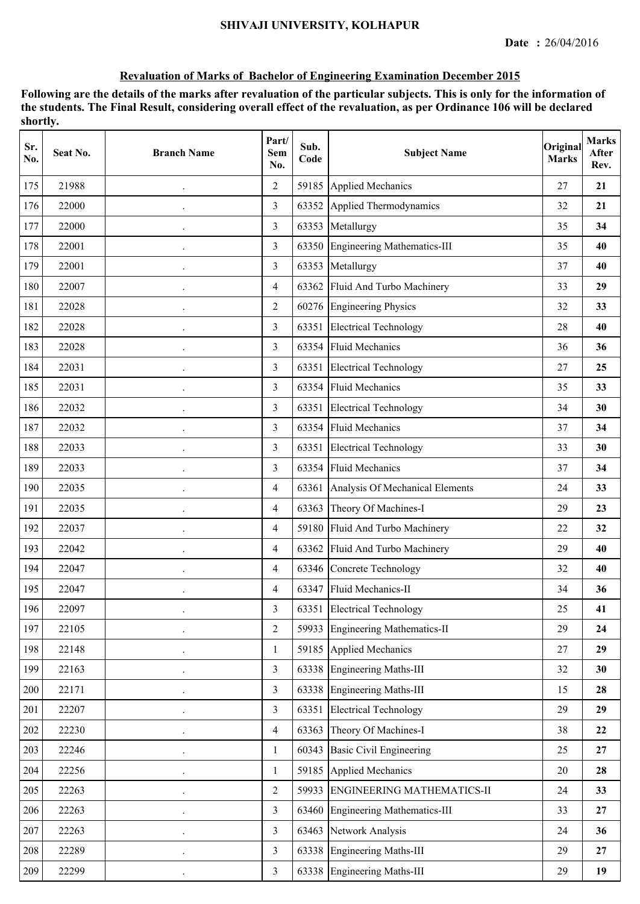SHIVAJI UNIVERSITY, KOLHAPUR

**Date :** 26/04/2016

## Revaluation of Marks of Bachelor of Engineering Examination December 2015

**Following are the details of the marks after revaluation of the particular subjects. This is only for the information of the students. The Final Result, considering overall effect of the revaluation, as per Ordinance 106 will be declared shortly.**

| Sr. No. | Seat No. | Branch Name | Part/ Sem No. | Sub. Code | Subject Name | Original Marks | Marks After Rev. |
|---|---|---|---|---|---|---|---|
| 175 | 21988 | . | 2 | 59185 | Applied Mechanics | 27 | **21** |
| 176 | 22000 | . | 3 | 63352 | Applied Thermodynamics | 32 | **21** |
| 177 | 22000 | . | 3 | 63353 | Metallurgy | 35 | **34** |
| 178 | 22001 | . | 3 | 63350 | Engineering Mathematics-III | 35 | **40** |
| 179 | 22001 | . | 3 | 63353 | Metallurgy | 37 | **40** |
| 180 | 22007 | . | 4 | 63362 | Fluid And Turbo Machinery | 33 | **29** |
| 181 | 22028 | . | 2 | 60276 | Engineering Physics | 32 | **33** |
| 182 | 22028 | . | 3 | 63351 | Electrical Technology | 28 | **40** |
| 183 | 22028 | . | 3 | 63354 | Fluid Mechanics | 36 | **36** |
| 184 | 22031 | . | 3 | 63351 | Electrical Technology | 27 | **25** |
| 185 | 22031 | . | 3 | 63354 | Fluid Mechanics | 35 | **33** |
| 186 | 22032 | . | 3 | 63351 | Electrical Technology | 34 | **30** |
| 187 | 22032 | . | 3 | 63354 | Fluid Mechanics | 37 | **34** |
| 188 | 22033 | . | 3 | 63351 | Electrical Technology | 33 | **30** |
| 189 | 22033 | . | 3 | 63354 | Fluid Mechanics | 37 | **34** |
| 190 | 22035 | . | 4 | 63361 | Analysis Of Mechanical Elements | 24 | **33** |
| 191 | 22035 | . | 4 | 63363 | Theory Of Machines-I | 29 | **23** |
| 192 | 22037 | . | 4 | 59180 | Fluid And Turbo Machinery | 22 | **32** |
| 193 | 22042 | . | 4 | 63362 | Fluid And Turbo Machinery | 29 | **40** |
| 194 | 22047 | . | 4 | 63346 | Concrete Technology | 32 | **40** |
| 195 | 22047 | . | 4 | 63347 | Fluid Mechanics-II | 34 | **36** |
| 196 | 22097 | . | 3 | 63351 | Electrical Technology | 25 | **41** |
| 197 | 22105 | . | 2 | 59933 | Engineering Mathematics-II | 29 | **24** |
| 198 | 22148 | . | 1 | 59185 | Applied Mechanics | 27 | **29** |
| 199 | 22163 | . | 3 | 63338 | Engineering Maths-III | 32 | **30** |
| 200 | 22171 | . | 3 | 63338 | Engineering Maths-III | 15 | **28** |
| 201 | 22207 | . | 3 | 63351 | Electrical Technology | 29 | **29** |
| 202 | 22230 | . | 4 | 63363 | Theory Of Machines-I | 38 | **22** |
| 203 | 22246 | . | 1 | 60343 | Basic Civil Engineering | 25 | **27** |
| 204 | 22256 | . | 1 | 59185 | Applied Mechanics | 20 | **28** |
| 205 | 22263 | . | 2 | 59933 | ENGINEERING MATHEMATICS-II | 24 | **33** |
| 206 | 22263 | . | 3 | 63460 | Engineering Mathematics-III | 33 | **27** |
| 207 | 22263 | . | 3 | 63463 | Network Analysis | 24 | **36** |
| 208 | 22289 | . | 3 | 63338 | Engineering Maths-III | 29 | **27** |
| 209 | 22299 | . | 3 | 63338 | Engineering Maths-III | 29 | **19** |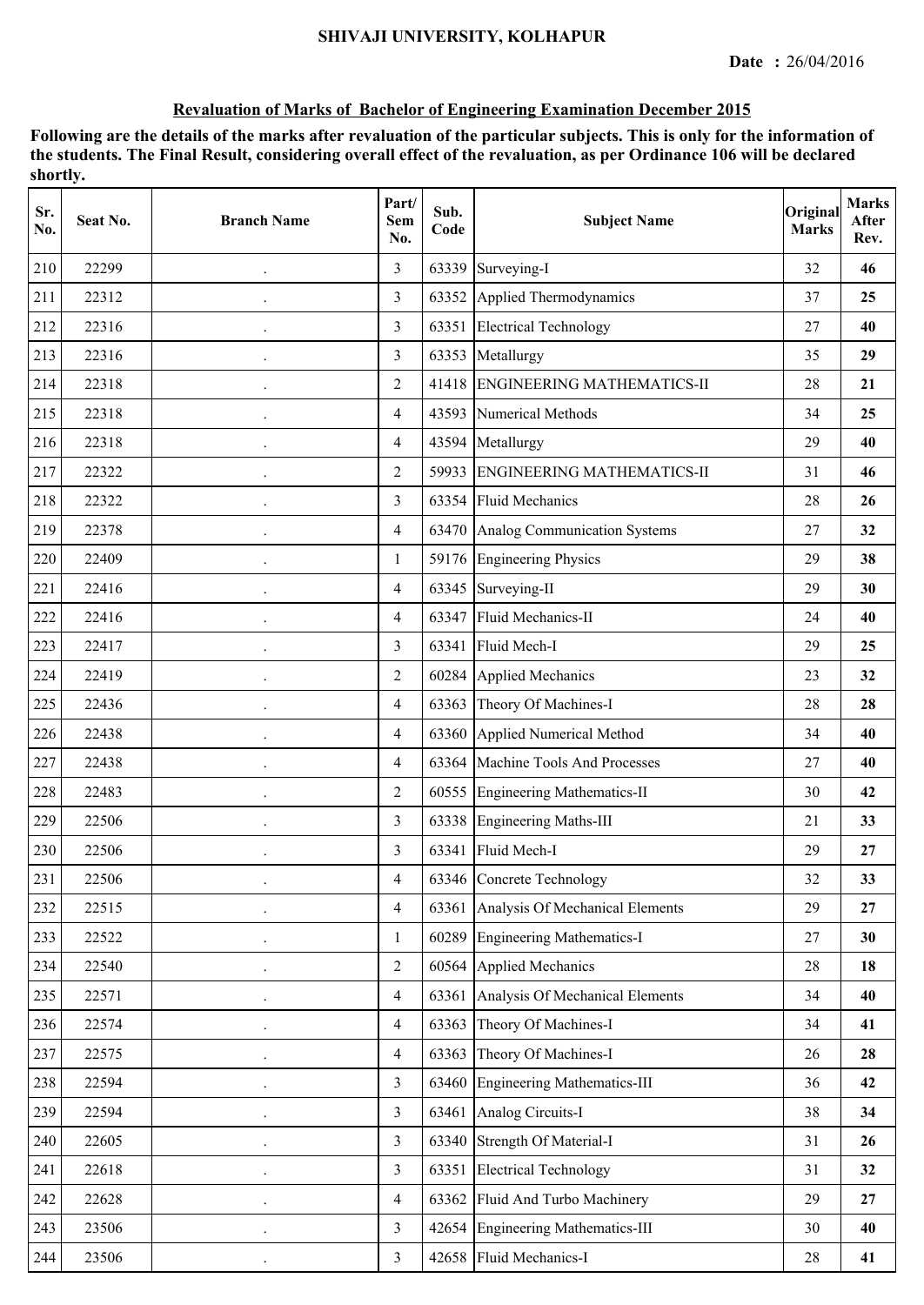**SHIVAJI UNIVERSITY, KOLHAPUR**

**Date : 26/04/2016**

## Revaluation of Marks of Bachelor of Engineering Examination December 2015

**Following are the details of the marks after revaluation of the particular subjects. This is only for the information of the students. The Final Result, considering overall effect of the revaluation, as per Ordinance 106 will be declared shortly.**

| Sr. No. | Seat No. | Branch Name | Part/ Sem No. | Sub. Code | Subject Name | Original Marks | Marks After Rev. |
|---|---|---|---|---|---|---|---|
| 210 | 22299 | . | 3 | 63339 | Surveying-I | 32 | **46** |
| 211 | 22312 | . | 3 | 63352 | Applied Thermodynamics | 37 | **25** |
| 212 | 22316 | . | 3 | 63351 | Electrical Technology | 27 | **40** |
| 213 | 22316 | . | 3 | 63353 | Metallurgy | 35 | **29** |
| 214 | 22318 | . | 2 | 41418 | ENGINEERING MATHEMATICS-II | 28 | **21** |
| 215 | 22318 | . | 4 | 43593 | Numerical Methods | 34 | **25** |
| 216 | 22318 | . | 4 | 43594 | Metallurgy | 29 | **40** |
| 217 | 22322 | . | 2 | 59933 | ENGINEERING MATHEMATICS-II | 31 | **46** |
| 218 | 22322 | . | 3 | 63354 | Fluid Mechanics | 28 | **26** |
| 219 | 22378 | . | 4 | 63470 | Analog Communication Systems | 27 | **32** |
| 220 | 22409 | . | 1 | 59176 | Engineering Physics | 29 | **38** |
| 221 | 22416 | . | 4 | 63345 | Surveying-II | 29 | **30** |
| 222 | 22416 | . | 4 | 63347 | Fluid Mechanics-II | 24 | **40** |
| 223 | 22417 | . | 3 | 63341 | Fluid Mech-I | 29 | **25** |
| 224 | 22419 | . | 2 | 60284 | Applied Mechanics | 23 | **32** |
| 225 | 22436 | . | 4 | 63363 | Theory Of Machines-I | 28 | **28** |
| 226 | 22438 | . | 4 | 63360 | Applied Numerical Method | 34 | **40** |
| 227 | 22438 | . | 4 | 63364 | Machine Tools And Processes | 27 | **40** |
| 228 | 22483 | . | 2 | 60555 | Engineering Mathematics-II | 30 | **42** |
| 229 | 22506 | . | 3 | 63338 | Engineering Maths-III | 21 | **33** |
| 230 | 22506 | . | 3 | 63341 | Fluid Mech-I | 29 | **27** |
| 231 | 22506 | . | 4 | 63346 | Concrete Technology | 32 | **33** |
| 232 | 22515 | . | 4 | 63361 | Analysis Of Mechanical Elements | 29 | **27** |
| 233 | 22522 | . | 1 | 60289 | Engineering Mathematics-I | 27 | **30** |
| 234 | 22540 | . | 2 | 60564 | Applied Mechanics | 28 | **18** |
| 235 | 22571 | . | 4 | 63361 | Analysis Of Mechanical Elements | 34 | **40** |
| 236 | 22574 | . | 4 | 63363 | Theory Of Machines-I | 34 | **41** |
| 237 | 22575 | . | 4 | 63363 | Theory Of Machines-I | 26 | **28** |
| 238 | 22594 | . | 3 | 63460 | Engineering Mathematics-III | 36 | **42** |
| 239 | 22594 | . | 3 | 63461 | Analog Circuits-I | 38 | **34** |
| 240 | 22605 | . | 3 | 63340 | Strength Of Material-I | 31 | **26** |
| 241 | 22618 | . | 3 | 63351 | Electrical Technology | 31 | **32** |
| 242 | 22628 | . | 4 | 63362 | Fluid And Turbo Machinery | 29 | **27** |
| 243 | 23506 | . | 3 | 42654 | Engineering Mathematics-III | 30 | **40** |
| 244 | 23506 | . | 3 | 42658 | Fluid Mechanics-I | 28 | **41** |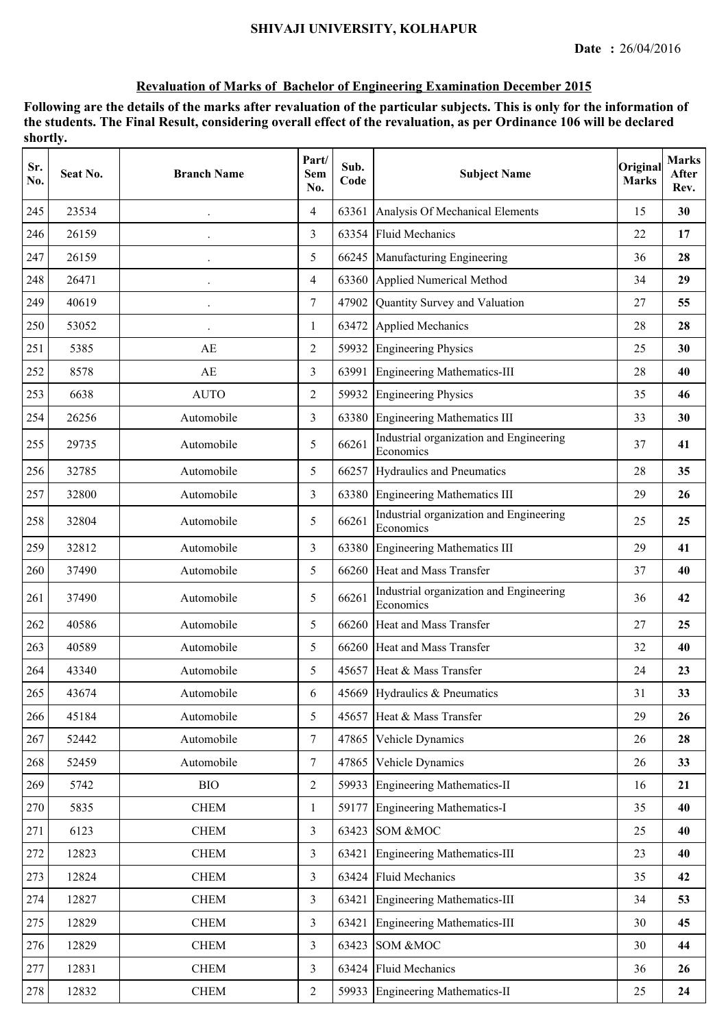SHIVAJI UNIVERSITY, KOLHAPUR

**Date : 26/04/2016**

## Revaluation of Marks of Bachelor of Engineering Examination December 2015

**Following are the details of the marks after revaluation of the particular subjects. This is only for the information of the students. The Final Result, considering overall effect of the revaluation, as per Ordinance 106 will be declared shortly.**

| Sr. No. | Seat No. | Branch Name | Part/ Sem No. | Sub. Code | Subject Name | Original Marks | Marks After Rev. |
|---|---|---|---|---|---|---|---|
| 245 | 23534 | . | 4 | 63361 | Analysis Of Mechanical Elements | 15 | **30** |
| 246 | 26159 | . | 3 | 63354 | Fluid Mechanics | 22 | **17** |
| 247 | 26159 | . | 5 | 66245 | Manufacturing Engineering | 36 | **28** |
| 248 | 26471 | . | 4 | 63360 | Applied Numerical Method | 34 | **29** |
| 249 | 40619 | . | 7 | 47902 | Quantity Survey and Valuation | 27 | **55** |
| 250 | 53052 | . | 1 | 63472 | Applied Mechanics | 28 | **28** |
| 251 | 5385 | AE | 2 | 59932 | Engineering Physics | 25 | **30** |
| 252 | 8578 | AE | 3 | 63991 | Engineering Mathematics-III | 28 | **40** |
| 253 | 6638 | AUTO | 2 | 59932 | Engineering Physics | 35 | **46** |
| 254 | 26256 | Automobile | 3 | 63380 | Engineering Mathematics III | 33 | **30** |
| 255 | 29735 | Automobile | 5 | 66261 | Industrial organization and Engineering Economics | 37 | **41** |
| 256 | 32785 | Automobile | 5 | 66257 | Hydraulics and Pneumatics | 28 | **35** |
| 257 | 32800 | Automobile | 3 | 63380 | Engineering Mathematics III | 29 | **26** |
| 258 | 32804 | Automobile | 5 | 66261 | Industrial organization and Engineering Economics | 25 | **25** |
| 259 | 32812 | Automobile | 3 | 63380 | Engineering Mathematics III | 29 | **41** |
| 260 | 37490 | Automobile | 5 | 66260 | Heat and Mass Transfer | 37 | **40** |
| 261 | 37490 | Automobile | 5 | 66261 | Industrial organization and Engineering Economics | 36 | **42** |
| 262 | 40586 | Automobile | 5 | 66260 | Heat and Mass Transfer | 27 | **25** |
| 263 | 40589 | Automobile | 5 | 66260 | Heat and Mass Transfer | 32 | **40** |
| 264 | 43340 | Automobile | 5 | 45657 | Heat & Mass Transfer | 24 | **23** |
| 265 | 43674 | Automobile | 6 | 45669 | Hydraulics & Pneumatics | 31 | **33** |
| 266 | 45184 | Automobile | 5 | 45657 | Heat & Mass Transfer | 29 | **26** |
| 267 | 52442 | Automobile | 7 | 47865 | Vehicle Dynamics | 26 | **28** |
| 268 | 52459 | Automobile | 7 | 47865 | Vehicle Dynamics | 26 | **33** |
| 269 | 5742 | BIO | 2 | 59933 | Engineering Mathematics-II | 16 | **21** |
| 270 | 5835 | CHEM | 1 | 59177 | Engineering Mathematics-I | 35 | **40** |
| 271 | 6123 | CHEM | 3 | 63423 | SOM &MOC | 25 | **40** |
| 272 | 12823 | CHEM | 3 | 63421 | Engineering Mathematics-III | 23 | **40** |
| 273 | 12824 | CHEM | 3 | 63424 | Fluid Mechanics | 35 | **42** |
| 274 | 12827 | CHEM | 3 | 63421 | Engineering Mathematics-III | 34 | **53** |
| 275 | 12829 | CHEM | 3 | 63421 | Engineering Mathematics-III | 30 | **45** |
| 276 | 12829 | CHEM | 3 | 63423 | SOM &MOC | 30 | **44** |
| 277 | 12831 | CHEM | 3 | 63424 | Fluid Mechanics | 36 | **26** |
| 278 | 12832 | CHEM | 2 | 59933 | Engineering Mathematics-II | 25 | **24** |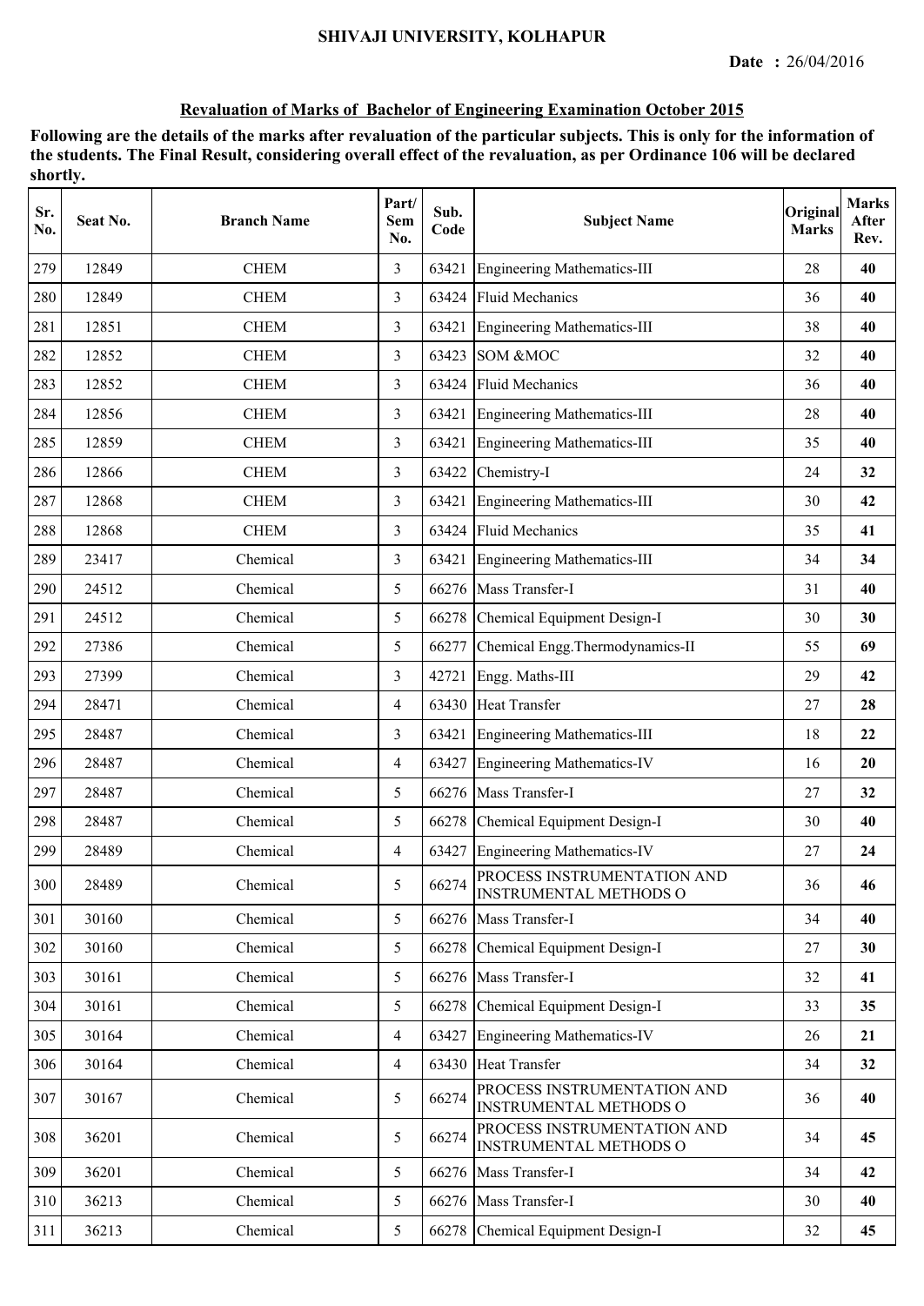SHIVAJI UNIVERSITY, KOLHAPUR

**Date :** 26/04/2016

## Revaluation of Marks of Bachelor of Engineering Examination October 2015

**Following are the details of the marks after revaluation of the particular subjects. This is only for the information of the students. The Final Result, considering overall effect of the revaluation, as per Ordinance 106 will be declared shortly.**

| Sr. No. | Seat No. | Branch Name | Part/ Sem No. | Sub. Code | Subject Name | Original Marks | Marks After Rev. |
|---|---|---|---|---|---|---|---|
| 279 | 12849 | CHEM | 3 | 63421 | Engineering Mathematics-III | 28 | **40** |
| 280 | 12849 | CHEM | 3 | 63424 | Fluid Mechanics | 36 | **40** |
| 281 | 12851 | CHEM | 3 | 63421 | Engineering Mathematics-III | 38 | **40** |
| 282 | 12852 | CHEM | 3 | 63423 | SOM &MOC | 32 | **40** |
| 283 | 12852 | CHEM | 3 | 63424 | Fluid Mechanics | 36 | **40** |
| 284 | 12856 | CHEM | 3 | 63421 | Engineering Mathematics-III | 28 | **40** |
| 285 | 12859 | CHEM | 3 | 63421 | Engineering Mathematics-III | 35 | **40** |
| 286 | 12866 | CHEM | 3 | 63422 | Chemistry-I | 24 | **32** |
| 287 | 12868 | CHEM | 3 | 63421 | Engineering Mathematics-III | 30 | **42** |
| 288 | 12868 | CHEM | 3 | 63424 | Fluid Mechanics | 35 | **41** |
| 289 | 23417 | Chemical | 3 | 63421 | Engineering Mathematics-III | 34 | **34** |
| 290 | 24512 | Chemical | 5 | 66276 | Mass Transfer-I | 31 | **40** |
| 291 | 24512 | Chemical | 5 | 66278 | Chemical Equipment Design-I | 30 | **30** |
| 292 | 27386 | Chemical | 5 | 66277 | Chemical Engg.Thermodynamics-II | 55 | **69** |
| 293 | 27399 | Chemical | 3 | 42721 | Engg. Maths-III | 29 | **42** |
| 294 | 28471 | Chemical | 4 | 63430 | Heat Transfer | 27 | **28** |
| 295 | 28487 | Chemical | 3 | 63421 | Engineering Mathematics-III | 18 | **22** |
| 296 | 28487 | Chemical | 4 | 63427 | Engineering Mathematics-IV | 16 | **20** |
| 297 | 28487 | Chemical | 5 | 66276 | Mass Transfer-I | 27 | **32** |
| 298 | 28487 | Chemical | 5 | 66278 | Chemical Equipment Design-I | 30 | **40** |
| 299 | 28489 | Chemical | 4 | 63427 | Engineering Mathematics-IV | 27 | **24** |
| 300 | 28489 | Chemical | 5 | 66274 | PROCESS INSTRUMENTATION AND INSTRUMENTAL METHODS O | 36 | **46** |
| 301 | 30160 | Chemical | 5 | 66276 | Mass Transfer-I | 34 | **40** |
| 302 | 30160 | Chemical | 5 | 66278 | Chemical Equipment Design-I | 27 | **30** |
| 303 | 30161 | Chemical | 5 | 66276 | Mass Transfer-I | 32 | **41** |
| 304 | 30161 | Chemical | 5 | 66278 | Chemical Equipment Design-I | 33 | **35** |
| 305 | 30164 | Chemical | 4 | 63427 | Engineering Mathematics-IV | 26 | **21** |
| 306 | 30164 | Chemical | 4 | 63430 | Heat Transfer | 34 | **32** |
| 307 | 30167 | Chemical | 5 | 66274 | PROCESS INSTRUMENTATION AND INSTRUMENTAL METHODS O | 36 | **40** |
| 308 | 36201 | Chemical | 5 | 66274 | PROCESS INSTRUMENTATION AND INSTRUMENTAL METHODS O | 34 | **45** |
| 309 | 36201 | Chemical | 5 | 66276 | Mass Transfer-I | 34 | **42** |
| 310 | 36213 | Chemical | 5 | 66276 | Mass Transfer-I | 30 | **40** |
| 311 | 36213 | Chemical | 5 | 66278 | Chemical Equipment Design-I | 32 | **45** |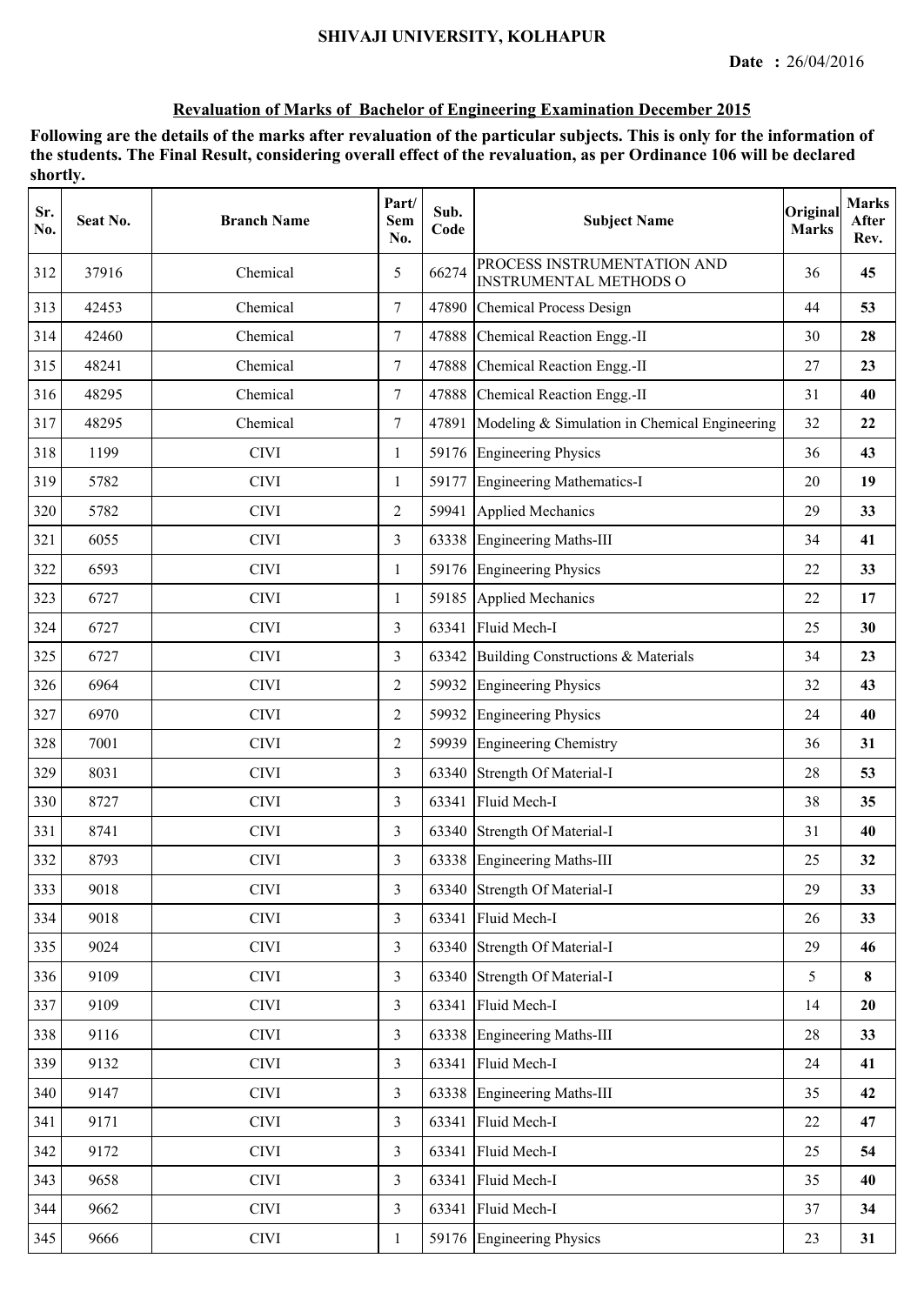**SHIVAJI UNIVERSITY, KOLHAPUR**

**Date : 26/04/2016**

## Revaluation of Marks of Bachelor of Engineering Examination December 2015

**Following are the details of the marks after revaluation of the particular subjects. This is only for the information of the students. The Final Result, considering overall effect of the revaluation, as per Ordinance 106 will be declared shortly.**

| Sr. No. | Seat No. | Branch Name | Part/ Sem No. | Sub. Code | Subject Name | Original Marks | Marks After Rev. |
|---|---|---|---|---|---|---|---|
| 312 | 37916 | Chemical | 5 | 66274 | PROCESS INSTRUMENTATION AND INSTRUMENTAL METHODS O | 36 | **45** |
| 313 | 42453 | Chemical | 7 | 47890 | Chemical Process Design | 44 | **53** |
| 314 | 42460 | Chemical | 7 | 47888 | Chemical Reaction Engg.-II | 30 | **28** |
| 315 | 48241 | Chemical | 7 | 47888 | Chemical Reaction Engg.-II | 27 | **23** |
| 316 | 48295 | Chemical | 7 | 47888 | Chemical Reaction Engg.-II | 31 | **40** |
| 317 | 48295 | Chemical | 7 | 47891 | Modeling & Simulation in Chemical Engineering | 32 | **22** |
| 318 | 1199 | CIVI | 1 | 59176 | Engineering Physics | 36 | **43** |
| 319 | 5782 | CIVI | 1 | 59177 | Engineering Mathematics-I | 20 | **19** |
| 320 | 5782 | CIVI | 2 | 59941 | Applied Mechanics | 29 | **33** |
| 321 | 6055 | CIVI | 3 | 63338 | Engineering Maths-III | 34 | **41** |
| 322 | 6593 | CIVI | 1 | 59176 | Engineering Physics | 22 | **33** |
| 323 | 6727 | CIVI | 1 | 59185 | Applied Mechanics | 22 | **17** |
| 324 | 6727 | CIVI | 3 | 63341 | Fluid Mech-I | 25 | **30** |
| 325 | 6727 | CIVI | 3 | 63342 | Building Constructions & Materials | 34 | **23** |
| 326 | 6964 | CIVI | 2 | 59932 | Engineering Physics | 32 | **43** |
| 327 | 6970 | CIVI | 2 | 59932 | Engineering Physics | 24 | **40** |
| 328 | 7001 | CIVI | 2 | 59939 | Engineering Chemistry | 36 | **31** |
| 329 | 8031 | CIVI | 3 | 63340 | Strength Of Material-I | 28 | **53** |
| 330 | 8727 | CIVI | 3 | 63341 | Fluid Mech-I | 38 | **35** |
| 331 | 8741 | CIVI | 3 | 63340 | Strength Of Material-I | 31 | **40** |
| 332 | 8793 | CIVI | 3 | 63338 | Engineering Maths-III | 25 | **32** |
| 333 | 9018 | CIVI | 3 | 63340 | Strength Of Material-I | 29 | **33** |
| 334 | 9018 | CIVI | 3 | 63341 | Fluid Mech-I | 26 | **33** |
| 335 | 9024 | CIVI | 3 | 63340 | Strength Of Material-I | 29 | **46** |
| 336 | 9109 | CIVI | 3 | 63340 | Strength Of Material-I | 5 | **8** |
| 337 | 9109 | CIVI | 3 | 63341 | Fluid Mech-I | 14 | **20** |
| 338 | 9116 | CIVI | 3 | 63338 | Engineering Maths-III | 28 | **33** |
| 339 | 9132 | CIVI | 3 | 63341 | Fluid Mech-I | 24 | **41** |
| 340 | 9147 | CIVI | 3 | 63338 | Engineering Maths-III | 35 | **42** |
| 341 | 9171 | CIVI | 3 | 63341 | Fluid Mech-I | 22 | **47** |
| 342 | 9172 | CIVI | 3 | 63341 | Fluid Mech-I | 25 | **54** |
| 343 | 9658 | CIVI | 3 | 63341 | Fluid Mech-I | 35 | **40** |
| 344 | 9662 | CIVI | 3 | 63341 | Fluid Mech-I | 37 | **34** |
| 345 | 9666 | CIVI | 1 | 59176 | Engineering Physics | 23 | **31** |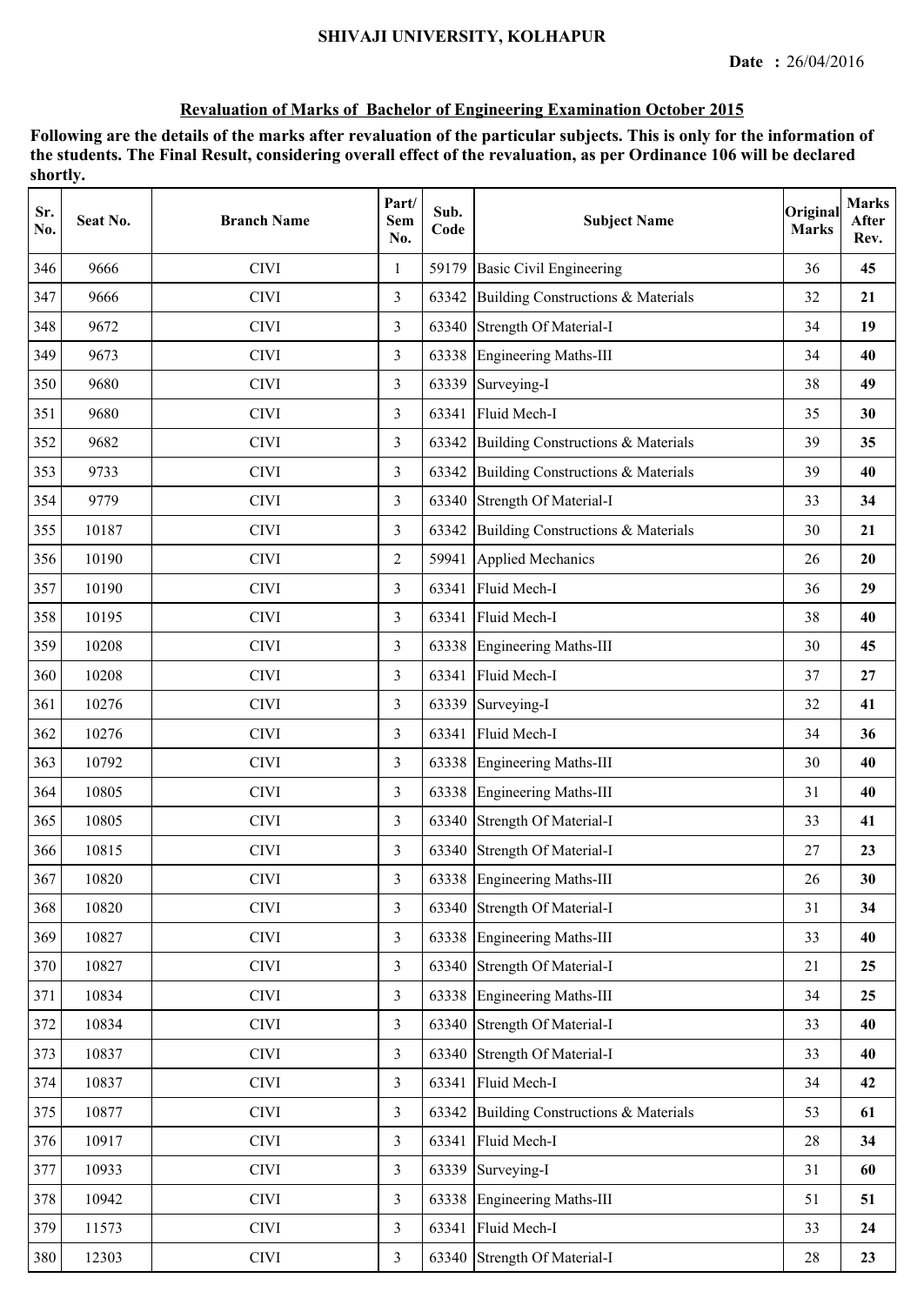# SHIVAJI UNIVERSITY, KOLHAPUR

**Date : 26/04/2016**

## Revaluation of Marks of Bachelor of Engineering Examination October 2015

**Following are the details of the marks after revaluation of the particular subjects. This is only for the information of the students. The Final Result, considering overall effect of the revaluation, as per Ordinance 106 will be declared shortly.**

| Sr. No. | Seat No. | Branch Name | Part/ Sem No. | Sub. Code | Subject Name | Original Marks | Marks After Rev. |
|---|---|---|---|---|---|---|---|
| 346 | 9666 | CIVI | 1 | 59179 | Basic Civil Engineering | 36 | **45** |
| 347 | 9666 | CIVI | 3 | 63342 | Building Constructions & Materials | 32 | **21** |
| 348 | 9672 | CIVI | 3 | 63340 | Strength Of Material-I | 34 | **19** |
| 349 | 9673 | CIVI | 3 | 63338 | Engineering Maths-III | 34 | **40** |
| 350 | 9680 | CIVI | 3 | 63339 | Surveying-I | 38 | **49** |
| 351 | 9680 | CIVI | 3 | 63341 | Fluid Mech-I | 35 | **30** |
| 352 | 9682 | CIVI | 3 | 63342 | Building Constructions & Materials | 39 | **35** |
| 353 | 9733 | CIVI | 3 | 63342 | Building Constructions & Materials | 39 | **40** |
| 354 | 9779 | CIVI | 3 | 63340 | Strength Of Material-I | 33 | **34** |
| 355 | 10187 | CIVI | 3 | 63342 | Building Constructions & Materials | 30 | **21** |
| 356 | 10190 | CIVI | 2 | 59941 | Applied Mechanics | 26 | **20** |
| 357 | 10190 | CIVI | 3 | 63341 | Fluid Mech-I | 36 | **29** |
| 358 | 10195 | CIVI | 3 | 63341 | Fluid Mech-I | 38 | **40** |
| 359 | 10208 | CIVI | 3 | 63338 | Engineering Maths-III | 30 | **45** |
| 360 | 10208 | CIVI | 3 | 63341 | Fluid Mech-I | 37 | **27** |
| 361 | 10276 | CIVI | 3 | 63339 | Surveying-I | 32 | **41** |
| 362 | 10276 | CIVI | 3 | 63341 | Fluid Mech-I | 34 | **36** |
| 363 | 10792 | CIVI | 3 | 63338 | Engineering Maths-III | 30 | **40** |
| 364 | 10805 | CIVI | 3 | 63338 | Engineering Maths-III | 31 | **40** |
| 365 | 10805 | CIVI | 3 | 63340 | Strength Of Material-I | 33 | **41** |
| 366 | 10815 | CIVI | 3 | 63340 | Strength Of Material-I | 27 | **23** |
| 367 | 10820 | CIVI | 3 | 63338 | Engineering Maths-III | 26 | **30** |
| 368 | 10820 | CIVI | 3 | 63340 | Strength Of Material-I | 31 | **34** |
| 369 | 10827 | CIVI | 3 | 63338 | Engineering Maths-III | 33 | **40** |
| 370 | 10827 | CIVI | 3 | 63340 | Strength Of Material-I | 21 | **25** |
| 371 | 10834 | CIVI | 3 | 63338 | Engineering Maths-III | 34 | **25** |
| 372 | 10834 | CIVI | 3 | 63340 | Strength Of Material-I | 33 | **40** |
| 373 | 10837 | CIVI | 3 | 63340 | Strength Of Material-I | 33 | **40** |
| 374 | 10837 | CIVI | 3 | 63341 | Fluid Mech-I | 34 | **42** |
| 375 | 10877 | CIVI | 3 | 63342 | Building Constructions & Materials | 53 | **61** |
| 376 | 10917 | CIVI | 3 | 63341 | Fluid Mech-I | 28 | **34** |
| 377 | 10933 | CIVI | 3 | 63339 | Surveying-I | 31 | **60** |
| 378 | 10942 | CIVI | 3 | 63338 | Engineering Maths-III | 51 | **51** |
| 379 | 11573 | CIVI | 3 | 63341 | Fluid Mech-I | 33 | **24** |
| 380 | 12303 | CIVI | 3 | 63340 | Strength Of Material-I | 28 | **23** |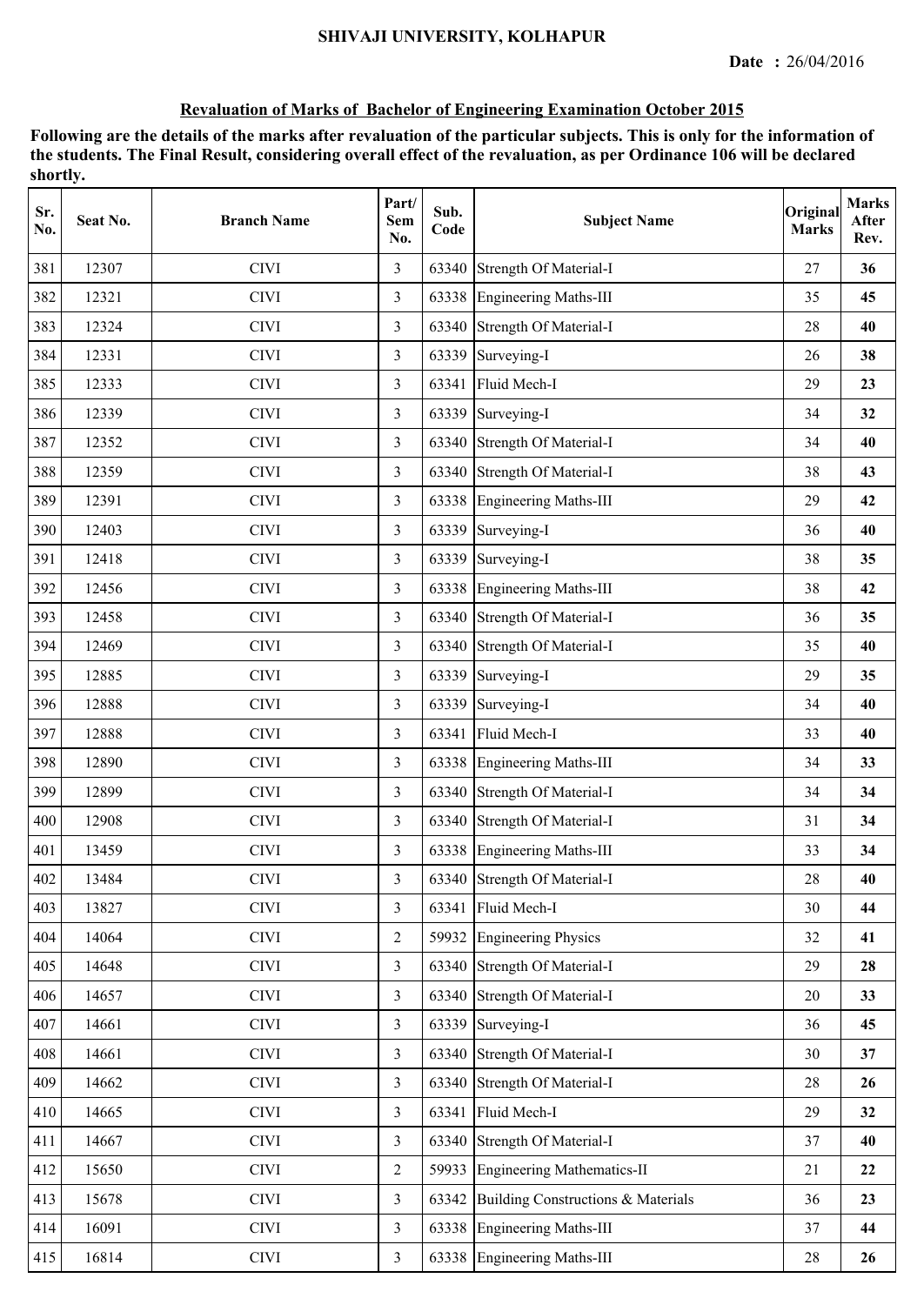# SHIVAJI UNIVERSITY, KOLHAPUR

**Date :** 26/04/2016

## Revaluation of Marks of Bachelor of Engineering Examination October 2015

**Following are the details of the marks after revaluation of the particular subjects. This is only for the information of the students. The Final Result, considering overall effect of the revaluation, as per Ordinance 106 will be declared shortly.**

| Sr. No. | Seat No. | Branch Name | Part/ Sem No. | Sub. Code | Subject Name | Original Marks | Marks After Rev. |
|---|---|---|---|---|---|---|---|
| 381 | 12307 | CIVI | 3 | 63340 | Strength Of Material-I | 27 | **36** |
| 382 | 12321 | CIVI | 3 | 63338 | Engineering Maths-III | 35 | **45** |
| 383 | 12324 | CIVI | 3 | 63340 | Strength Of Material-I | 28 | **40** |
| 384 | 12331 | CIVI | 3 | 63339 | Surveying-I | 26 | **38** |
| 385 | 12333 | CIVI | 3 | 63341 | Fluid Mech-I | 29 | **23** |
| 386 | 12339 | CIVI | 3 | 63339 | Surveying-I | 34 | **32** |
| 387 | 12352 | CIVI | 3 | 63340 | Strength Of Material-I | 34 | **40** |
| 388 | 12359 | CIVI | 3 | 63340 | Strength Of Material-I | 38 | **43** |
| 389 | 12391 | CIVI | 3 | 63338 | Engineering Maths-III | 29 | **42** |
| 390 | 12403 | CIVI | 3 | 63339 | Surveying-I | 36 | **40** |
| 391 | 12418 | CIVI | 3 | 63339 | Surveying-I | 38 | **35** |
| 392 | 12456 | CIVI | 3 | 63338 | Engineering Maths-III | 38 | **42** |
| 393 | 12458 | CIVI | 3 | 63340 | Strength Of Material-I | 36 | **35** |
| 394 | 12469 | CIVI | 3 | 63340 | Strength Of Material-I | 35 | **40** |
| 395 | 12885 | CIVI | 3 | 63339 | Surveying-I | 29 | **35** |
| 396 | 12888 | CIVI | 3 | 63339 | Surveying-I | 34 | **40** |
| 397 | 12888 | CIVI | 3 | 63341 | Fluid Mech-I | 33 | **40** |
| 398 | 12890 | CIVI | 3 | 63338 | Engineering Maths-III | 34 | **33** |
| 399 | 12899 | CIVI | 3 | 63340 | Strength Of Material-I | 34 | **34** |
| 400 | 12908 | CIVI | 3 | 63340 | Strength Of Material-I | 31 | **34** |
| 401 | 13459 | CIVI | 3 | 63338 | Engineering Maths-III | 33 | **34** |
| 402 | 13484 | CIVI | 3 | 63340 | Strength Of Material-I | 28 | **40** |
| 403 | 13827 | CIVI | 3 | 63341 | Fluid Mech-I | 30 | **44** |
| 404 | 14064 | CIVI | 2 | 59932 | Engineering Physics | 32 | **41** |
| 405 | 14648 | CIVI | 3 | 63340 | Strength Of Material-I | 29 | **28** |
| 406 | 14657 | CIVI | 3 | 63340 | Strength Of Material-I | 20 | **33** |
| 407 | 14661 | CIVI | 3 | 63339 | Surveying-I | 36 | **45** |
| 408 | 14661 | CIVI | 3 | 63340 | Strength Of Material-I | 30 | **37** |
| 409 | 14662 | CIVI | 3 | 63340 | Strength Of Material-I | 28 | **26** |
| 410 | 14665 | CIVI | 3 | 63341 | Fluid Mech-I | 29 | **32** |
| 411 | 14667 | CIVI | 3 | 63340 | Strength Of Material-I | 37 | **40** |
| 412 | 15650 | CIVI | 2 | 59933 | Engineering Mathematics-II | 21 | **22** |
| 413 | 15678 | CIVI | 3 | 63342 | Building Constructions & Materials | 36 | **23** |
| 414 | 16091 | CIVI | 3 | 63338 | Engineering Maths-III | 37 | **44** |
| 415 | 16814 | CIVI | 3 | 63338 | Engineering Maths-III | 28 | **26** |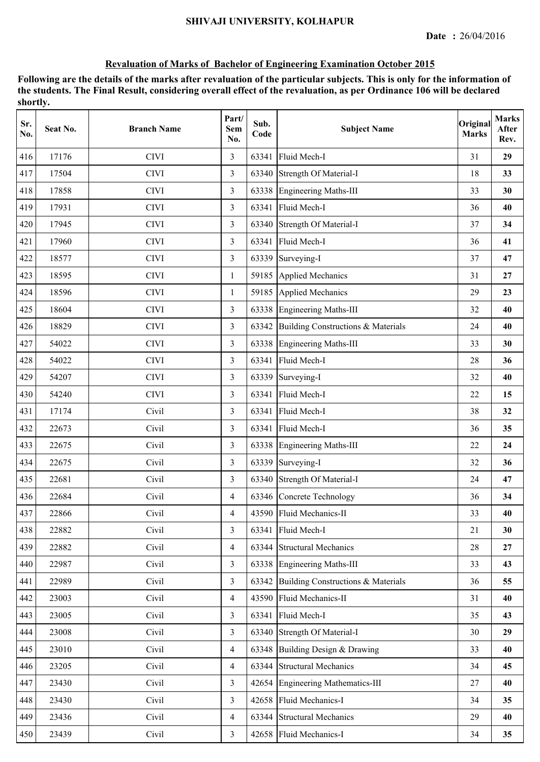# SHIVAJI UNIVERSITY, KOLHAPUR

**Date :** 26/04/2016

## Revaluation of Marks of Bachelor of Engineering Examination October 2015

**Following are the details of the marks after revaluation of the particular subjects. This is only for the information of the students. The Final Result, considering overall effect of the revaluation, as per Ordinance 106 will be declared shortly.**

| Sr. No. | Seat No. | Branch Name | Part/ Sem No. | Sub. Code | Subject Name | Original Marks | Marks After Rev. |
|---|---|---|---|---|---|---|---|
| 416 | 17176 | CIVI | 3 | 63341 | Fluid Mech-I | 31 | **29** |
| 417 | 17504 | CIVI | 3 | 63340 | Strength Of Material-I | 18 | **33** |
| 418 | 17858 | CIVI | 3 | 63338 | Engineering Maths-III | 33 | **30** |
| 419 | 17931 | CIVI | 3 | 63341 | Fluid Mech-I | 36 | **40** |
| 420 | 17945 | CIVI | 3 | 63340 | Strength Of Material-I | 37 | **34** |
| 421 | 17960 | CIVI | 3 | 63341 | Fluid Mech-I | 36 | **41** |
| 422 | 18577 | CIVI | 3 | 63339 | Surveying-I | 37 | **47** |
| 423 | 18595 | CIVI | 1 | 59185 | Applied Mechanics | 31 | **27** |
| 424 | 18596 | CIVI | 1 | 59185 | Applied Mechanics | 29 | **23** |
| 425 | 18604 | CIVI | 3 | 63338 | Engineering Maths-III | 32 | **40** |
| 426 | 18829 | CIVI | 3 | 63342 | Building Constructions & Materials | 24 | **40** |
| 427 | 54022 | CIVI | 3 | 63338 | Engineering Maths-III | 33 | **30** |
| 428 | 54022 | CIVI | 3 | 63341 | Fluid Mech-I | 28 | **36** |
| 429 | 54207 | CIVI | 3 | 63339 | Surveying-I | 32 | **40** |
| 430 | 54240 | CIVI | 3 | 63341 | Fluid Mech-I | 22 | **15** |
| 431 | 17174 | Civil | 3 | 63341 | Fluid Mech-I | 38 | **32** |
| 432 | 22673 | Civil | 3 | 63341 | Fluid Mech-I | 36 | **35** |
| 433 | 22675 | Civil | 3 | 63338 | Engineering Maths-III | 22 | **24** |
| 434 | 22675 | Civil | 3 | 63339 | Surveying-I | 32 | **36** |
| 435 | 22681 | Civil | 3 | 63340 | Strength Of Material-I | 24 | **47** |
| 436 | 22684 | Civil | 4 | 63346 | Concrete Technology | 36 | **34** |
| 437 | 22866 | Civil | 4 | 43590 | Fluid Mechanics-II | 33 | **40** |
| 438 | 22882 | Civil | 3 | 63341 | Fluid Mech-I | 21 | **30** |
| 439 | 22882 | Civil | 4 | 63344 | Structural Mechanics | 28 | **27** |
| 440 | 22987 | Civil | 3 | 63338 | Engineering Maths-III | 33 | **43** |
| 441 | 22989 | Civil | 3 | 63342 | Building Constructions & Materials | 36 | **55** |
| 442 | 23003 | Civil | 4 | 43590 | Fluid Mechanics-II | 31 | **40** |
| 443 | 23005 | Civil | 3 | 63341 | Fluid Mech-I | 35 | **43** |
| 444 | 23008 | Civil | 3 | 63340 | Strength Of Material-I | 30 | **29** |
| 445 | 23010 | Civil | 4 | 63348 | Building Design & Drawing | 33 | **40** |
| 446 | 23205 | Civil | 4 | 63344 | Structural Mechanics | 34 | **45** |
| 447 | 23430 | Civil | 3 | 42654 | Engineering Mathematics-III | 27 | **40** |
| 448 | 23430 | Civil | 3 | 42658 | Fluid Mechanics-I | 34 | **35** |
| 449 | 23436 | Civil | 4 | 63344 | Structural Mechanics | 29 | **40** |
| 450 | 23439 | Civil | 3 | 42658 | Fluid Mechanics-I | 34 | **35** |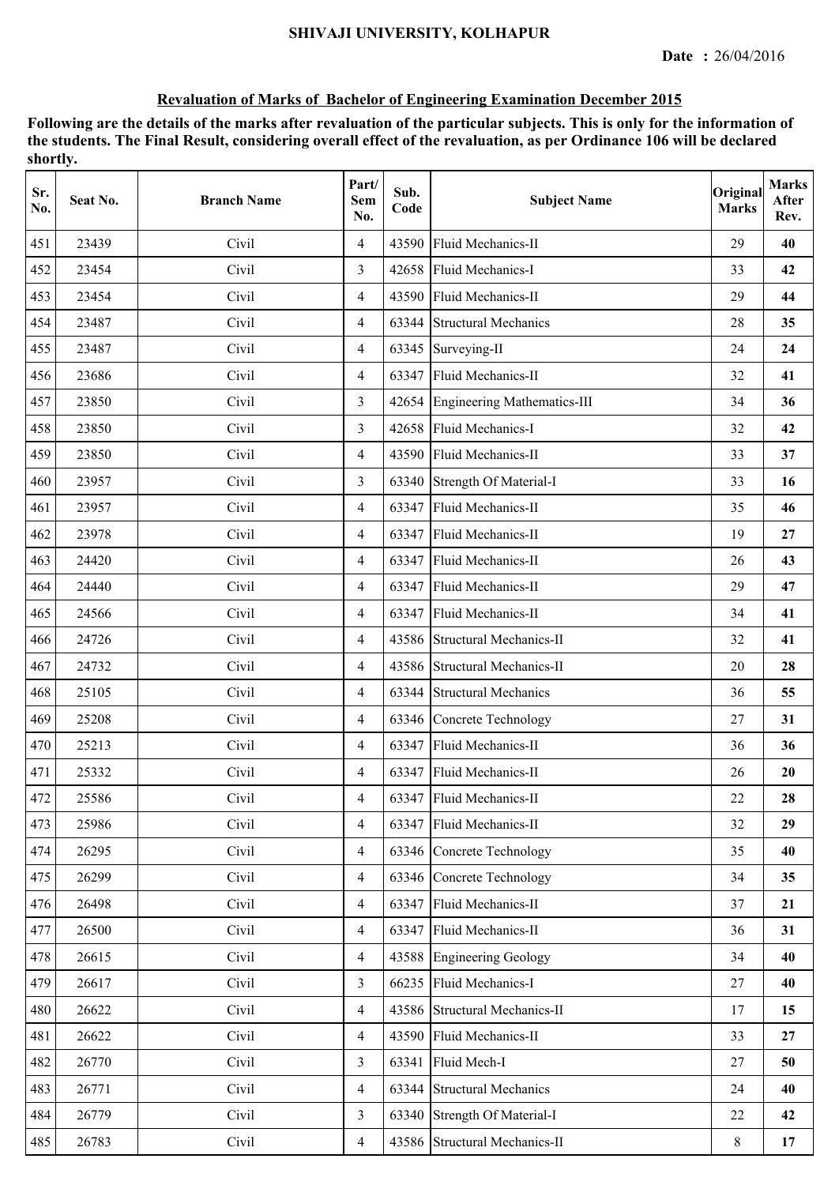SHIVAJI UNIVERSITY, KOLHAPUR

**Date :** 26/04/2016

**Revaluation of Marks of Bachelor of Engineering Examination December 2015**

**Following are the details of the marks after revaluation of the particular subjects. This is only for the information of the students. The Final Result, considering overall effect of the revaluation, as per Ordinance 106 will be declared shortly.**

| Sr. No. | Seat No. | Branch Name | Part/ Sem No. | Sub. Code | Subject Name | Original Marks | Marks After Rev. |
|---|---|---|---|---|---|---|---|
| 451 | 23439 | Civil | 4 | 43590 | Fluid Mechanics-II | 29 | **40** |
| 452 | 23454 | Civil | 3 | 42658 | Fluid Mechanics-I | 33 | **42** |
| 453 | 23454 | Civil | 4 | 43590 | Fluid Mechanics-II | 29 | **44** |
| 454 | 23487 | Civil | 4 | 63344 | Structural Mechanics | 28 | **35** |
| 455 | 23487 | Civil | 4 | 63345 | Surveying-II | 24 | **24** |
| 456 | 23686 | Civil | 4 | 63347 | Fluid Mechanics-II | 32 | **41** |
| 457 | 23850 | Civil | 3 | 42654 | Engineering Mathematics-III | 34 | **36** |
| 458 | 23850 | Civil | 3 | 42658 | Fluid Mechanics-I | 32 | **42** |
| 459 | 23850 | Civil | 4 | 43590 | Fluid Mechanics-II | 33 | **37** |
| 460 | 23957 | Civil | 3 | 63340 | Strength Of Material-I | 33 | **16** |
| 461 | 23957 | Civil | 4 | 63347 | Fluid Mechanics-II | 35 | **46** |
| 462 | 23978 | Civil | 4 | 63347 | Fluid Mechanics-II | 19 | **27** |
| 463 | 24420 | Civil | 4 | 63347 | Fluid Mechanics-II | 26 | **43** |
| 464 | 24440 | Civil | 4 | 63347 | Fluid Mechanics-II | 29 | **47** |
| 465 | 24566 | Civil | 4 | 63347 | Fluid Mechanics-II | 34 | **41** |
| 466 | 24726 | Civil | 4 | 43586 | Structural Mechanics-II | 32 | **41** |
| 467 | 24732 | Civil | 4 | 43586 | Structural Mechanics-II | 20 | **28** |
| 468 | 25105 | Civil | 4 | 63344 | Structural Mechanics | 36 | **55** |
| 469 | 25208 | Civil | 4 | 63346 | Concrete Technology | 27 | **31** |
| 470 | 25213 | Civil | 4 | 63347 | Fluid Mechanics-II | 36 | **36** |
| 471 | 25332 | Civil | 4 | 63347 | Fluid Mechanics-II | 26 | **20** |
| 472 | 25586 | Civil | 4 | 63347 | Fluid Mechanics-II | 22 | **28** |
| 473 | 25986 | Civil | 4 | 63347 | Fluid Mechanics-II | 32 | **29** |
| 474 | 26295 | Civil | 4 | 63346 | Concrete Technology | 35 | **40** |
| 475 | 26299 | Civil | 4 | 63346 | Concrete Technology | 34 | **35** |
| 476 | 26498 | Civil | 4 | 63347 | Fluid Mechanics-II | 37 | **21** |
| 477 | 26500 | Civil | 4 | 63347 | Fluid Mechanics-II | 36 | **31** |
| 478 | 26615 | Civil | 4 | 43588 | Engineering Geology | 34 | **40** |
| 479 | 26617 | Civil | 3 | 66235 | Fluid Mechanics-I | 27 | **40** |
| 480 | 26622 | Civil | 4 | 43586 | Structural Mechanics-II | 17 | **15** |
| 481 | 26622 | Civil | 4 | 43590 | Fluid Mechanics-II | 33 | **27** |
| 482 | 26770 | Civil | 3 | 63341 | Fluid Mech-I | 27 | **50** |
| 483 | 26771 | Civil | 4 | 63344 | Structural Mechanics | 24 | **40** |
| 484 | 26779 | Civil | 3 | 63340 | Strength Of Material-I | 22 | **42** |
| 485 | 26783 | Civil | 4 | 43586 | Structural Mechanics-II | 8 | **17** |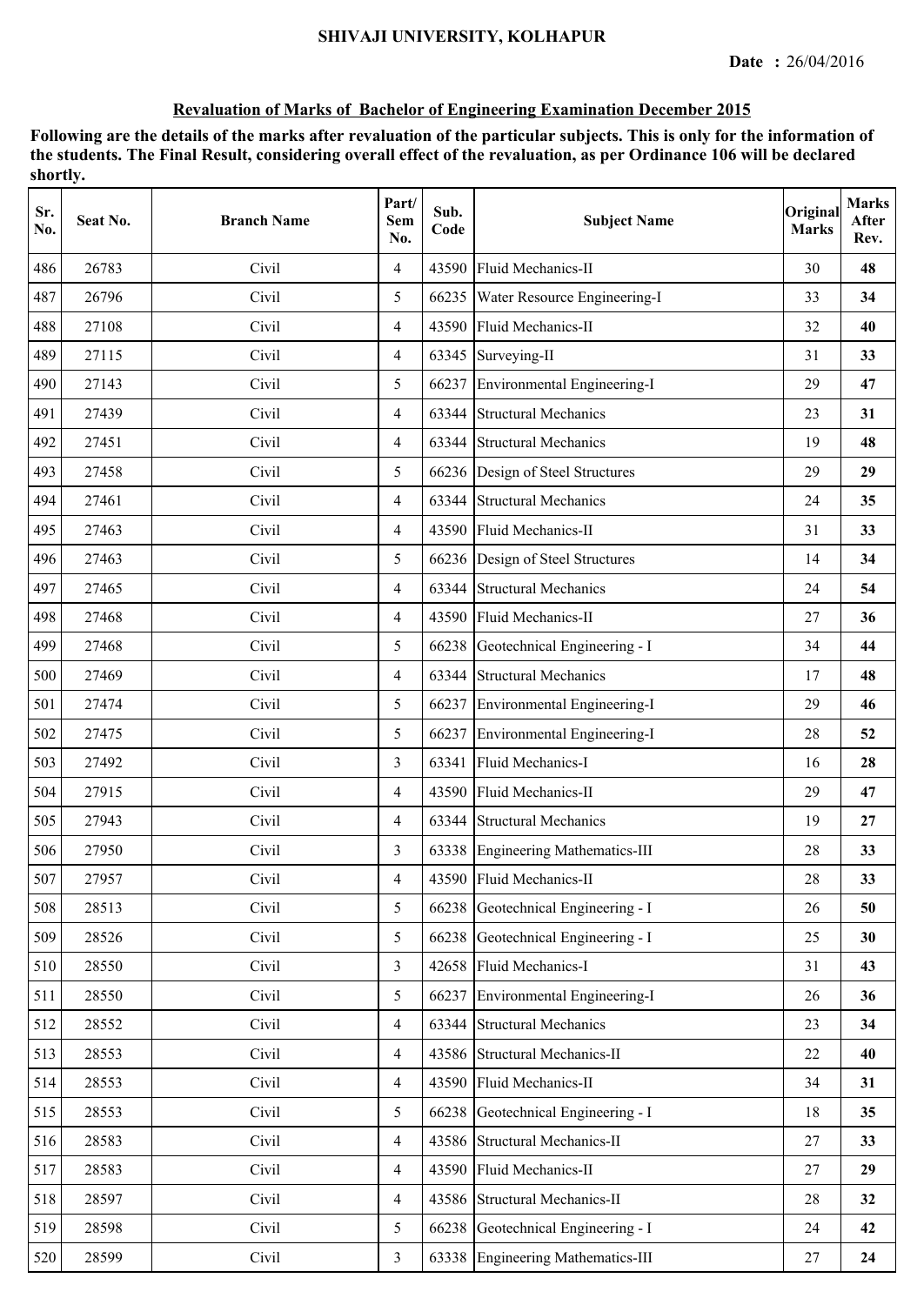SHIVAJI UNIVERSITY, KOLHAPUR

**Date :** 26/04/2016

## Revaluation of Marks of Bachelor of Engineering Examination December 2015

**Following are the details of the marks after revaluation of the particular subjects. This is only for the information of the students. The Final Result, considering overall effect of the revaluation, as per Ordinance 106 will be declared shortly.**

| Sr. No. | Seat No. | Branch Name | Part/ Sem No. | Sub. Code | Subject Name | Original Marks | Marks After Rev. |
|---|---|---|---|---|---|---|---|
| 486 | 26783 | Civil | 4 | 43590 | Fluid Mechanics-II | 30 | **48** |
| 487 | 26796 | Civil | 5 | 66235 | Water Resource Engineering-I | 33 | **34** |
| 488 | 27108 | Civil | 4 | 43590 | Fluid Mechanics-II | 32 | **40** |
| 489 | 27115 | Civil | 4 | 63345 | Surveying-II | 31 | **33** |
| 490 | 27143 | Civil | 5 | 66237 | Environmental Engineering-I | 29 | **47** |
| 491 | 27439 | Civil | 4 | 63344 | Structural Mechanics | 23 | **31** |
| 492 | 27451 | Civil | 4 | 63344 | Structural Mechanics | 19 | **48** |
| 493 | 27458 | Civil | 5 | 66236 | Design of Steel Structures | 29 | **29** |
| 494 | 27461 | Civil | 4 | 63344 | Structural Mechanics | 24 | **35** |
| 495 | 27463 | Civil | 4 | 43590 | Fluid Mechanics-II | 31 | **33** |
| 496 | 27463 | Civil | 5 | 66236 | Design of Steel Structures | 14 | **34** |
| 497 | 27465 | Civil | 4 | 63344 | Structural Mechanics | 24 | **54** |
| 498 | 27468 | Civil | 4 | 43590 | Fluid Mechanics-II | 27 | **36** |
| 499 | 27468 | Civil | 5 | 66238 | Geotechnical Engineering - I | 34 | **44** |
| 500 | 27469 | Civil | 4 | 63344 | Structural Mechanics | 17 | **48** |
| 501 | 27474 | Civil | 5 | 66237 | Environmental Engineering-I | 29 | **46** |
| 502 | 27475 | Civil | 5 | 66237 | Environmental Engineering-I | 28 | **52** |
| 503 | 27492 | Civil | 3 | 63341 | Fluid Mechanics-I | 16 | **28** |
| 504 | 27915 | Civil | 4 | 43590 | Fluid Mechanics-II | 29 | **47** |
| 505 | 27943 | Civil | 4 | 63344 | Structural Mechanics | 19 | **27** |
| 506 | 27950 | Civil | 3 | 63338 | Engineering Mathematics-III | 28 | **33** |
| 507 | 27957 | Civil | 4 | 43590 | Fluid Mechanics-II | 28 | **33** |
| 508 | 28513 | Civil | 5 | 66238 | Geotechnical Engineering - I | 26 | **50** |
| 509 | 28526 | Civil | 5 | 66238 | Geotechnical Engineering - I | 25 | **30** |
| 510 | 28550 | Civil | 3 | 42658 | Fluid Mechanics-I | 31 | **43** |
| 511 | 28550 | Civil | 5 | 66237 | Environmental Engineering-I | 26 | **36** |
| 512 | 28552 | Civil | 4 | 63344 | Structural Mechanics | 23 | **34** |
| 513 | 28553 | Civil | 4 | 43586 | Structural Mechanics-II | 22 | **40** |
| 514 | 28553 | Civil | 4 | 43590 | Fluid Mechanics-II | 34 | **31** |
| 515 | 28553 | Civil | 5 | 66238 | Geotechnical Engineering - I | 18 | **35** |
| 516 | 28583 | Civil | 4 | 43586 | Structural Mechanics-II | 27 | **33** |
| 517 | 28583 | Civil | 4 | 43590 | Fluid Mechanics-II | 27 | **29** |
| 518 | 28597 | Civil | 4 | 43586 | Structural Mechanics-II | 28 | **32** |
| 519 | 28598 | Civil | 5 | 66238 | Geotechnical Engineering - I | 24 | **42** |
| 520 | 28599 | Civil | 3 | 63338 | Engineering Mathematics-III | 27 | **24** |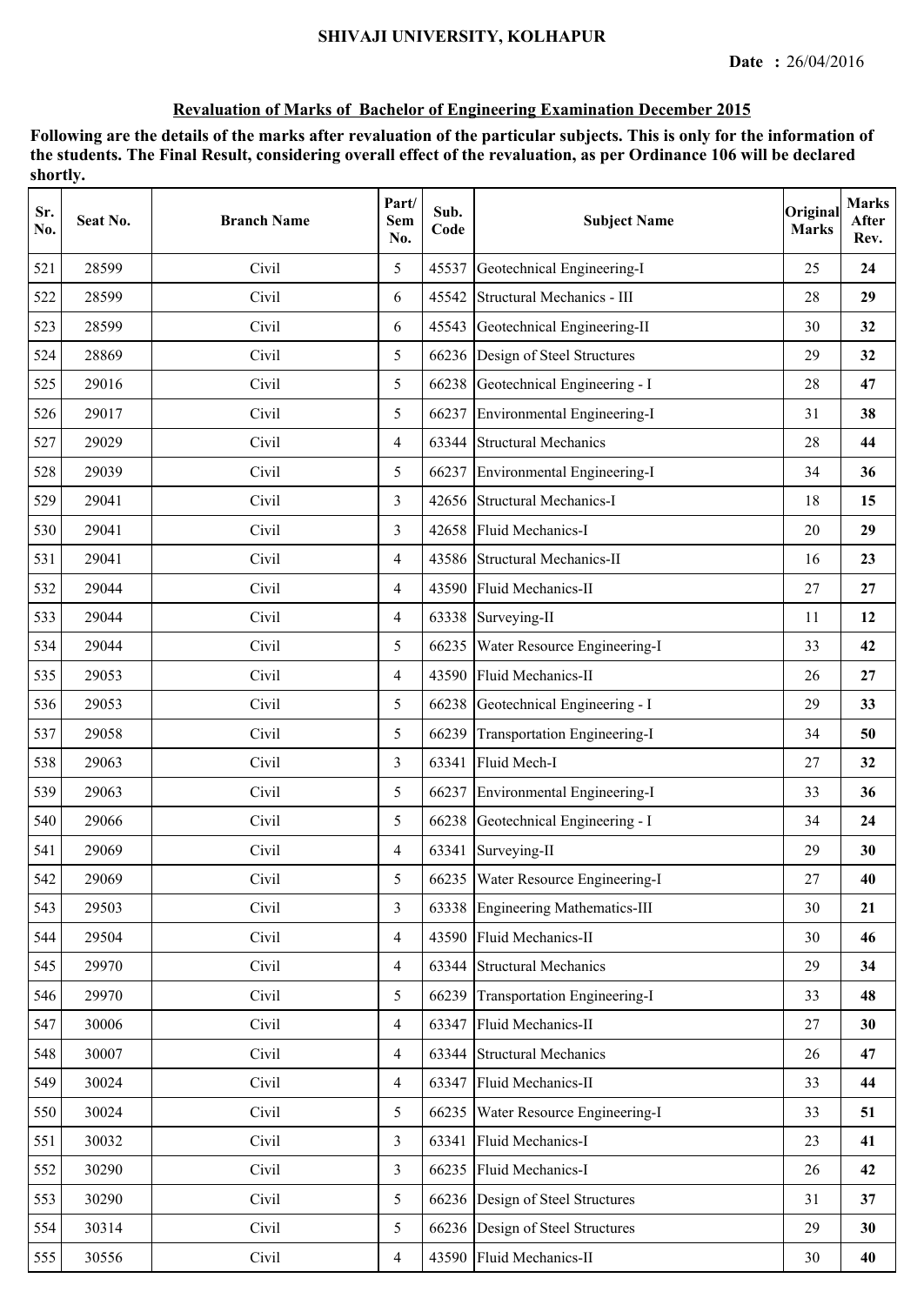SHIVAJI UNIVERSITY, KOLHAPUR

**Date :** 26/04/2016

## Revaluation of Marks of Bachelor of Engineering Examination December 2015

**Following are the details of the marks after revaluation of the particular subjects. This is only for the information of the students. The Final Result, considering overall effect of the revaluation, as per Ordinance 106 will be declared shortly.**

| Sr. No. | Seat No. | Branch Name | Part/ Sem No. | Sub. Code | Subject Name | Original Marks | Marks After Rev. |
|---|---|---|---|---|---|---|---|
| 521 | 28599 | Civil | 5 | 45537 | Geotechnical Engineering-I | 25 | **24** |
| 522 | 28599 | Civil | 6 | 45542 | Structural Mechanics - III | 28 | **29** |
| 523 | 28599 | Civil | 6 | 45543 | Geotechnical Engineering-II | 30 | **32** |
| 524 | 28869 | Civil | 5 | 66236 | Design of Steel Structures | 29 | **32** |
| 525 | 29016 | Civil | 5 | 66238 | Geotechnical Engineering - I | 28 | **47** |
| 526 | 29017 | Civil | 5 | 66237 | Environmental Engineering-I | 31 | **38** |
| 527 | 29029 | Civil | 4 | 63344 | Structural Mechanics | 28 | **44** |
| 528 | 29039 | Civil | 5 | 66237 | Environmental Engineering-I | 34 | **36** |
| 529 | 29041 | Civil | 3 | 42656 | Structural Mechanics-I | 18 | **15** |
| 530 | 29041 | Civil | 3 | 42658 | Fluid Mechanics-I | 20 | **29** |
| 531 | 29041 | Civil | 4 | 43586 | Structural Mechanics-II | 16 | **23** |
| 532 | 29044 | Civil | 4 | 43590 | Fluid Mechanics-II | 27 | **27** |
| 533 | 29044 | Civil | 4 | 63338 | Surveying-II | 11 | **12** |
| 534 | 29044 | Civil | 5 | 66235 | Water Resource Engineering-I | 33 | **42** |
| 535 | 29053 | Civil | 4 | 43590 | Fluid Mechanics-II | 26 | **27** |
| 536 | 29053 | Civil | 5 | 66238 | Geotechnical Engineering - I | 29 | **33** |
| 537 | 29058 | Civil | 5 | 66239 | Transportation Engineering-I | 34 | **50** |
| 538 | 29063 | Civil | 3 | 63341 | Fluid Mech-I | 27 | **32** |
| 539 | 29063 | Civil | 5 | 66237 | Environmental Engineering-I | 33 | **36** |
| 540 | 29066 | Civil | 5 | 66238 | Geotechnical Engineering - I | 34 | **24** |
| 541 | 29069 | Civil | 4 | 63341 | Surveying-II | 29 | **30** |
| 542 | 29069 | Civil | 5 | 66235 | Water Resource Engineering-I | 27 | **40** |
| 543 | 29503 | Civil | 3 | 63338 | Engineering Mathematics-III | 30 | **21** |
| 544 | 29504 | Civil | 4 | 43590 | Fluid Mechanics-II | 30 | **46** |
| 545 | 29970 | Civil | 4 | 63344 | Structural Mechanics | 29 | **34** |
| 546 | 29970 | Civil | 5 | 66239 | Transportation Engineering-I | 33 | **48** |
| 547 | 30006 | Civil | 4 | 63347 | Fluid Mechanics-II | 27 | **30** |
| 548 | 30007 | Civil | 4 | 63344 | Structural Mechanics | 26 | **47** |
| 549 | 30024 | Civil | 4 | 63347 | Fluid Mechanics-II | 33 | **44** |
| 550 | 30024 | Civil | 5 | 66235 | Water Resource Engineering-I | 33 | **51** |
| 551 | 30032 | Civil | 3 | 63341 | Fluid Mechanics-I | 23 | **41** |
| 552 | 30290 | Civil | 3 | 66235 | Fluid Mechanics-I | 26 | **42** |
| 553 | 30290 | Civil | 5 | 66236 | Design of Steel Structures | 31 | **37** |
| 554 | 30314 | Civil | 5 | 66236 | Design of Steel Structures | 29 | **30** |
| 555 | 30556 | Civil | 4 | 43590 | Fluid Mechanics-II | 30 | **40** |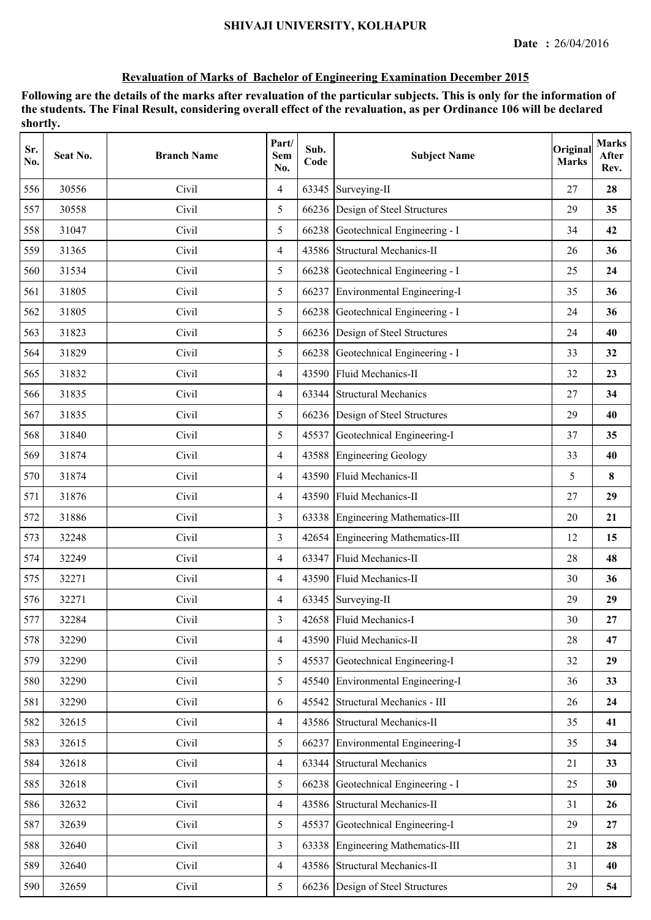**SHIVAJI UNIVERSITY, KOLHAPUR**

**Date : 26/04/2016**

## Revaluation of Marks of Bachelor of Engineering Examination December 2015

**Following are the details of the marks after revaluation of the particular subjects. This is only for the information of the students. The Final Result, considering overall effect of the revaluation, as per Ordinance 106 will be declared shortly.**

| Sr. No. | Seat No. | Branch Name | Part/ Sem No. | Sub. Code | Subject Name | Original Marks | Marks After Rev. |
|---|---|---|---|---|---|---|---|
| 556 | 30556 | Civil | 4 | 63345 | Surveying-II | 27 | **28** |
| 557 | 30558 | Civil | 5 | 66236 | Design of Steel Structures | 29 | **35** |
| 558 | 31047 | Civil | 5 | 66238 | Geotechnical Engineering - I | 34 | **42** |
| 559 | 31365 | Civil | 4 | 43586 | Structural Mechanics-II | 26 | **36** |
| 560 | 31534 | Civil | 5 | 66238 | Geotechnical Engineering - I | 25 | **24** |
| 561 | 31805 | Civil | 5 | 66237 | Environmental Engineering-I | 35 | **36** |
| 562 | 31805 | Civil | 5 | 66238 | Geotechnical Engineering - I | 24 | **36** |
| 563 | 31823 | Civil | 5 | 66236 | Design of Steel Structures | 24 | **40** |
| 564 | 31829 | Civil | 5 | 66238 | Geotechnical Engineering - I | 33 | **32** |
| 565 | 31832 | Civil | 4 | 43590 | Fluid Mechanics-II | 32 | **23** |
| 566 | 31835 | Civil | 4 | 63344 | Structural Mechanics | 27 | **34** |
| 567 | 31835 | Civil | 5 | 66236 | Design of Steel Structures | 29 | **40** |
| 568 | 31840 | Civil | 5 | 45537 | Geotechnical Engineering-I | 37 | **35** |
| 569 | 31874 | Civil | 4 | 43588 | Engineering Geology | 33 | **40** |
| 570 | 31874 | Civil | 4 | 43590 | Fluid Mechanics-II | 5 | **8** |
| 571 | 31876 | Civil | 4 | 43590 | Fluid Mechanics-II | 27 | **29** |
| 572 | 31886 | Civil | 3 | 63338 | Engineering Mathematics-III | 20 | **21** |
| 573 | 32248 | Civil | 3 | 42654 | Engineering Mathematics-III | 12 | **15** |
| 574 | 32249 | Civil | 4 | 63347 | Fluid Mechanics-II | 28 | **48** |
| 575 | 32271 | Civil | 4 | 43590 | Fluid Mechanics-II | 30 | **36** |
| 576 | 32271 | Civil | 4 | 63345 | Surveying-II | 29 | **29** |
| 577 | 32284 | Civil | 3 | 42658 | Fluid Mechanics-I | 30 | **27** |
| 578 | 32290 | Civil | 4 | 43590 | Fluid Mechanics-II | 28 | **47** |
| 579 | 32290 | Civil | 5 | 45537 | Geotechnical Engineering-I | 32 | **29** |
| 580 | 32290 | Civil | 5 | 45540 | Environmental Engineering-I | 36 | **33** |
| 581 | 32290 | Civil | 6 | 45542 | Structural Mechanics - III | 26 | **24** |
| 582 | 32615 | Civil | 4 | 43586 | Structural Mechanics-II | 35 | **41** |
| 583 | 32615 | Civil | 5 | 66237 | Environmental Engineering-I | 35 | **34** |
| 584 | 32618 | Civil | 4 | 63344 | Structural Mechanics | 21 | **33** |
| 585 | 32618 | Civil | 5 | 66238 | Geotechnical Engineering - I | 25 | **30** |
| 586 | 32632 | Civil | 4 | 43586 | Structural Mechanics-II | 31 | **26** |
| 587 | 32639 | Civil | 5 | 45537 | Geotechnical Engineering-I | 29 | **27** |
| 588 | 32640 | Civil | 3 | 63338 | Engineering Mathematics-III | 21 | **28** |
| 589 | 32640 | Civil | 4 | 43586 | Structural Mechanics-II | 31 | **40** |
| 590 | 32659 | Civil | 5 | 66236 | Design of Steel Structures | 29 | **54** |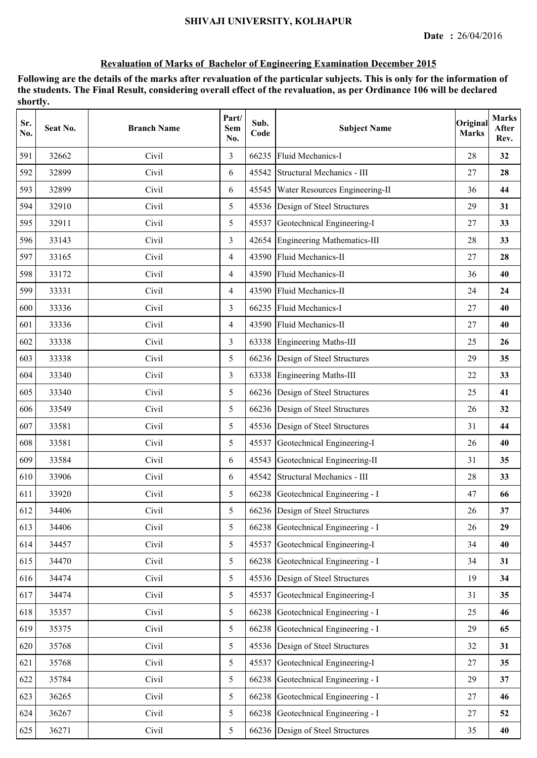SHIVAJI UNIVERSITY, KOLHAPUR

**Date :** 26/04/2016

## Revaluation of Marks of Bachelor of Engineering Examination December 2015

**Following are the details of the marks after revaluation of the particular subjects. This is only for the information of the students. The Final Result, considering overall effect of the revaluation, as per Ordinance 106 will be declared shortly.**

| Sr. No. | Seat No. | Branch Name | Part/ Sem No. | Sub. Code | Subject Name | Original Marks | Marks After Rev. |
|---|---|---|---|---|---|---|---|
| 591 | 32662 | Civil | 3 | 66235 | Fluid Mechanics-I | 28 | **32** |
| 592 | 32899 | Civil | 6 | 45542 | Structural Mechanics - III | 27 | **28** |
| 593 | 32899 | Civil | 6 | 45545 | Water Resources Engineering-II | 36 | **44** |
| 594 | 32910 | Civil | 5 | 45536 | Design of Steel Structures | 29 | **31** |
| 595 | 32911 | Civil | 5 | 45537 | Geotechnical Engineering-I | 27 | **33** |
| 596 | 33143 | Civil | 3 | 42654 | Engineering Mathematics-III | 28 | **33** |
| 597 | 33165 | Civil | 4 | 43590 | Fluid Mechanics-II | 27 | **28** |
| 598 | 33172 | Civil | 4 | 43590 | Fluid Mechanics-II | 36 | **40** |
| 599 | 33331 | Civil | 4 | 43590 | Fluid Mechanics-II | 24 | **24** |
| 600 | 33336 | Civil | 3 | 66235 | Fluid Mechanics-I | 27 | **40** |
| 601 | 33336 | Civil | 4 | 43590 | Fluid Mechanics-II | 27 | **40** |
| 602 | 33338 | Civil | 3 | 63338 | Engineering Maths-III | 25 | **26** |
| 603 | 33338 | Civil | 5 | 66236 | Design of Steel Structures | 29 | **35** |
| 604 | 33340 | Civil | 3 | 63338 | Engineering Maths-III | 22 | **33** |
| 605 | 33340 | Civil | 5 | 66236 | Design of Steel Structures | 25 | **41** |
| 606 | 33549 | Civil | 5 | 66236 | Design of Steel Structures | 26 | **32** |
| 607 | 33581 | Civil | 5 | 45536 | Design of Steel Structures | 31 | **44** |
| 608 | 33581 | Civil | 5 | 45537 | Geotechnical Engineering-I | 26 | **40** |
| 609 | 33584 | Civil | 6 | 45543 | Geotechnical Engineering-II | 31 | **35** |
| 610 | 33906 | Civil | 6 | 45542 | Structural Mechanics - III | 28 | **33** |
| 611 | 33920 | Civil | 5 | 66238 | Geotechnical Engineering - I | 47 | **66** |
| 612 | 34406 | Civil | 5 | 66236 | Design of Steel Structures | 26 | **37** |
| 613 | 34406 | Civil | 5 | 66238 | Geotechnical Engineering - I | 26 | **29** |
| 614 | 34457 | Civil | 5 | 45537 | Geotechnical Engineering-I | 34 | **40** |
| 615 | 34470 | Civil | 5 | 66238 | Geotechnical Engineering - I | 34 | **31** |
| 616 | 34474 | Civil | 5 | 45536 | Design of Steel Structures | 19 | **34** |
| 617 | 34474 | Civil | 5 | 45537 | Geotechnical Engineering-I | 31 | **35** |
| 618 | 35357 | Civil | 5 | 66238 | Geotechnical Engineering - I | 25 | **46** |
| 619 | 35375 | Civil | 5 | 66238 | Geotechnical Engineering - I | 29 | **65** |
| 620 | 35768 | Civil | 5 | 45536 | Design of Steel Structures | 32 | **31** |
| 621 | 35768 | Civil | 5 | 45537 | Geotechnical Engineering-I | 27 | **35** |
| 622 | 35784 | Civil | 5 | 66238 | Geotechnical Engineering - I | 29 | **37** |
| 623 | 36265 | Civil | 5 | 66238 | Geotechnical Engineering - I | 27 | **46** |
| 624 | 36267 | Civil | 5 | 66238 | Geotechnical Engineering - I | 27 | **52** |
| 625 | 36271 | Civil | 5 | 66236 | Design of Steel Structures | 35 | **40** |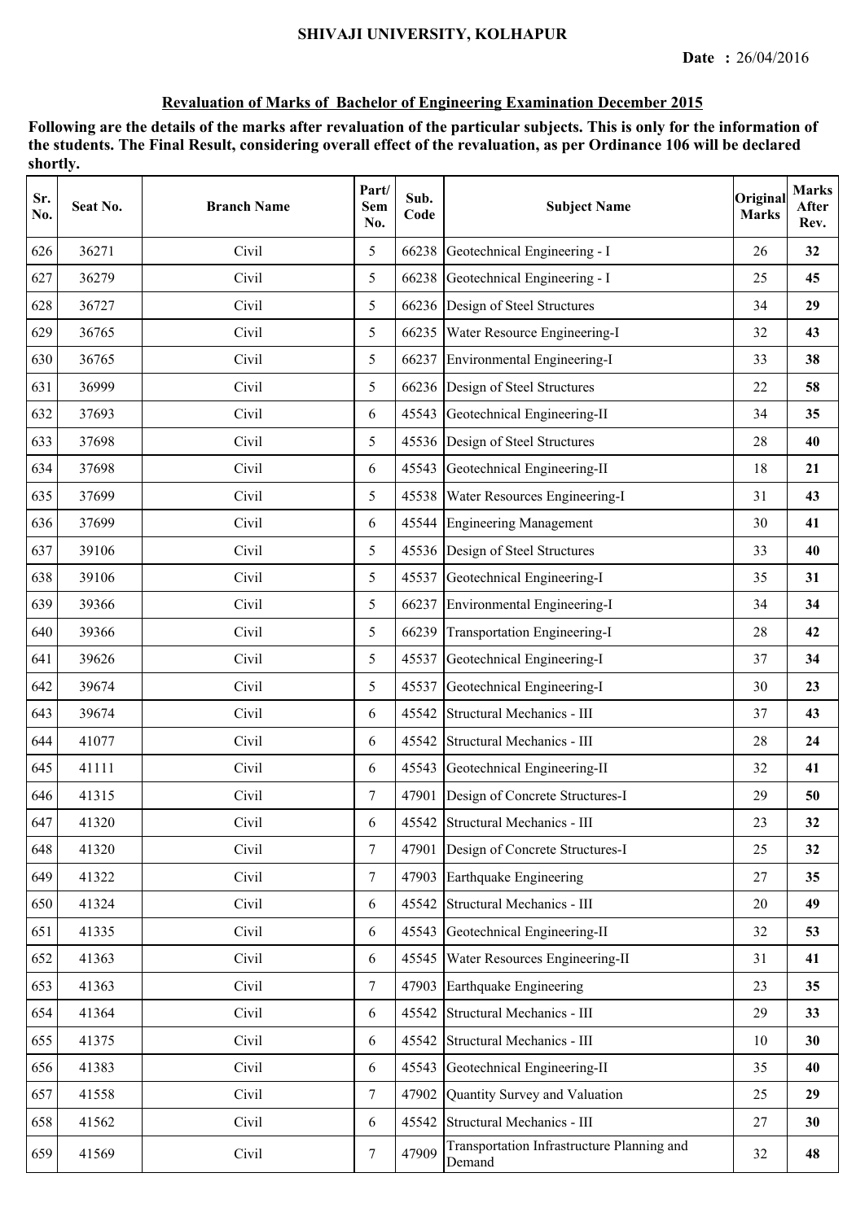SHIVAJI UNIVERSITY, KOLHAPUR

**Date :** 26/04/2016

**Revaluation of Marks of Bachelor of Engineering Examination December 2015**

**Following are the details of the marks after revaluation of the particular subjects. This is only for the information of the students. The Final Result, considering overall effect of the revaluation, as per Ordinance 106 will be declared shortly.**

| Sr. No. | Seat No. | Branch Name | Part/ Sem No. | Sub. Code | Subject Name | Original Marks | Marks After Rev. |
|---|---|---|---|---|---|---|---|
| 626 | 36271 | Civil | 5 | 66238 | Geotechnical Engineering - I | 26 | **32** |
| 627 | 36279 | Civil | 5 | 66238 | Geotechnical Engineering - I | 25 | **45** |
| 628 | 36727 | Civil | 5 | 66236 | Design of Steel Structures | 34 | **29** |
| 629 | 36765 | Civil | 5 | 66235 | Water Resource Engineering-I | 32 | **43** |
| 630 | 36765 | Civil | 5 | 66237 | Environmental Engineering-I | 33 | **38** |
| 631 | 36999 | Civil | 5 | 66236 | Design of Steel Structures | 22 | **58** |
| 632 | 37693 | Civil | 6 | 45543 | Geotechnical Engineering-II | 34 | **35** |
| 633 | 37698 | Civil | 5 | 45536 | Design of Steel Structures | 28 | **40** |
| 634 | 37698 | Civil | 6 | 45543 | Geotechnical Engineering-II | 18 | **21** |
| 635 | 37699 | Civil | 5 | 45538 | Water Resources Engineering-I | 31 | **43** |
| 636 | 37699 | Civil | 6 | 45544 | Engineering Management | 30 | **41** |
| 637 | 39106 | Civil | 5 | 45536 | Design of Steel Structures | 33 | **40** |
| 638 | 39106 | Civil | 5 | 45537 | Geotechnical Engineering-I | 35 | **31** |
| 639 | 39366 | Civil | 5 | 66237 | Environmental Engineering-I | 34 | **34** |
| 640 | 39366 | Civil | 5 | 66239 | Transportation Engineering-I | 28 | **42** |
| 641 | 39626 | Civil | 5 | 45537 | Geotechnical Engineering-I | 37 | **34** |
| 642 | 39674 | Civil | 5 | 45537 | Geotechnical Engineering-I | 30 | **23** |
| 643 | 39674 | Civil | 6 | 45542 | Structural Mechanics - III | 37 | **43** |
| 644 | 41077 | Civil | 6 | 45542 | Structural Mechanics - III | 28 | **24** |
| 645 | 41111 | Civil | 6 | 45543 | Geotechnical Engineering-II | 32 | **41** |
| 646 | 41315 | Civil | 7 | 47901 | Design of Concrete Structures-I | 29 | **50** |
| 647 | 41320 | Civil | 6 | 45542 | Structural Mechanics - III | 23 | **32** |
| 648 | 41320 | Civil | 7 | 47901 | Design of Concrete Structures-I | 25 | **32** |
| 649 | 41322 | Civil | 7 | 47903 | Earthquake Engineering | 27 | **35** |
| 650 | 41324 | Civil | 6 | 45542 | Structural Mechanics - III | 20 | **49** |
| 651 | 41335 | Civil | 6 | 45543 | Geotechnical Engineering-II | 32 | **53** |
| 652 | 41363 | Civil | 6 | 45545 | Water Resources Engineering-II | 31 | **41** |
| 653 | 41363 | Civil | 7 | 47903 | Earthquake Engineering | 23 | **35** |
| 654 | 41364 | Civil | 6 | 45542 | Structural Mechanics - III | 29 | **33** |
| 655 | 41375 | Civil | 6 | 45542 | Structural Mechanics - III | 10 | **30** |
| 656 | 41383 | Civil | 6 | 45543 | Geotechnical Engineering-II | 35 | **40** |
| 657 | 41558 | Civil | 7 | 47902 | Quantity Survey and Valuation | 25 | **29** |
| 658 | 41562 | Civil | 6 | 45542 | Structural Mechanics - III | 27 | **30** |
| 659 | 41569 | Civil | 7 | 47909 | Transportation Infrastructure Planning and Demand | 32 | **48** |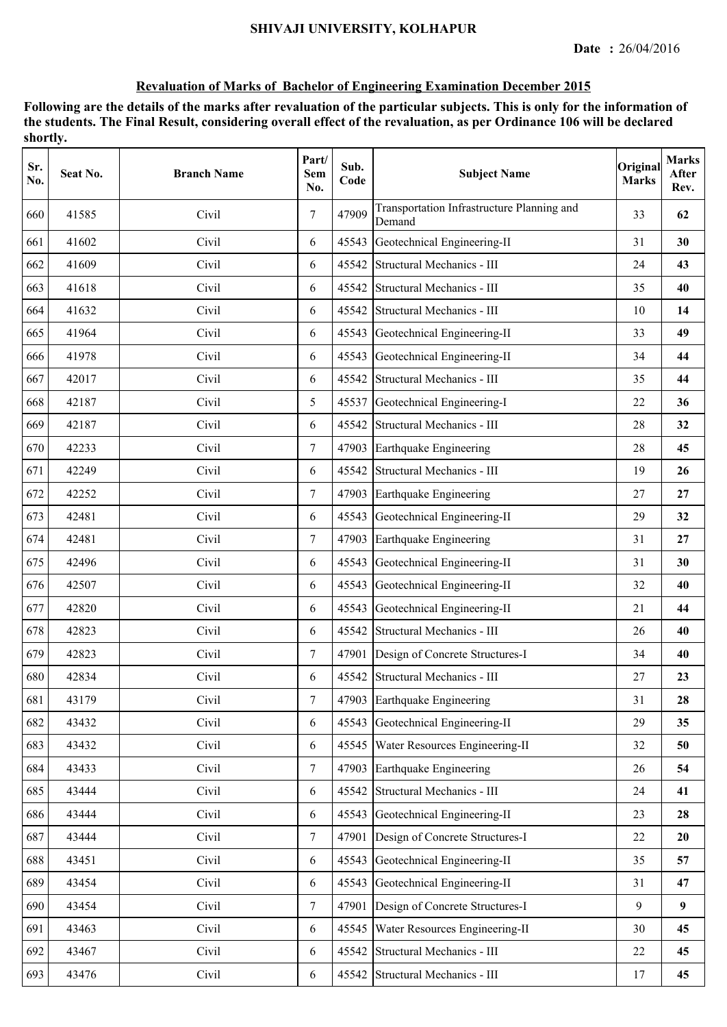SHIVAJI UNIVERSITY, KOLHAPUR

**Date : 26/04/2016**

**Revaluation of Marks of Bachelor of Engineering Examination December 2015**

**Following are the details of the marks after revaluation of the particular subjects. This is only for the information of the students. The Final Result, considering overall effect of the revaluation, as per Ordinance 106 will be declared shortly.**

| Sr. No. | Seat No. | Branch Name | Part/ Sem No. | Sub. Code | Subject Name | Original Marks | Marks After Rev. |
|---|---|---|---|---|---|---|---|
| 660 | 41585 | Civil | 7 | 47909 | Transportation Infrastructure Planning and Demand | 33 | **62** |
| 661 | 41602 | Civil | 6 | 45543 | Geotechnical Engineering-II | 31 | **30** |
| 662 | 41609 | Civil | 6 | 45542 | Structural Mechanics - III | 24 | **43** |
| 663 | 41618 | Civil | 6 | 45542 | Structural Mechanics - III | 35 | **40** |
| 664 | 41632 | Civil | 6 | 45542 | Structural Mechanics - III | 10 | **14** |
| 665 | 41964 | Civil | 6 | 45543 | Geotechnical Engineering-II | 33 | **49** |
| 666 | 41978 | Civil | 6 | 45543 | Geotechnical Engineering-II | 34 | **44** |
| 667 | 42017 | Civil | 6 | 45542 | Structural Mechanics - III | 35 | **44** |
| 668 | 42187 | Civil | 5 | 45537 | Geotechnical Engineering-I | 22 | **36** |
| 669 | 42187 | Civil | 6 | 45542 | Structural Mechanics - III | 28 | **32** |
| 670 | 42233 | Civil | 7 | 47903 | Earthquake Engineering | 28 | **45** |
| 671 | 42249 | Civil | 6 | 45542 | Structural Mechanics - III | 19 | **26** |
| 672 | 42252 | Civil | 7 | 47903 | Earthquake Engineering | 27 | **27** |
| 673 | 42481 | Civil | 6 | 45543 | Geotechnical Engineering-II | 29 | **32** |
| 674 | 42481 | Civil | 7 | 47903 | Earthquake Engineering | 31 | **27** |
| 675 | 42496 | Civil | 6 | 45543 | Geotechnical Engineering-II | 31 | **30** |
| 676 | 42507 | Civil | 6 | 45543 | Geotechnical Engineering-II | 32 | **40** |
| 677 | 42820 | Civil | 6 | 45543 | Geotechnical Engineering-II | 21 | **44** |
| 678 | 42823 | Civil | 6 | 45542 | Structural Mechanics - III | 26 | **40** |
| 679 | 42823 | Civil | 7 | 47901 | Design of Concrete Structures-I | 34 | **40** |
| 680 | 42834 | Civil | 6 | 45542 | Structural Mechanics - III | 27 | **23** |
| 681 | 43179 | Civil | 7 | 47903 | Earthquake Engineering | 31 | **28** |
| 682 | 43432 | Civil | 6 | 45543 | Geotechnical Engineering-II | 29 | **35** |
| 683 | 43432 | Civil | 6 | 45545 | Water Resources Engineering-II | 32 | **50** |
| 684 | 43433 | Civil | 7 | 47903 | Earthquake Engineering | 26 | **54** |
| 685 | 43444 | Civil | 6 | 45542 | Structural Mechanics - III | 24 | **41** |
| 686 | 43444 | Civil | 6 | 45543 | Geotechnical Engineering-II | 23 | **28** |
| 687 | 43444 | Civil | 7 | 47901 | Design of Concrete Structures-I | 22 | **20** |
| 688 | 43451 | Civil | 6 | 45543 | Geotechnical Engineering-II | 35 | **57** |
| 689 | 43454 | Civil | 6 | 45543 | Geotechnical Engineering-II | 31 | **47** |
| 690 | 43454 | Civil | 7 | 47901 | Design of Concrete Structures-I | 9 | **9** |
| 691 | 43463 | Civil | 6 | 45545 | Water Resources Engineering-II | 30 | **45** |
| 692 | 43467 | Civil | 6 | 45542 | Structural Mechanics - III | 22 | **45** |
| 693 | 43476 | Civil | 6 | 45542 | Structural Mechanics - III | 17 | **45** |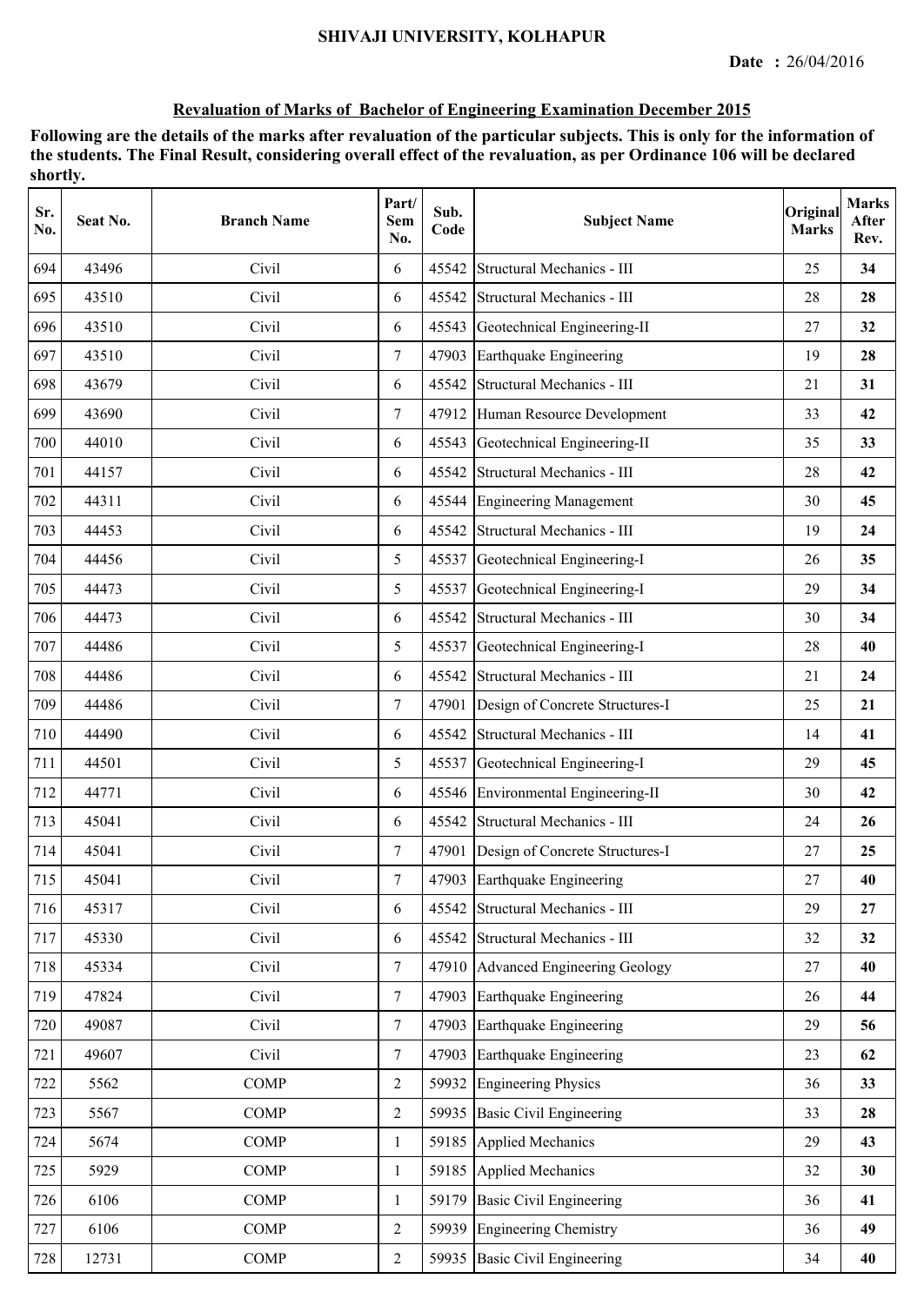SHIVAJI UNIVERSITY, KOLHAPUR

**Date :** 26/04/2016

## Revaluation of Marks of Bachelor of Engineering Examination December 2015

**Following are the details of the marks after revaluation of the particular subjects. This is only for the information of the students. The Final Result, considering overall effect of the revaluation, as per Ordinance 106 will be declared shortly.**

| Sr. No. | Seat No. | Branch Name | Part/ Sem No. | Sub. Code | Subject Name | Original Marks | Marks After Rev. |
|---|---|---|---|---|---|---|---|
| 694 | 43496 | Civil | 6 | 45542 | Structural Mechanics - III | 25 | **34** |
| 695 | 43510 | Civil | 6 | 45542 | Structural Mechanics - III | 28 | **28** |
| 696 | 43510 | Civil | 6 | 45543 | Geotechnical Engineering-II | 27 | **32** |
| 697 | 43510 | Civil | 7 | 47903 | Earthquake Engineering | 19 | **28** |
| 698 | 43679 | Civil | 6 | 45542 | Structural Mechanics - III | 21 | **31** |
| 699 | 43690 | Civil | 7 | 47912 | Human Resource Development | 33 | **42** |
| 700 | 44010 | Civil | 6 | 45543 | Geotechnical Engineering-II | 35 | **33** |
| 701 | 44157 | Civil | 6 | 45542 | Structural Mechanics - III | 28 | **42** |
| 702 | 44311 | Civil | 6 | 45544 | Engineering Management | 30 | **45** |
| 703 | 44453 | Civil | 6 | 45542 | Structural Mechanics - III | 19 | **24** |
| 704 | 44456 | Civil | 5 | 45537 | Geotechnical Engineering-I | 26 | **35** |
| 705 | 44473 | Civil | 5 | 45537 | Geotechnical Engineering-I | 29 | **34** |
| 706 | 44473 | Civil | 6 | 45542 | Structural Mechanics - III | 30 | **34** |
| 707 | 44486 | Civil | 5 | 45537 | Geotechnical Engineering-I | 28 | **40** |
| 708 | 44486 | Civil | 6 | 45542 | Structural Mechanics - III | 21 | **24** |
| 709 | 44486 | Civil | 7 | 47901 | Design of Concrete Structures-I | 25 | **21** |
| 710 | 44490 | Civil | 6 | 45542 | Structural Mechanics - III | 14 | **41** |
| 711 | 44501 | Civil | 5 | 45537 | Geotechnical Engineering-I | 29 | **45** |
| 712 | 44771 | Civil | 6 | 45546 | Environmental Engineering-II | 30 | **42** |
| 713 | 45041 | Civil | 6 | 45542 | Structural Mechanics - III | 24 | **26** |
| 714 | 45041 | Civil | 7 | 47901 | Design of Concrete Structures-I | 27 | **25** |
| 715 | 45041 | Civil | 7 | 47903 | Earthquake Engineering | 27 | **40** |
| 716 | 45317 | Civil | 6 | 45542 | Structural Mechanics - III | 29 | **27** |
| 717 | 45330 | Civil | 6 | 45542 | Structural Mechanics - III | 32 | **32** |
| 718 | 45334 | Civil | 7 | 47910 | Advanced Engineering Geology | 27 | **40** |
| 719 | 47824 | Civil | 7 | 47903 | Earthquake Engineering | 26 | **44** |
| 720 | 49087 | Civil | 7 | 47903 | Earthquake Engineering | 29 | **56** |
| 721 | 49607 | Civil | 7 | 47903 | Earthquake Engineering | 23 | **62** |
| 722 | 5562 | COMP | 2 | 59932 | Engineering Physics | 36 | **33** |
| 723 | 5567 | COMP | 2 | 59935 | Basic Civil Engineering | 33 | **28** |
| 724 | 5674 | COMP | 1 | 59185 | Applied Mechanics | 29 | **43** |
| 725 | 5929 | COMP | 1 | 59185 | Applied Mechanics | 32 | **30** |
| 726 | 6106 | COMP | 1 | 59179 | Basic Civil Engineering | 36 | **41** |
| 727 | 6106 | COMP | 2 | 59939 | Engineering Chemistry | 36 | **49** |
| 728 | 12731 | COMP | 2 | 59935 | Basic Civil Engineering | 34 | **40** |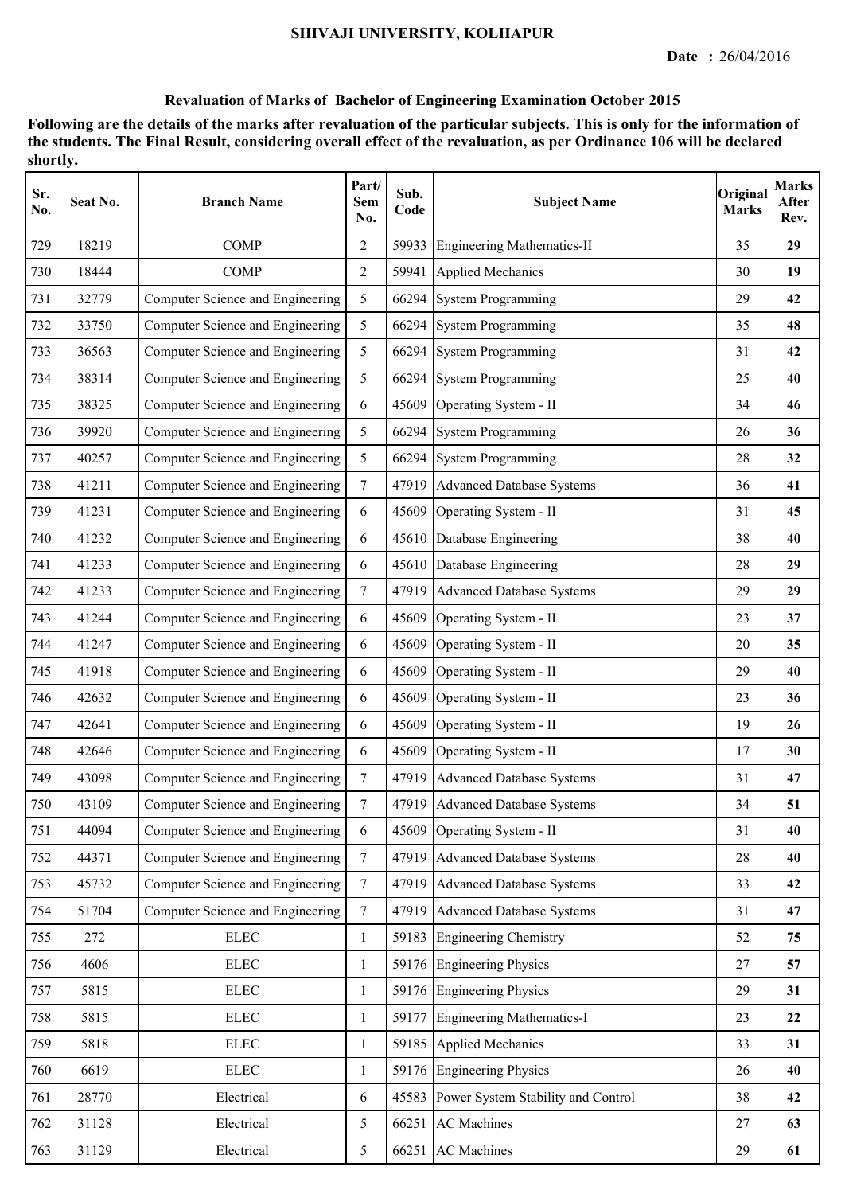**SHIVAJI UNIVERSITY, KOLHAPUR**

**Date :** 26/04/2016

**Revaluation of Marks of Bachelor of Engineering Examination October 2015**

**Following are the details of the marks after revaluation of the particular subjects. This is only for the information of the students. The Final Result, considering overall effect of the revaluation, as per Ordinance 106 will be declared shortly.**

| Sr. No. | Seat No. | Branch Name | Part/ Sem No. | Sub. Code | Subject Name | Original Marks | Marks After Rev. |
|---|---|---|---|---|---|---|---|
| 729 | 18219 | COMP | 2 | 59933 | Engineering Mathematics-II | 35 | **29** |
| 730 | 18444 | COMP | 2 | 59941 | Applied Mechanics | 30 | **19** |
| 731 | 32779 | Computer Science and Engineering | 5 | 66294 | System Programming | 29 | **42** |
| 732 | 33750 | Computer Science and Engineering | 5 | 66294 | System Programming | 35 | **48** |
| 733 | 36563 | Computer Science and Engineering | 5 | 66294 | System Programming | 31 | **42** |
| 734 | 38314 | Computer Science and Engineering | 5 | 66294 | System Programming | 25 | **40** |
| 735 | 38325 | Computer Science and Engineering | 6 | 45609 | Operating System - II | 34 | **46** |
| 736 | 39920 | Computer Science and Engineering | 5 | 66294 | System Programming | 26 | **36** |
| 737 | 40257 | Computer Science and Engineering | 5 | 66294 | System Programming | 28 | **32** |
| 738 | 41211 | Computer Science and Engineering | 7 | 47919 | Advanced Database Systems | 36 | **41** |
| 739 | 41231 | Computer Science and Engineering | 6 | 45609 | Operating System - II | 31 | **45** |
| 740 | 41232 | Computer Science and Engineering | 6 | 45610 | Database Engineering | 38 | **40** |
| 741 | 41233 | Computer Science and Engineering | 6 | 45610 | Database Engineering | 28 | **29** |
| 742 | 41233 | Computer Science and Engineering | 7 | 47919 | Advanced Database Systems | 29 | **29** |
| 743 | 41244 | Computer Science and Engineering | 6 | 45609 | Operating System - II | 23 | **37** |
| 744 | 41247 | Computer Science and Engineering | 6 | 45609 | Operating System - II | 20 | **35** |
| 745 | 41918 | Computer Science and Engineering | 6 | 45609 | Operating System - II | 29 | **40** |
| 746 | 42632 | Computer Science and Engineering | 6 | 45609 | Operating System - II | 23 | **36** |
| 747 | 42641 | Computer Science and Engineering | 6 | 45609 | Operating System - II | 19 | **26** |
| 748 | 42646 | Computer Science and Engineering | 6 | 45609 | Operating System - II | 17 | **30** |
| 749 | 43098 | Computer Science and Engineering | 7 | 47919 | Advanced Database Systems | 31 | **47** |
| 750 | 43109 | Computer Science and Engineering | 7 | 47919 | Advanced Database Systems | 34 | **51** |
| 751 | 44094 | Computer Science and Engineering | 6 | 45609 | Operating System - II | 31 | **40** |
| 752 | 44371 | Computer Science and Engineering | 7 | 47919 | Advanced Database Systems | 28 | **40** |
| 753 | 45732 | Computer Science and Engineering | 7 | 47919 | Advanced Database Systems | 33 | **42** |
| 754 | 51704 | Computer Science and Engineering | 7 | 47919 | Advanced Database Systems | 31 | **47** |
| 755 | 272 | ELEC | 1 | 59183 | Engineering Chemistry | 52 | **75** |
| 756 | 4606 | ELEC | 1 | 59176 | Engineering Physics | 27 | **57** |
| 757 | 5815 | ELEC | 1 | 59176 | Engineering Physics | 29 | **31** |
| 758 | 5815 | ELEC | 1 | 59177 | Engineering Mathematics-I | 23 | **22** |
| 759 | 5818 | ELEC | 1 | 59185 | Applied Mechanics | 33 | **31** |
| 760 | 6619 | ELEC | 1 | 59176 | Engineering Physics | 26 | **40** |
| 761 | 28770 | Electrical | 6 | 45583 | Power System Stability and Control | 38 | **42** |
| 762 | 31128 | Electrical | 5 | 66251 | AC Machines | 27 | **63** |
| 763 | 31129 | Electrical | 5 | 66251 | AC Machines | 29 | **61** |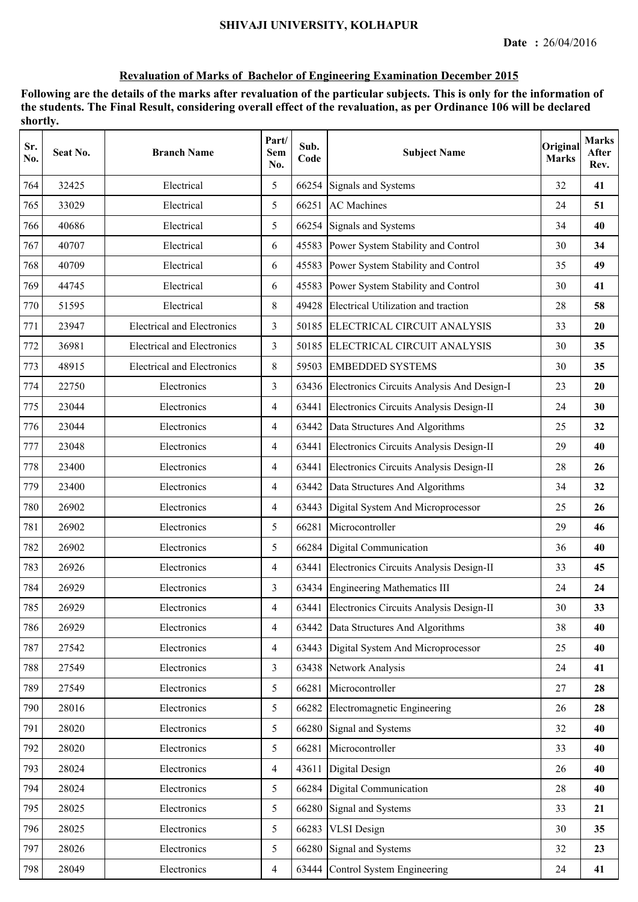SHIVAJI UNIVERSITY, KOLHAPUR

**Date :** 26/04/2016

## Revaluation of Marks of Bachelor of Engineering Examination December 2015

**Following are the details of the marks after revaluation of the particular subjects. This is only for the information of the students. The Final Result, considering overall effect of the revaluation, as per Ordinance 106 will be declared shortly.**

| Sr. No. | Seat No. | Branch Name | Part/ Sem No. | Sub. Code | Subject Name | Original Marks | Marks After Rev. |
|---|---|---|---|---|---|---|---|
| 764 | 32425 | Electrical | 5 | 66254 | Signals and Systems | 32 | **41** |
| 765 | 33029 | Electrical | 5 | 66251 | AC Machines | 24 | **51** |
| 766 | 40686 | Electrical | 5 | 66254 | Signals and Systems | 34 | **40** |
| 767 | 40707 | Electrical | 6 | 45583 | Power System Stability and Control | 30 | **34** |
| 768 | 40709 | Electrical | 6 | 45583 | Power System Stability and Control | 35 | **49** |
| 769 | 44745 | Electrical | 6 | 45583 | Power System Stability and Control | 30 | **41** |
| 770 | 51595 | Electrical | 8 | 49428 | Electrical Utilization and traction | 28 | **58** |
| 771 | 23947 | Electrical and Electronics | 3 | 50185 | ELECTRICAL CIRCUIT ANALYSIS | 33 | **20** |
| 772 | 36981 | Electrical and Electronics | 3 | 50185 | ELECTRICAL CIRCUIT ANALYSIS | 30 | **35** |
| 773 | 48915 | Electrical and Electronics | 8 | 59503 | EMBEDDED SYSTEMS | 30 | **35** |
| 774 | 22750 | Electronics | 3 | 63436 | Electronics Circuits Analysis And Design-I | 23 | **20** |
| 775 | 23044 | Electronics | 4 | 63441 | Electronics Circuits Analysis Design-II | 24 | **30** |
| 776 | 23044 | Electronics | 4 | 63442 | Data Structures And Algorithms | 25 | **32** |
| 777 | 23048 | Electronics | 4 | 63441 | Electronics Circuits Analysis Design-II | 29 | **40** |
| 778 | 23400 | Electronics | 4 | 63441 | Electronics Circuits Analysis Design-II | 28 | **26** |
| 779 | 23400 | Electronics | 4 | 63442 | Data Structures And Algorithms | 34 | **32** |
| 780 | 26902 | Electronics | 4 | 63443 | Digital System And Microprocessor | 25 | **26** |
| 781 | 26902 | Electronics | 5 | 66281 | Microcontroller | 29 | **46** |
| 782 | 26902 | Electronics | 5 | 66284 | Digital Communication | 36 | **40** |
| 783 | 26926 | Electronics | 4 | 63441 | Electronics Circuits Analysis Design-II | 33 | **45** |
| 784 | 26929 | Electronics | 3 | 63434 | Engineering Mathematics III | 24 | **24** |
| 785 | 26929 | Electronics | 4 | 63441 | Electronics Circuits Analysis Design-II | 30 | **33** |
| 786 | 26929 | Electronics | 4 | 63442 | Data Structures And Algorithms | 38 | **40** |
| 787 | 27542 | Electronics | 4 | 63443 | Digital System And Microprocessor | 25 | **40** |
| 788 | 27549 | Electronics | 3 | 63438 | Network Analysis | 24 | **41** |
| 789 | 27549 | Electronics | 5 | 66281 | Microcontroller | 27 | **28** |
| 790 | 28016 | Electronics | 5 | 66282 | Electromagnetic Engineering | 26 | **28** |
| 791 | 28020 | Electronics | 5 | 66280 | Signal and Systems | 32 | **40** |
| 792 | 28020 | Electronics | 5 | 66281 | Microcontroller | 33 | **40** |
| 793 | 28024 | Electronics | 4 | 43611 | Digital Design | 26 | **40** |
| 794 | 28024 | Electronics | 5 | 66284 | Digital Communication | 28 | **40** |
| 795 | 28025 | Electronics | 5 | 66280 | Signal and Systems | 33 | **21** |
| 796 | 28025 | Electronics | 5 | 66283 | VLSI Design | 30 | **35** |
| 797 | 28026 | Electronics | 5 | 66280 | Signal and Systems | 32 | **23** |
| 798 | 28049 | Electronics | 4 | 63444 | Control System Engineering | 24 | **41** |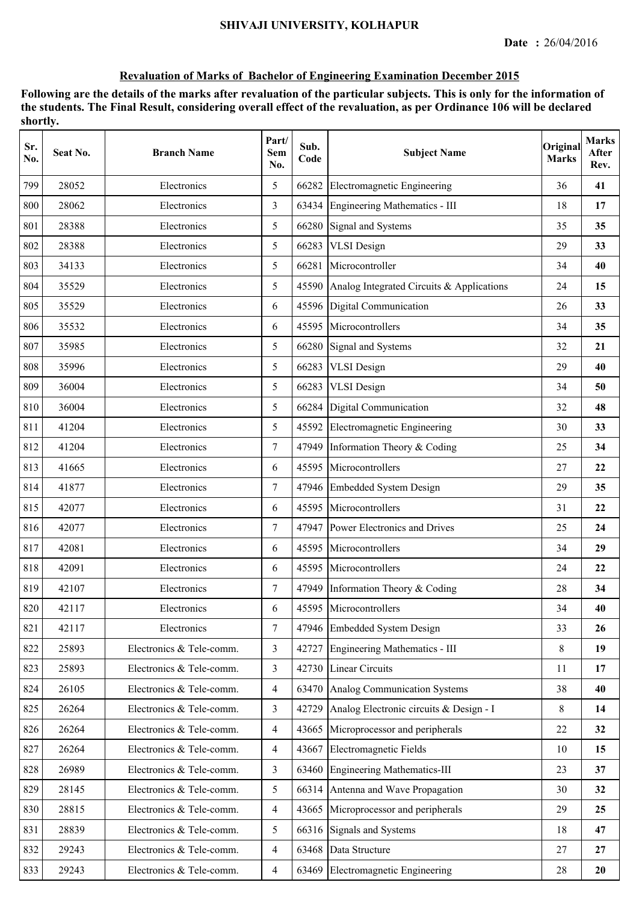SHIVAJI UNIVERSITY, KOLHAPUR

**Date :** 26/04/2016

## Revaluation of Marks of Bachelor of Engineering Examination December 2015

**Following are the details of the marks after revaluation of the particular subjects. This is only for the information of the students. The Final Result, considering overall effect of the revaluation, as per Ordinance 106 will be declared shortly.**

| Sr. No. | Seat No. | Branch Name | Part/ Sem No. | Sub. Code | Subject Name | Original Marks | Marks After Rev. |
|---|---|---|---|---|---|---|---|
| 799 | 28052 | Electronics | 5 | 66282 | Electromagnetic Engineering | 36 | **41** |
| 800 | 28062 | Electronics | 3 | 63434 | Engineering Mathematics - III | 18 | **17** |
| 801 | 28388 | Electronics | 5 | 66280 | Signal and Systems | 35 | **35** |
| 802 | 28388 | Electronics | 5 | 66283 | VLSI Design | 29 | **33** |
| 803 | 34133 | Electronics | 5 | 66281 | Microcontroller | 34 | **40** |
| 804 | 35529 | Electronics | 5 | 45590 | Analog Integrated Circuits & Applications | 24 | **15** |
| 805 | 35529 | Electronics | 6 | 45596 | Digital Communication | 26 | **33** |
| 806 | 35532 | Electronics | 6 | 45595 | Microcontrollers | 34 | **35** |
| 807 | 35985 | Electronics | 5 | 66280 | Signal and Systems | 32 | **21** |
| 808 | 35996 | Electronics | 5 | 66283 | VLSI Design | 29 | **40** |
| 809 | 36004 | Electronics | 5 | 66283 | VLSI Design | 34 | **50** |
| 810 | 36004 | Electronics | 5 | 66284 | Digital Communication | 32 | **48** |
| 811 | 41204 | Electronics | 5 | 45592 | Electromagnetic Engineering | 30 | **33** |
| 812 | 41204 | Electronics | 7 | 47949 | Information Theory & Coding | 25 | **34** |
| 813 | 41665 | Electronics | 6 | 45595 | Microcontrollers | 27 | **22** |
| 814 | 41877 | Electronics | 7 | 47946 | Embedded System Design | 29 | **35** |
| 815 | 42077 | Electronics | 6 | 45595 | Microcontrollers | 31 | **22** |
| 816 | 42077 | Electronics | 7 | 47947 | Power Electronics and Drives | 25 | **24** |
| 817 | 42081 | Electronics | 6 | 45595 | Microcontrollers | 34 | **29** |
| 818 | 42091 | Electronics | 6 | 45595 | Microcontrollers | 24 | **22** |
| 819 | 42107 | Electronics | 7 | 47949 | Information Theory & Coding | 28 | **34** |
| 820 | 42117 | Electronics | 6 | 45595 | Microcontrollers | 34 | **40** |
| 821 | 42117 | Electronics | 7 | 47946 | Embedded System Design | 33 | **26** |
| 822 | 25893 | Electronics & Tele-comm. | 3 | 42727 | Engineering Mathematics - III | 8 | **19** |
| 823 | 25893 | Electronics & Tele-comm. | 3 | 42730 | Linear Circuits | 11 | **17** |
| 824 | 26105 | Electronics & Tele-comm. | 4 | 63470 | Analog Communication Systems | 38 | **40** |
| 825 | 26264 | Electronics & Tele-comm. | 3 | 42729 | Analog Electronic circuits & Design - I | 8 | **14** |
| 826 | 26264 | Electronics & Tele-comm. | 4 | 43665 | Microprocessor and peripherals | 22 | **32** |
| 827 | 26264 | Electronics & Tele-comm. | 4 | 43667 | Electromagnetic Fields | 10 | **15** |
| 828 | 26989 | Electronics & Tele-comm. | 3 | 63460 | Engineering Mathematics-III | 23 | **37** |
| 829 | 28145 | Electronics & Tele-comm. | 5 | 66314 | Antenna and Wave Propagation | 30 | **32** |
| 830 | 28815 | Electronics & Tele-comm. | 4 | 43665 | Microprocessor and peripherals | 29 | **25** |
| 831 | 28839 | Electronics & Tele-comm. | 5 | 66316 | Signals and Systems | 18 | **47** |
| 832 | 29243 | Electronics & Tele-comm. | 4 | 63468 | Data Structure | 27 | **27** |
| 833 | 29243 | Electronics & Tele-comm. | 4 | 63469 | Electromagnetic Engineering | 28 | **20** |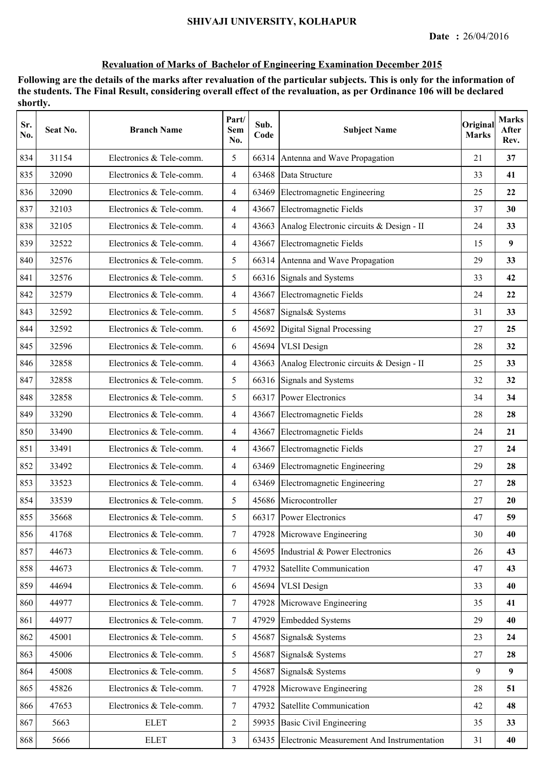**SHIVAJI UNIVERSITY, KOLHAPUR**

**Date :** 26/04/2016

## Revaluation of Marks of Bachelor of Engineering Examination December 2015

**Following are the details of the marks after revaluation of the particular subjects. This is only for the information of the students. The Final Result, considering overall effect of the revaluation, as per Ordinance 106 will be declared shortly.**

| Sr. No. | Seat No. | Branch Name | Part/ Sem No. | Sub. Code | Subject Name | Original Marks | Marks After Rev. |
|---|---|---|---|---|---|---|---|
| 834 | 31154 | Electronics & Tele-comm. | 5 | 66314 | Antenna and Wave Propagation | 21 | **37** |
| 835 | 32090 | Electronics & Tele-comm. | 4 | 63468 | Data Structure | 33 | **41** |
| 836 | 32090 | Electronics & Tele-comm. | 4 | 63469 | Electromagnetic Engineering | 25 | **22** |
| 837 | 32103 | Electronics & Tele-comm. | 4 | 43667 | Electromagnetic Fields | 37 | **30** |
| 838 | 32105 | Electronics & Tele-comm. | 4 | 43663 | Analog Electronic circuits & Design - II | 24 | **33** |
| 839 | 32522 | Electronics & Tele-comm. | 4 | 43667 | Electromagnetic Fields | 15 | **9** |
| 840 | 32576 | Electronics & Tele-comm. | 5 | 66314 | Antenna and Wave Propagation | 29 | **33** |
| 841 | 32576 | Electronics & Tele-comm. | 5 | 66316 | Signals and Systems | 33 | **42** |
| 842 | 32579 | Electronics & Tele-comm. | 4 | 43667 | Electromagnetic Fields | 24 | **22** |
| 843 | 32592 | Electronics & Tele-comm. | 5 | 45687 | Signals& Systems | 31 | **33** |
| 844 | 32592 | Electronics & Tele-comm. | 6 | 45692 | Digital Signal Processing | 27 | **25** |
| 845 | 32596 | Electronics & Tele-comm. | 6 | 45694 | VLSI Design | 28 | **32** |
| 846 | 32858 | Electronics & Tele-comm. | 4 | 43663 | Analog Electronic circuits & Design - II | 25 | **33** |
| 847 | 32858 | Electronics & Tele-comm. | 5 | 66316 | Signals and Systems | 32 | **32** |
| 848 | 32858 | Electronics & Tele-comm. | 5 | 66317 | Power Electronics | 34 | **34** |
| 849 | 33290 | Electronics & Tele-comm. | 4 | 43667 | Electromagnetic Fields | 28 | **28** |
| 850 | 33490 | Electronics & Tele-comm. | 4 | 43667 | Electromagnetic Fields | 24 | **21** |
| 851 | 33491 | Electronics & Tele-comm. | 4 | 43667 | Electromagnetic Fields | 27 | **24** |
| 852 | 33492 | Electronics & Tele-comm. | 4 | 63469 | Electromagnetic Engineering | 29 | **28** |
| 853 | 33523 | Electronics & Tele-comm. | 4 | 63469 | Electromagnetic Engineering | 27 | **28** |
| 854 | 33539 | Electronics & Tele-comm. | 5 | 45686 | Microcontroller | 27 | **20** |
| 855 | 35668 | Electronics & Tele-comm. | 5 | 66317 | Power Electronics | 47 | **59** |
| 856 | 41768 | Electronics & Tele-comm. | 7 | 47928 | Microwave Engineering | 30 | **40** |
| 857 | 44673 | Electronics & Tele-comm. | 6 | 45695 | Industrial & Power Electronics | 26 | **43** |
| 858 | 44673 | Electronics & Tele-comm. | 7 | 47932 | Satellite Communication | 47 | **43** |
| 859 | 44694 | Electronics & Tele-comm. | 6 | 45694 | VLSI Design | 33 | **40** |
| 860 | 44977 | Electronics & Tele-comm. | 7 | 47928 | Microwave Engineering | 35 | **41** |
| 861 | 44977 | Electronics & Tele-comm. | 7 | 47929 | Embedded Systems | 29 | **40** |
| 862 | 45001 | Electronics & Tele-comm. | 5 | 45687 | Signals& Systems | 23 | **24** |
| 863 | 45006 | Electronics & Tele-comm. | 5 | 45687 | Signals& Systems | 27 | **28** |
| 864 | 45008 | Electronics & Tele-comm. | 5 | 45687 | Signals& Systems | 9 | **9** |
| 865 | 45826 | Electronics & Tele-comm. | 7 | 47928 | Microwave Engineering | 28 | **51** |
| 866 | 47653 | Electronics & Tele-comm. | 7 | 47932 | Satellite Communication | 42 | **48** |
| 867 | 5663 | ELET | 2 | 59935 | Basic Civil Engineering | 35 | **33** |
| 868 | 5666 | ELET | 3 | 63435 | Electronic Measurement And Instrumentation | 31 | **40** |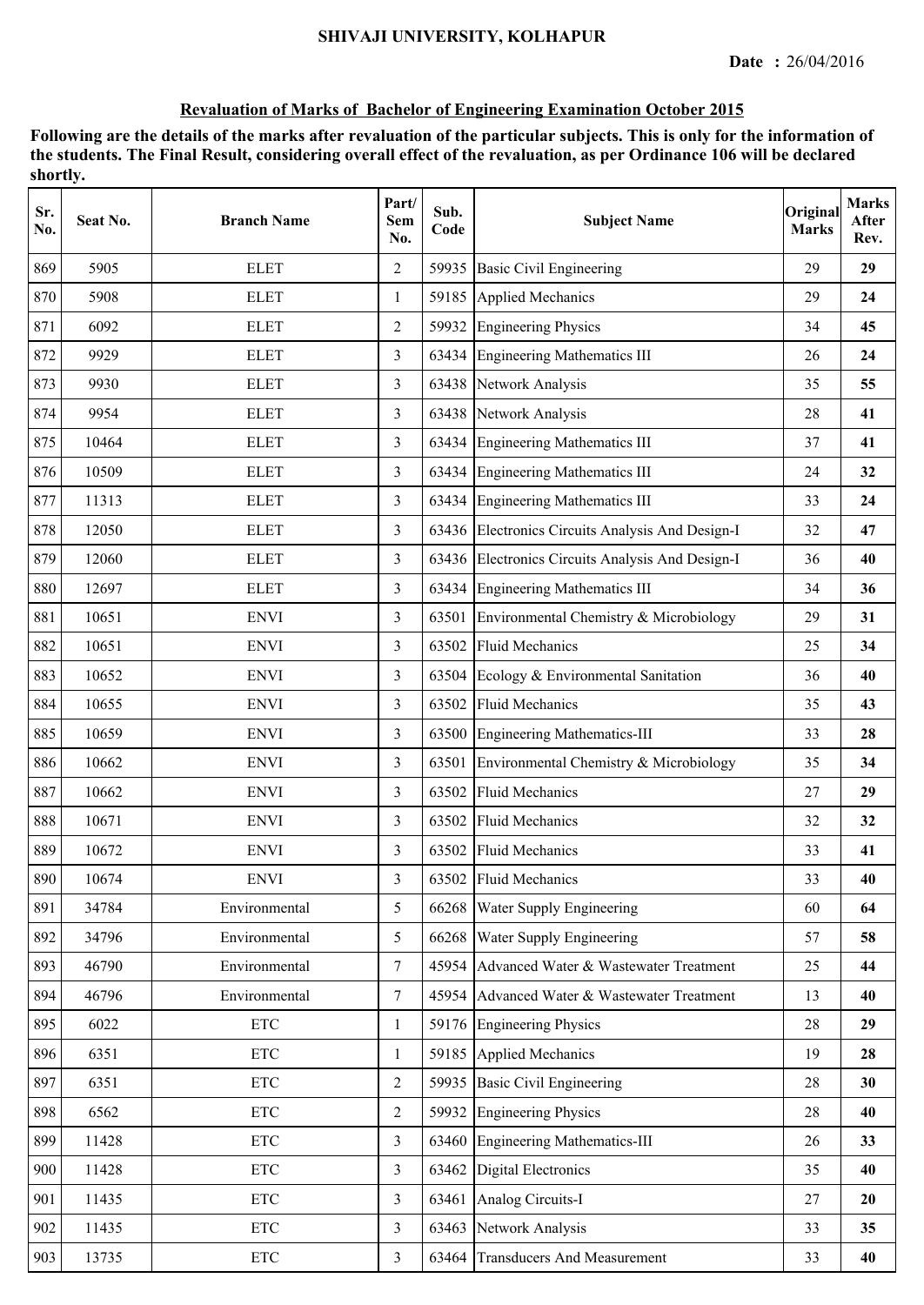SHIVAJI UNIVERSITY, KOLHAPUR

**Date :** 26/04/2016

## Revaluation of Marks of Bachelor of Engineering Examination October 2015

**Following are the details of the marks after revaluation of the particular subjects. This is only for the information of the students. The Final Result, considering overall effect of the revaluation, as per Ordinance 106 will be declared shortly.**

| Sr. No. | Seat No. | Branch Name | Part/ Sem No. | Sub. Code | Subject Name | Original Marks | Marks After Rev. |
|---|---|---|---|---|---|---|---|
| 869 | 5905 | ELET | 2 | 59935 | Basic Civil Engineering | 29 | **29** |
| 870 | 5908 | ELET | 1 | 59185 | Applied Mechanics | 29 | **24** |
| 871 | 6092 | ELET | 2 | 59932 | Engineering Physics | 34 | **45** |
| 872 | 9929 | ELET | 3 | 63434 | Engineering Mathematics III | 26 | **24** |
| 873 | 9930 | ELET | 3 | 63438 | Network Analysis | 35 | **55** |
| 874 | 9954 | ELET | 3 | 63438 | Network Analysis | 28 | **41** |
| 875 | 10464 | ELET | 3 | 63434 | Engineering Mathematics III | 37 | **41** |
| 876 | 10509 | ELET | 3 | 63434 | Engineering Mathematics III | 24 | **32** |
| 877 | 11313 | ELET | 3 | 63434 | Engineering Mathematics III | 33 | **24** |
| 878 | 12050 | ELET | 3 | 63436 | Electronics Circuits Analysis And Design-I | 32 | **47** |
| 879 | 12060 | ELET | 3 | 63436 | Electronics Circuits Analysis And Design-I | 36 | **40** |
| 880 | 12697 | ELET | 3 | 63434 | Engineering Mathematics III | 34 | **36** |
| 881 | 10651 | ENVI | 3 | 63501 | Environmental Chemistry & Microbiology | 29 | **31** |
| 882 | 10651 | ENVI | 3 | 63502 | Fluid Mechanics | 25 | **34** |
| 883 | 10652 | ENVI | 3 | 63504 | Ecology & Environmental Sanitation | 36 | **40** |
| 884 | 10655 | ENVI | 3 | 63502 | Fluid Mechanics | 35 | **43** |
| 885 | 10659 | ENVI | 3 | 63500 | Engineering Mathematics-III | 33 | **28** |
| 886 | 10662 | ENVI | 3 | 63501 | Environmental Chemistry & Microbiology | 35 | **34** |
| 887 | 10662 | ENVI | 3 | 63502 | Fluid Mechanics | 27 | **29** |
| 888 | 10671 | ENVI | 3 | 63502 | Fluid Mechanics | 32 | **32** |
| 889 | 10672 | ENVI | 3 | 63502 | Fluid Mechanics | 33 | **41** |
| 890 | 10674 | ENVI | 3 | 63502 | Fluid Mechanics | 33 | **40** |
| 891 | 34784 | Environmental | 5 | 66268 | Water Supply Engineering | 60 | **64** |
| 892 | 34796 | Environmental | 5 | 66268 | Water Supply Engineering | 57 | **58** |
| 893 | 46790 | Environmental | 7 | 45954 | Advanced Water & Wastewater Treatment | 25 | **44** |
| 894 | 46796 | Environmental | 7 | 45954 | Advanced Water & Wastewater Treatment | 13 | **40** |
| 895 | 6022 | ETC | 1 | 59176 | Engineering Physics | 28 | **29** |
| 896 | 6351 | ETC | 1 | 59185 | Applied Mechanics | 19 | **28** |
| 897 | 6351 | ETC | 2 | 59935 | Basic Civil Engineering | 28 | **30** |
| 898 | 6562 | ETC | 2 | 59932 | Engineering Physics | 28 | **40** |
| 899 | 11428 | ETC | 3 | 63460 | Engineering Mathematics-III | 26 | **33** |
| 900 | 11428 | ETC | 3 | 63462 | Digital Electronics | 35 | **40** |
| 901 | 11435 | ETC | 3 | 63461 | Analog Circuits-I | 27 | **20** |
| 902 | 11435 | ETC | 3 | 63463 | Network Analysis | 33 | **35** |
| 903 | 13735 | ETC | 3 | 63464 | Transducers And Measurement | 33 | **40** |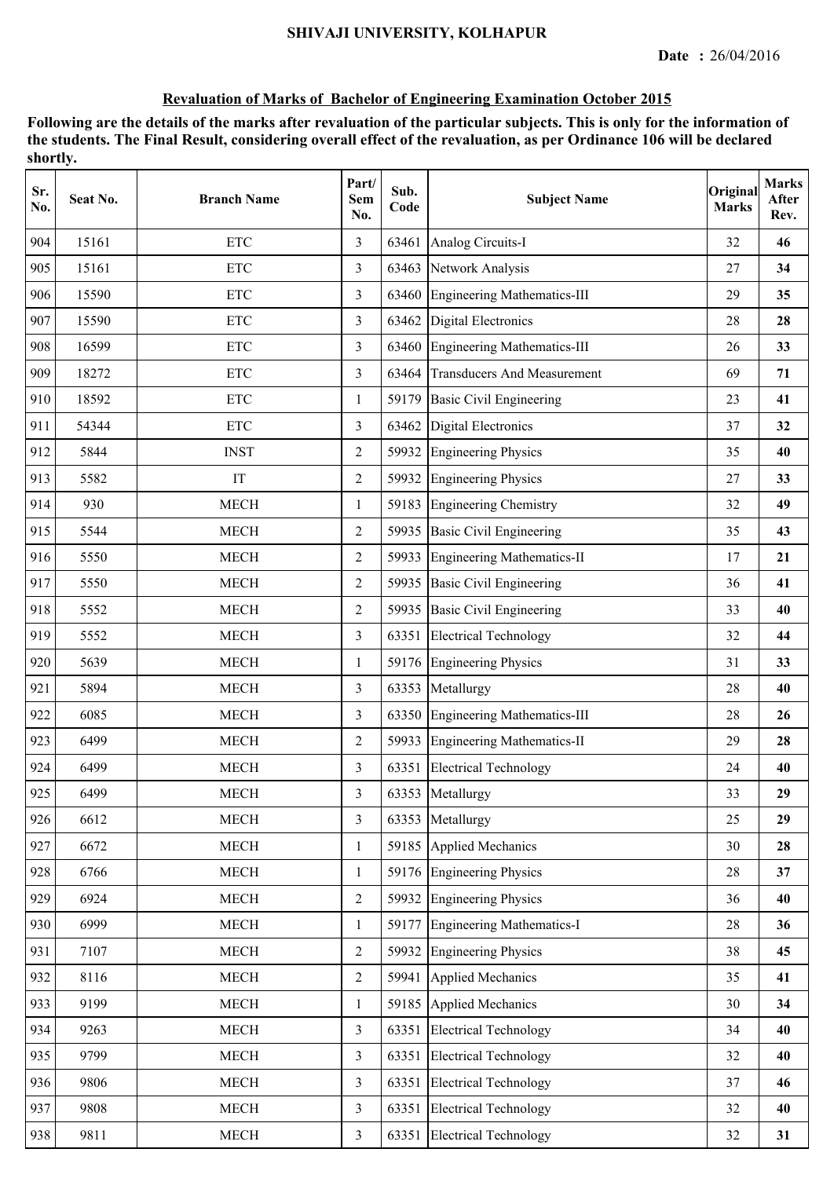SHIVAJI UNIVERSITY, KOLHAPUR

**Date :** 26/04/2016

## Revaluation of Marks of Bachelor of Engineering Examination October 2015

**Following are the details of the marks after revaluation of the particular subjects. This is only for the information of the students. The Final Result, considering overall effect of the revaluation, as per Ordinance 106 will be declared shortly.**

| Sr. No. | Seat No. | Branch Name | Part/ Sem No. | Sub. Code | Subject Name | Original Marks | Marks After Rev. |
|---|---|---|---|---|---|---|---|
| 904 | 15161 | ETC | 3 | 63461 | Analog Circuits-I | 32 | **46** |
| 905 | 15161 | ETC | 3 | 63463 | Network Analysis | 27 | **34** |
| 906 | 15590 | ETC | 3 | 63460 | Engineering Mathematics-III | 29 | **35** |
| 907 | 15590 | ETC | 3 | 63462 | Digital Electronics | 28 | **28** |
| 908 | 16599 | ETC | 3 | 63460 | Engineering Mathematics-III | 26 | **33** |
| 909 | 18272 | ETC | 3 | 63464 | Transducers And Measurement | 69 | **71** |
| 910 | 18592 | ETC | 1 | 59179 | Basic Civil Engineering | 23 | **41** |
| 911 | 54344 | ETC | 3 | 63462 | Digital Electronics | 37 | **32** |
| 912 | 5844 | INST | 2 | 59932 | Engineering Physics | 35 | **40** |
| 913 | 5582 | IT | 2 | 59932 | Engineering Physics | 27 | **33** |
| 914 | 930 | MECH | 1 | 59183 | Engineering Chemistry | 32 | **49** |
| 915 | 5544 | MECH | 2 | 59935 | Basic Civil Engineering | 35 | **43** |
| 916 | 5550 | MECH | 2 | 59933 | Engineering Mathematics-II | 17 | **21** |
| 917 | 5550 | MECH | 2 | 59935 | Basic Civil Engineering | 36 | **41** |
| 918 | 5552 | MECH | 2 | 59935 | Basic Civil Engineering | 33 | **40** |
| 919 | 5552 | MECH | 3 | 63351 | Electrical Technology | 32 | **44** |
| 920 | 5639 | MECH | 1 | 59176 | Engineering Physics | 31 | **33** |
| 921 | 5894 | MECH | 3 | 63353 | Metallurgy | 28 | **40** |
| 922 | 6085 | MECH | 3 | 63350 | Engineering Mathematics-III | 28 | **26** |
| 923 | 6499 | MECH | 2 | 59933 | Engineering Mathematics-II | 29 | **28** |
| 924 | 6499 | MECH | 3 | 63351 | Electrical Technology | 24 | **40** |
| 925 | 6499 | MECH | 3 | 63353 | Metallurgy | 33 | **29** |
| 926 | 6612 | MECH | 3 | 63353 | Metallurgy | 25 | **29** |
| 927 | 6672 | MECH | 1 | 59185 | Applied Mechanics | 30 | **28** |
| 928 | 6766 | MECH | 1 | 59176 | Engineering Physics | 28 | **37** |
| 929 | 6924 | MECH | 2 | 59932 | Engineering Physics | 36 | **40** |
| 930 | 6999 | MECH | 1 | 59177 | Engineering Mathematics-I | 28 | **36** |
| 931 | 7107 | MECH | 2 | 59932 | Engineering Physics | 38 | **45** |
| 932 | 8116 | MECH | 2 | 59941 | Applied Mechanics | 35 | **41** |
| 933 | 9199 | MECH | 1 | 59185 | Applied Mechanics | 30 | **34** |
| 934 | 9263 | MECH | 3 | 63351 | Electrical Technology | 34 | **40** |
| 935 | 9799 | MECH | 3 | 63351 | Electrical Technology | 32 | **40** |
| 936 | 9806 | MECH | 3 | 63351 | Electrical Technology | 37 | **46** |
| 937 | 9808 | MECH | 3 | 63351 | Electrical Technology | 32 | **40** |
| 938 | 9811 | MECH | 3 | 63351 | Electrical Technology | 32 | **31** |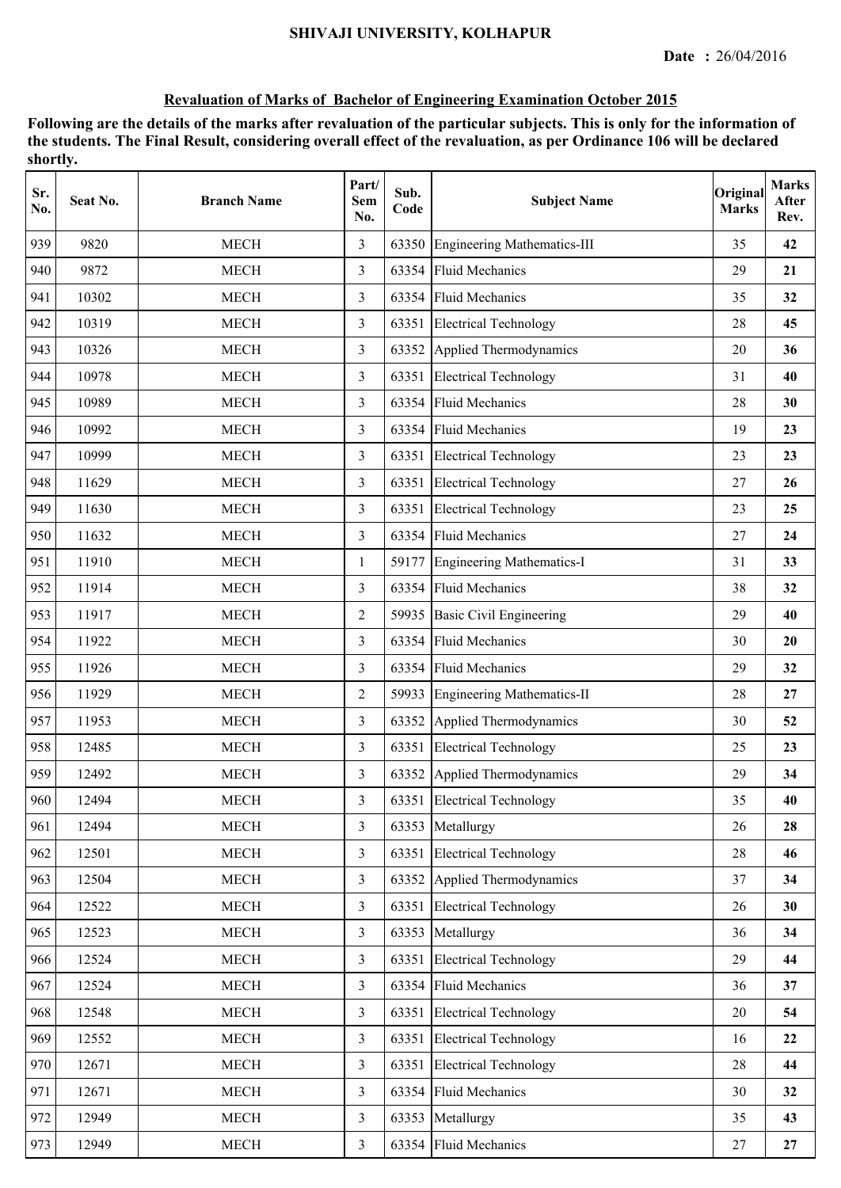**SHIVAJI UNIVERSITY, KOLHAPUR**

**Date :** 26/04/2016

**Revaluation of Marks of Bachelor of Engineering Examination October 2015**

**Following are the details of the marks after revaluation of the particular subjects. This is only for the information of the students. The Final Result, considering overall effect of the revaluation, as per Ordinance 106 will be declared shortly.**

| Sr. No. | Seat No. | Branch Name | Part/ Sem No. | Sub. Code | Subject Name | Original Marks | Marks After Rev. |
|---|---|---|---|---|---|---|---|
| 939 | 9820 | MECH | 3 | 63350 | Engineering Mathematics-III | 35 | **42** |
| 940 | 9872 | MECH | 3 | 63354 | Fluid Mechanics | 29 | **21** |
| 941 | 10302 | MECH | 3 | 63354 | Fluid Mechanics | 35 | **32** |
| 942 | 10319 | MECH | 3 | 63351 | Electrical Technology | 28 | **45** |
| 943 | 10326 | MECH | 3 | 63352 | Applied Thermodynamics | 20 | **36** |
| 944 | 10978 | MECH | 3 | 63351 | Electrical Technology | 31 | **40** |
| 945 | 10989 | MECH | 3 | 63354 | Fluid Mechanics | 28 | **30** |
| 946 | 10992 | MECH | 3 | 63354 | Fluid Mechanics | 19 | **23** |
| 947 | 10999 | MECH | 3 | 63351 | Electrical Technology | 23 | **23** |
| 948 | 11629 | MECH | 3 | 63351 | Electrical Technology | 27 | **26** |
| 949 | 11630 | MECH | 3 | 63351 | Electrical Technology | 23 | **25** |
| 950 | 11632 | MECH | 3 | 63354 | Fluid Mechanics | 27 | **24** |
| 951 | 11910 | MECH | 1 | 59177 | Engineering Mathematics-I | 31 | **33** |
| 952 | 11914 | MECH | 3 | 63354 | Fluid Mechanics | 38 | **32** |
| 953 | 11917 | MECH | 2 | 59935 | Basic Civil Engineering | 29 | **40** |
| 954 | 11922 | MECH | 3 | 63354 | Fluid Mechanics | 30 | **20** |
| 955 | 11926 | MECH | 3 | 63354 | Fluid Mechanics | 29 | **32** |
| 956 | 11929 | MECH | 2 | 59933 | Engineering Mathematics-II | 28 | **27** |
| 957 | 11953 | MECH | 3 | 63352 | Applied Thermodynamics | 30 | **52** |
| 958 | 12485 | MECH | 3 | 63351 | Electrical Technology | 25 | **23** |
| 959 | 12492 | MECH | 3 | 63352 | Applied Thermodynamics | 29 | **34** |
| 960 | 12494 | MECH | 3 | 63351 | Electrical Technology | 35 | **40** |
| 961 | 12494 | MECH | 3 | 63353 | Metallurgy | 26 | **28** |
| 962 | 12501 | MECH | 3 | 63351 | Electrical Technology | 28 | **46** |
| 963 | 12504 | MECH | 3 | 63352 | Applied Thermodynamics | 37 | **34** |
| 964 | 12522 | MECH | 3 | 63351 | Electrical Technology | 26 | **30** |
| 965 | 12523 | MECH | 3 | 63353 | Metallurgy | 36 | **34** |
| 966 | 12524 | MECH | 3 | 63351 | Electrical Technology | 29 | **44** |
| 967 | 12524 | MECH | 3 | 63354 | Fluid Mechanics | 36 | **37** |
| 968 | 12548 | MECH | 3 | 63351 | Electrical Technology | 20 | **54** |
| 969 | 12552 | MECH | 3 | 63351 | Electrical Technology | 16 | **22** |
| 970 | 12671 | MECH | 3 | 63351 | Electrical Technology | 28 | **44** |
| 971 | 12671 | MECH | 3 | 63354 | Fluid Mechanics | 30 | **32** |
| 972 | 12949 | MECH | 3 | 63353 | Metallurgy | 35 | **43** |
| 973 | 12949 | MECH | 3 | 63354 | Fluid Mechanics | 27 | **27** |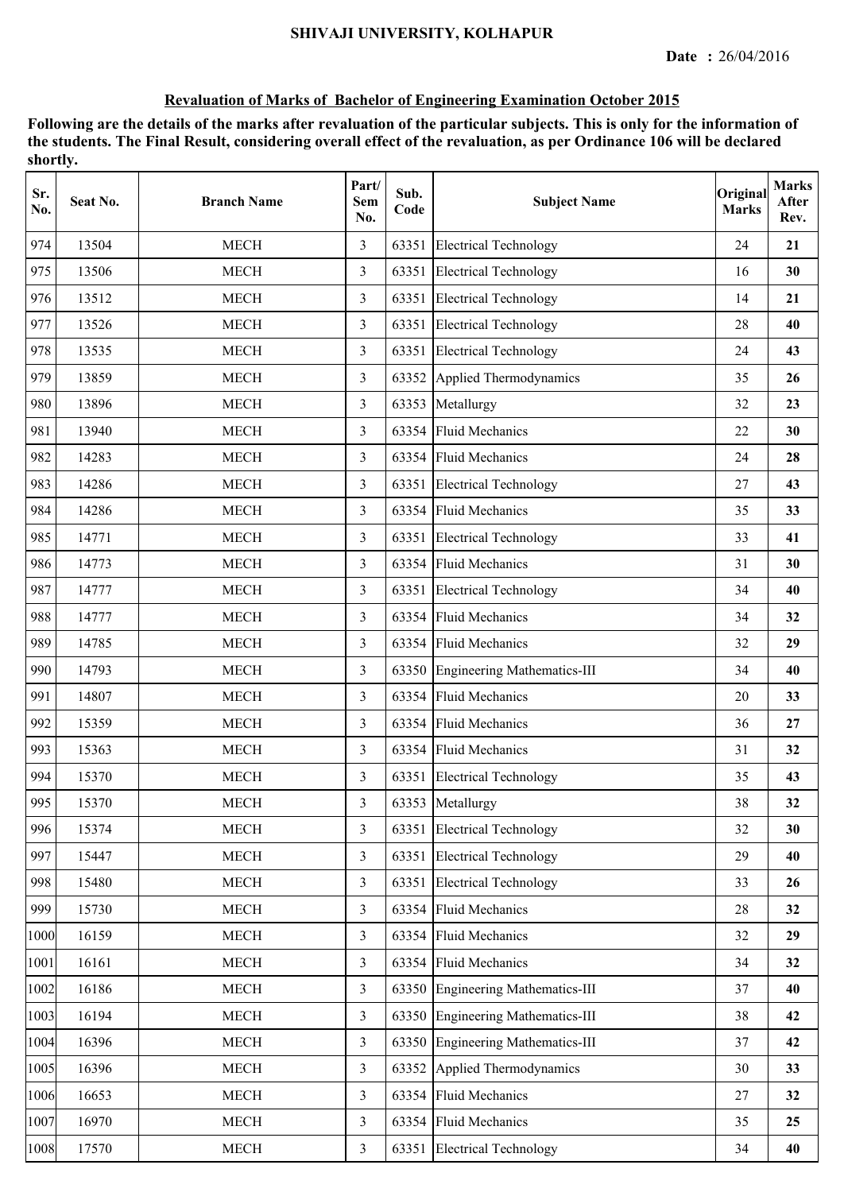# SHIVAJI UNIVERSITY, KOLHAPUR

**Date : 26/04/2016**

## Revaluation of Marks of Bachelor of Engineering Examination October 2015

**Following are the details of the marks after revaluation of the particular subjects. This is only for the information of the students. The Final Result, considering overall effect of the revaluation, as per Ordinance 106 will be declared shortly.**

| Sr. No. | Seat No. | Branch Name | Part/ Sem No. | Sub. Code | Subject Name | Original Marks | Marks After Rev. |
|---|---|---|---|---|---|---|---|
| 974 | 13504 | MECH | 3 | 63351 | Electrical Technology | 24 | **21** |
| 975 | 13506 | MECH | 3 | 63351 | Electrical Technology | 16 | **30** |
| 976 | 13512 | MECH | 3 | 63351 | Electrical Technology | 14 | **21** |
| 977 | 13526 | MECH | 3 | 63351 | Electrical Technology | 28 | **40** |
| 978 | 13535 | MECH | 3 | 63351 | Electrical Technology | 24 | **43** |
| 979 | 13859 | MECH | 3 | 63352 | Applied Thermodynamics | 35 | **26** |
| 980 | 13896 | MECH | 3 | 63353 | Metallurgy | 32 | **23** |
| 981 | 13940 | MECH | 3 | 63354 | Fluid Mechanics | 22 | **30** |
| 982 | 14283 | MECH | 3 | 63354 | Fluid Mechanics | 24 | **28** |
| 983 | 14286 | MECH | 3 | 63351 | Electrical Technology | 27 | **43** |
| 984 | 14286 | MECH | 3 | 63354 | Fluid Mechanics | 35 | **33** |
| 985 | 14771 | MECH | 3 | 63351 | Electrical Technology | 33 | **41** |
| 986 | 14773 | MECH | 3 | 63354 | Fluid Mechanics | 31 | **30** |
| 987 | 14777 | MECH | 3 | 63351 | Electrical Technology | 34 | **40** |
| 988 | 14777 | MECH | 3 | 63354 | Fluid Mechanics | 34 | **32** |
| 989 | 14785 | MECH | 3 | 63354 | Fluid Mechanics | 32 | **29** |
| 990 | 14793 | MECH | 3 | 63350 | Engineering Mathematics-III | 34 | **40** |
| 991 | 14807 | MECH | 3 | 63354 | Fluid Mechanics | 20 | **33** |
| 992 | 15359 | MECH | 3 | 63354 | Fluid Mechanics | 36 | **27** |
| 993 | 15363 | MECH | 3 | 63354 | Fluid Mechanics | 31 | **32** |
| 994 | 15370 | MECH | 3 | 63351 | Electrical Technology | 35 | **43** |
| 995 | 15370 | MECH | 3 | 63353 | Metallurgy | 38 | **32** |
| 996 | 15374 | MECH | 3 | 63351 | Electrical Technology | 32 | **30** |
| 997 | 15447 | MECH | 3 | 63351 | Electrical Technology | 29 | **40** |
| 998 | 15480 | MECH | 3 | 63351 | Electrical Technology | 33 | **26** |
| 999 | 15730 | MECH | 3 | 63354 | Fluid Mechanics | 28 | **32** |
| 1000 | 16159 | MECH | 3 | 63354 | Fluid Mechanics | 32 | **29** |
| 1001 | 16161 | MECH | 3 | 63354 | Fluid Mechanics | 34 | **32** |
| 1002 | 16186 | MECH | 3 | 63350 | Engineering Mathematics-III | 37 | **40** |
| 1003 | 16194 | MECH | 3 | 63350 | Engineering Mathematics-III | 38 | **42** |
| 1004 | 16396 | MECH | 3 | 63350 | Engineering Mathematics-III | 37 | **42** |
| 1005 | 16396 | MECH | 3 | 63352 | Applied Thermodynamics | 30 | **33** |
| 1006 | 16653 | MECH | 3 | 63354 | Fluid Mechanics | 27 | **32** |
| 1007 | 16970 | MECH | 3 | 63354 | Fluid Mechanics | 35 | **25** |
| 1008 | 17570 | MECH | 3 | 63351 | Electrical Technology | 34 | **40** |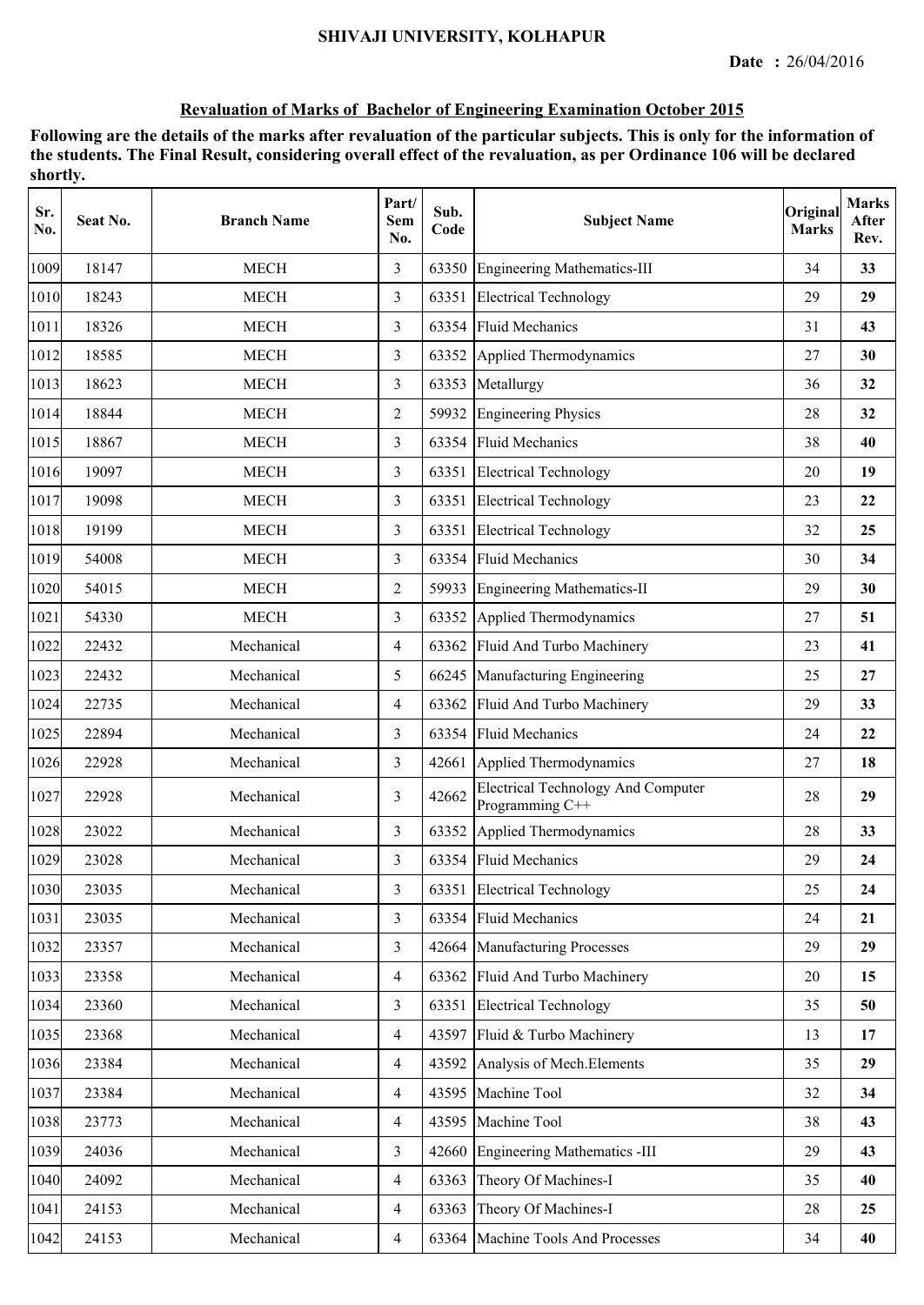SHIVAJI UNIVERSITY, KOLHAPUR

**Date :** 26/04/2016

**Revaluation of Marks of Bachelor of Engineering Examination October 2015**

**Following are the details of the marks after revaluation of the particular subjects. This is only for the information of the students. The Final Result, considering overall effect of the revaluation, as per Ordinance 106 will be declared shortly.**

| Sr. No. | Seat No. | Branch Name | Part/ Sem No. | Sub. Code | Subject Name | Original Marks | Marks After Rev. |
|---|---|---|---|---|---|---|---|
| 1009 | 18147 | MECH | 3 | 63350 | Engineering Mathematics-III | 34 | **33** |
| 1010 | 18243 | MECH | 3 | 63351 | Electrical Technology | 29 | **29** |
| 1011 | 18326 | MECH | 3 | 63354 | Fluid Mechanics | 31 | **43** |
| 1012 | 18585 | MECH | 3 | 63352 | Applied Thermodynamics | 27 | **30** |
| 1013 | 18623 | MECH | 3 | 63353 | Metallurgy | 36 | **32** |
| 1014 | 18844 | MECH | 2 | 59932 | Engineering Physics | 28 | **32** |
| 1015 | 18867 | MECH | 3 | 63354 | Fluid Mechanics | 38 | **40** |
| 1016 | 19097 | MECH | 3 | 63351 | Electrical Technology | 20 | **19** |
| 1017 | 19098 | MECH | 3 | 63351 | Electrical Technology | 23 | **22** |
| 1018 | 19199 | MECH | 3 | 63351 | Electrical Technology | 32 | **25** |
| 1019 | 54008 | MECH | 3 | 63354 | Fluid Mechanics | 30 | **34** |
| 1020 | 54015 | MECH | 2 | 59933 | Engineering Mathematics-II | 29 | **30** |
| 1021 | 54330 | MECH | 3 | 63352 | Applied Thermodynamics | 27 | **51** |
| 1022 | 22432 | Mechanical | 4 | 63362 | Fluid And Turbo Machinery | 23 | **41** |
| 1023 | 22432 | Mechanical | 5 | 66245 | Manufacturing Engineering | 25 | **27** |
| 1024 | 22735 | Mechanical | 4 | 63362 | Fluid And Turbo Machinery | 29 | **33** |
| 1025 | 22894 | Mechanical | 3 | 63354 | Fluid Mechanics | 24 | **22** |
| 1026 | 22928 | Mechanical | 3 | 42661 | Applied Thermodynamics | 27 | **18** |
| 1027 | 22928 | Mechanical | 3 | 42662 | Electrical Technology And Computer Programming C++ | 28 | **29** |
| 1028 | 23022 | Mechanical | 3 | 63352 | Applied Thermodynamics | 28 | **33** |
| 1029 | 23028 | Mechanical | 3 | 63354 | Fluid Mechanics | 29 | **24** |
| 1030 | 23035 | Mechanical | 3 | 63351 | Electrical Technology | 25 | **24** |
| 1031 | 23035 | Mechanical | 3 | 63354 | Fluid Mechanics | 24 | **21** |
| 1032 | 23357 | Mechanical | 3 | 42664 | Manufacturing Processes | 29 | **29** |
| 1033 | 23358 | Mechanical | 4 | 63362 | Fluid And Turbo Machinery | 20 | **15** |
| 1034 | 23360 | Mechanical | 3 | 63351 | Electrical Technology | 35 | **50** |
| 1035 | 23368 | Mechanical | 4 | 43597 | Fluid & Turbo Machinery | 13 | **17** |
| 1036 | 23384 | Mechanical | 4 | 43592 | Analysis of Mech.Elements | 35 | **29** |
| 1037 | 23384 | Mechanical | 4 | 43595 | Machine Tool | 32 | **34** |
| 1038 | 23773 | Mechanical | 4 | 43595 | Machine Tool | 38 | **43** |
| 1039 | 24036 | Mechanical | 3 | 42660 | Engineering Mathematics -III | 29 | **43** |
| 1040 | 24092 | Mechanical | 4 | 63363 | Theory Of Machines-I | 35 | **40** |
| 1041 | 24153 | Mechanical | 4 | 63363 | Theory Of Machines-I | 28 | **25** |
| 1042 | 24153 | Mechanical | 4 | 63364 | Machine Tools And Processes | 34 | **40** |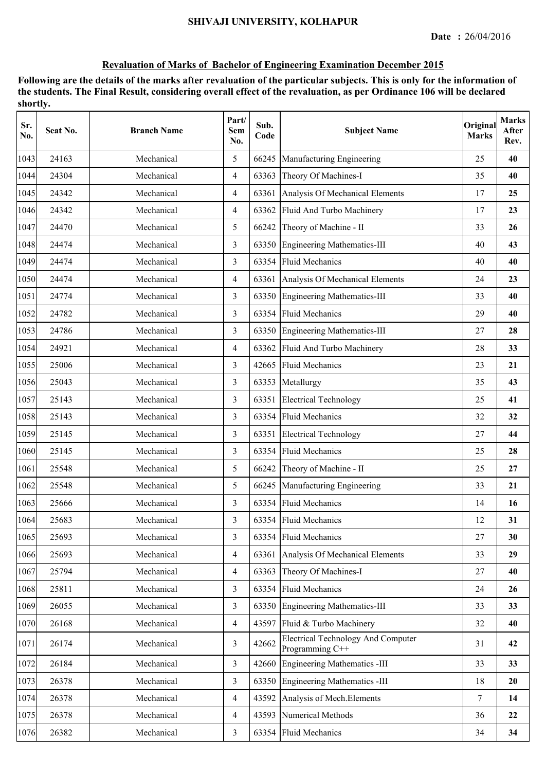SHIVAJI UNIVERSITY, KOLHAPUR

**Date :** 26/04/2016

## Revaluation of Marks of Bachelor of Engineering Examination December 2015

**Following are the details of the marks after revaluation of the particular subjects. This is only for the information of the students. The Final Result, considering overall effect of the revaluation, as per Ordinance 106 will be declared shortly.**

| Sr. No. | Seat No. | Branch Name | Part/ Sem No. | Sub. Code | Subject Name | Original Marks | Marks After Rev. |
|---|---|---|---|---|---|---|---|
| 1043 | 24163 | Mechanical | 5 | 66245 | Manufacturing Engineering | 25 | **40** |
| 1044 | 24304 | Mechanical | 4 | 63363 | Theory Of Machines-I | 35 | **40** |
| 1045 | 24342 | Mechanical | 4 | 63361 | Analysis Of Mechanical Elements | 17 | **25** |
| 1046 | 24342 | Mechanical | 4 | 63362 | Fluid And Turbo Machinery | 17 | **23** |
| 1047 | 24470 | Mechanical | 5 | 66242 | Theory of Machine - II | 33 | **26** |
| 1048 | 24474 | Mechanical | 3 | 63350 | Engineering Mathematics-III | 40 | **43** |
| 1049 | 24474 | Mechanical | 3 | 63354 | Fluid Mechanics | 40 | **40** |
| 1050 | 24474 | Mechanical | 4 | 63361 | Analysis Of Mechanical Elements | 24 | **23** |
| 1051 | 24774 | Mechanical | 3 | 63350 | Engineering Mathematics-III | 33 | **40** |
| 1052 | 24782 | Mechanical | 3 | 63354 | Fluid Mechanics | 29 | **40** |
| 1053 | 24786 | Mechanical | 3 | 63350 | Engineering Mathematics-III | 27 | **28** |
| 1054 | 24921 | Mechanical | 4 | 63362 | Fluid And Turbo Machinery | 28 | **33** |
| 1055 | 25006 | Mechanical | 3 | 42665 | Fluid Mechanics | 23 | **21** |
| 1056 | 25043 | Mechanical | 3 | 63353 | Metallurgy | 35 | **43** |
| 1057 | 25143 | Mechanical | 3 | 63351 | Electrical Technology | 25 | **41** |
| 1058 | 25143 | Mechanical | 3 | 63354 | Fluid Mechanics | 32 | **32** |
| 1059 | 25145 | Mechanical | 3 | 63351 | Electrical Technology | 27 | **44** |
| 1060 | 25145 | Mechanical | 3 | 63354 | Fluid Mechanics | 25 | **28** |
| 1061 | 25548 | Mechanical | 5 | 66242 | Theory of Machine - II | 25 | **27** |
| 1062 | 25548 | Mechanical | 5 | 66245 | Manufacturing Engineering | 33 | **21** |
| 1063 | 25666 | Mechanical | 3 | 63354 | Fluid Mechanics | 14 | **16** |
| 1064 | 25683 | Mechanical | 3 | 63354 | Fluid Mechanics | 12 | **31** |
| 1065 | 25693 | Mechanical | 3 | 63354 | Fluid Mechanics | 27 | **30** |
| 1066 | 25693 | Mechanical | 4 | 63361 | Analysis Of Mechanical Elements | 33 | **29** |
| 1067 | 25794 | Mechanical | 4 | 63363 | Theory Of Machines-I | 27 | **40** |
| 1068 | 25811 | Mechanical | 3 | 63354 | Fluid Mechanics | 24 | **26** |
| 1069 | 26055 | Mechanical | 3 | 63350 | Engineering Mathematics-III | 33 | **33** |
| 1070 | 26168 | Mechanical | 4 | 43597 | Fluid & Turbo Machinery | 32 | **40** |
| 1071 | 26174 | Mechanical | 3 | 42662 | Electrical Technology And Computer Programming C++ | 31 | **42** |
| 1072 | 26184 | Mechanical | 3 | 42660 | Engineering Mathematics -III | 33 | **33** |
| 1073 | 26378 | Mechanical | 3 | 63350 | Engineering Mathematics -III | 18 | **20** |
| 1074 | 26378 | Mechanical | 4 | 43592 | Analysis of Mech.Elements | 7 | **14** |
| 1075 | 26378 | Mechanical | 4 | 43593 | Numerical Methods | 36 | **22** |
| 1076 | 26382 | Mechanical | 3 | 63354 | Fluid Mechanics | 34 | **34** |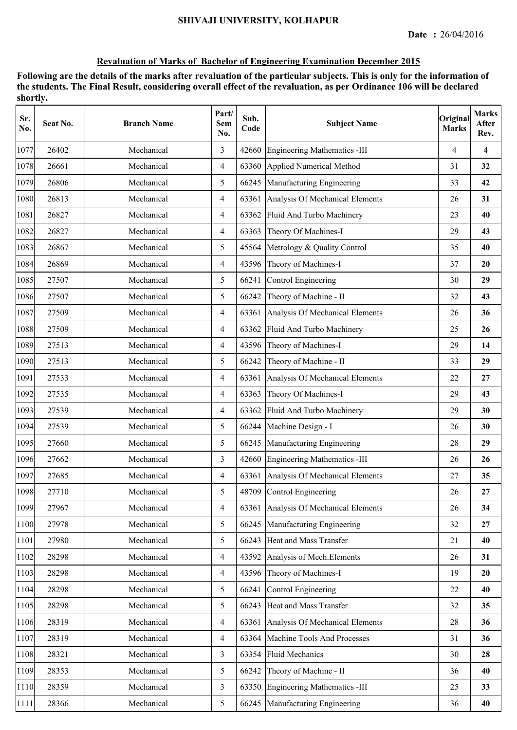**SHIVAJI UNIVERSITY, KOLHAPUR**

**Date :** 26/04/2016

**Revaluation of Marks of Bachelor of Engineering Examination December 2015**

**Following are the details of the marks after revaluation of the particular subjects. This is only for the information of the students. The Final Result, considering overall effect of the revaluation, as per Ordinance 106 will be declared shortly.**

| Sr. No. | Seat No. | Branch Name | Part/ Sem No. | Sub. Code | Subject Name | Original Marks | Marks After Rev. |
|---|---|---|---|---|---|---|---|
| 1077 | 26402 | Mechanical | 3 | 42660 | Engineering Mathematics -III | 4 | **4** |
| 1078 | 26661 | Mechanical | 4 | 63360 | Applied Numerical Method | 31 | **32** |
| 1079 | 26806 | Mechanical | 5 | 66245 | Manufacturing Engineering | 33 | **42** |
| 1080 | 26813 | Mechanical | 4 | 63361 | Analysis Of Mechanical Elements | 26 | **31** |
| 1081 | 26827 | Mechanical | 4 | 63362 | Fluid And Turbo Machinery | 23 | **40** |
| 1082 | 26827 | Mechanical | 4 | 63363 | Theory Of Machines-I | 29 | **43** |
| 1083 | 26867 | Mechanical | 5 | 45564 | Metrology & Quality Control | 35 | **40** |
| 1084 | 26869 | Mechanical | 4 | 43596 | Theory of Machines-I | 37 | **20** |
| 1085 | 27507 | Mechanical | 5 | 66241 | Control Engineering | 30 | **29** |
| 1086 | 27507 | Mechanical | 5 | 66242 | Theory of Machine - II | 32 | **43** |
| 1087 | 27509 | Mechanical | 4 | 63361 | Analysis Of Mechanical Elements | 26 | **36** |
| 1088 | 27509 | Mechanical | 4 | 63362 | Fluid And Turbo Machinery | 25 | **26** |
| 1089 | 27513 | Mechanical | 4 | 43596 | Theory of Machines-I | 29 | **14** |
| 1090 | 27513 | Mechanical | 5 | 66242 | Theory of Machine - II | 33 | **29** |
| 1091 | 27533 | Mechanical | 4 | 63361 | Analysis Of Mechanical Elements | 22 | **27** |
| 1092 | 27535 | Mechanical | 4 | 63363 | Theory Of Machines-I | 29 | **43** |
| 1093 | 27539 | Mechanical | 4 | 63362 | Fluid And Turbo Machinery | 29 | **30** |
| 1094 | 27539 | Mechanical | 5 | 66244 | Machine Design - I | 26 | **30** |
| 1095 | 27660 | Mechanical | 5 | 66245 | Manufacturing Engineering | 28 | **29** |
| 1096 | 27662 | Mechanical | 3 | 42660 | Engineering Mathematics -III | 26 | **26** |
| 1097 | 27685 | Mechanical | 4 | 63361 | Analysis Of Mechanical Elements | 27 | **35** |
| 1098 | 27710 | Mechanical | 5 | 48709 | Control Engineering | 26 | **27** |
| 1099 | 27967 | Mechanical | 4 | 63361 | Analysis Of Mechanical Elements | 26 | **34** |
| 1100 | 27978 | Mechanical | 5 | 66245 | Manufacturing Engineering | 32 | **27** |
| 1101 | 27980 | Mechanical | 5 | 66243 | Heat and Mass Transfer | 21 | **40** |
| 1102 | 28298 | Mechanical | 4 | 43592 | Analysis of Mech.Elements | 26 | **31** |
| 1103 | 28298 | Mechanical | 4 | 43596 | Theory of Machines-I | 19 | **20** |
| 1104 | 28298 | Mechanical | 5 | 66241 | Control Engineering | 22 | **40** |
| 1105 | 28298 | Mechanical | 5 | 66243 | Heat and Mass Transfer | 32 | **35** |
| 1106 | 28319 | Mechanical | 4 | 63361 | Analysis Of Mechanical Elements | 28 | **36** |
| 1107 | 28319 | Mechanical | 4 | 63364 | Machine Tools And Processes | 31 | **36** |
| 1108 | 28321 | Mechanical | 3 | 63354 | Fluid Mechanics | 30 | **28** |
| 1109 | 28353 | Mechanical | 5 | 66242 | Theory of Machine - II | 36 | **40** |
| 1110 | 28359 | Mechanical | 3 | 63350 | Engineering Mathematics -III | 25 | **33** |
| 1111 | 28366 | Mechanical | 5 | 66245 | Manufacturing Engineering | 36 | **40** |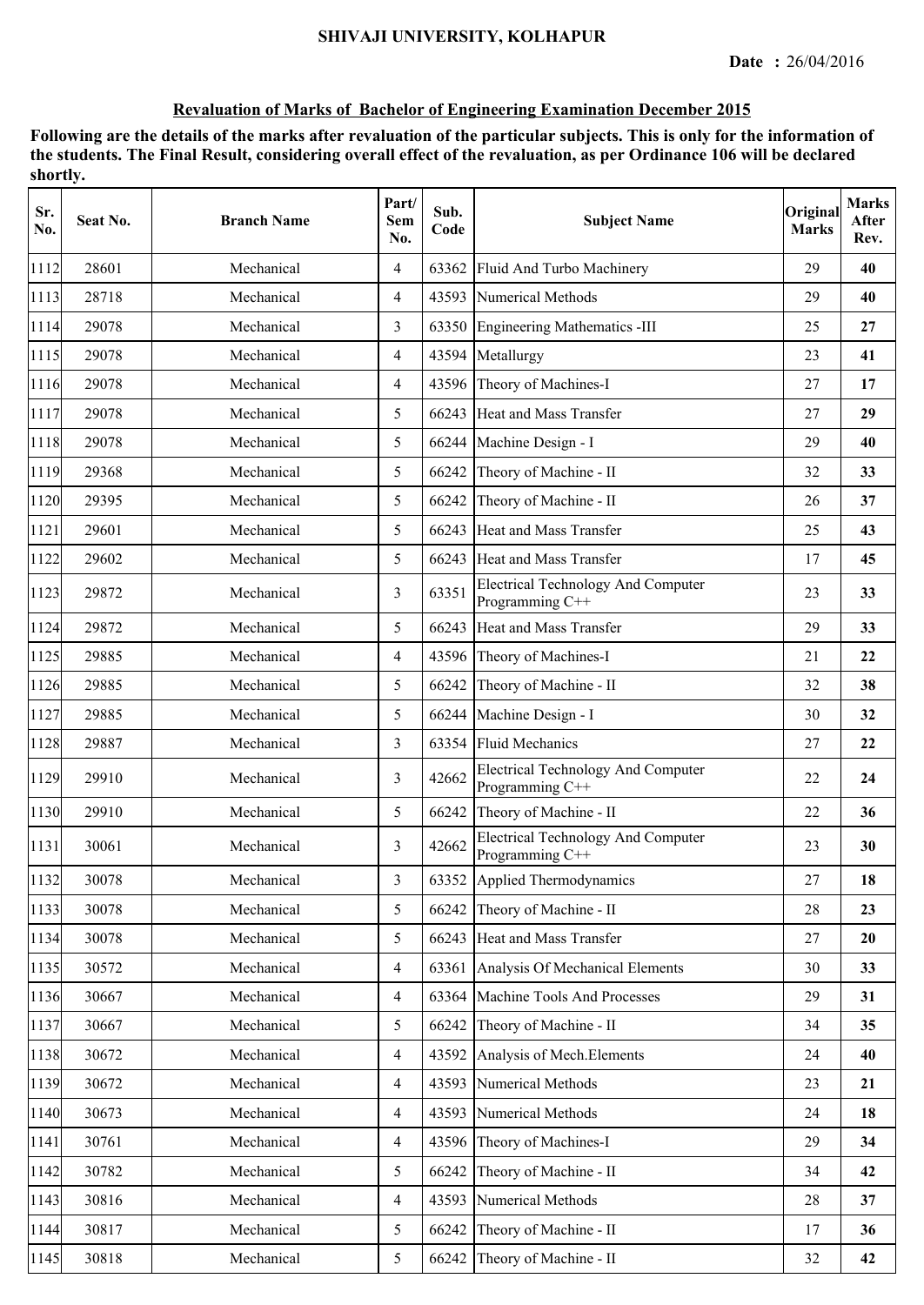**SHIVAJI UNIVERSITY, KOLHAPUR**

**Date :** 26/04/2016

## Revaluation of Marks of Bachelor of Engineering Examination December 2015

**Following are the details of the marks after revaluation of the particular subjects. This is only for the information of the students. The Final Result, considering overall effect of the revaluation, as per Ordinance 106 will be declared shortly.**

| Sr. No. | Seat No. | Branch Name | Part/ Sem No. | Sub. Code | Subject Name | Original Marks | Marks After Rev. |
|---|---|---|---|---|---|---|---|
| 1112 | 28601 | Mechanical | 4 | 63362 | Fluid And Turbo Machinery | 29 | **40** |
| 1113 | 28718 | Mechanical | 4 | 43593 | Numerical Methods | 29 | **40** |
| 1114 | 29078 | Mechanical | 3 | 63350 | Engineering Mathematics -III | 25 | **27** |
| 1115 | 29078 | Mechanical | 4 | 43594 | Metallurgy | 23 | **41** |
| 1116 | 29078 | Mechanical | 4 | 43596 | Theory of Machines-I | 27 | **17** |
| 1117 | 29078 | Mechanical | 5 | 66243 | Heat and Mass Transfer | 27 | **29** |
| 1118 | 29078 | Mechanical | 5 | 66244 | Machine Design - I | 29 | **40** |
| 1119 | 29368 | Mechanical | 5 | 66242 | Theory of Machine - II | 32 | **33** |
| 1120 | 29395 | Mechanical | 5 | 66242 | Theory of Machine - II | 26 | **37** |
| 1121 | 29601 | Mechanical | 5 | 66243 | Heat and Mass Transfer | 25 | **43** |
| 1122 | 29602 | Mechanical | 5 | 66243 | Heat and Mass Transfer | 17 | **45** |
| 1123 | 29872 | Mechanical | 3 | 63351 | Electrical Technology And Computer Programming C++ | 23 | **33** |
| 1124 | 29872 | Mechanical | 5 | 66243 | Heat and Mass Transfer | 29 | **33** |
| 1125 | 29885 | Mechanical | 4 | 43596 | Theory of Machines-I | 21 | **22** |
| 1126 | 29885 | Mechanical | 5 | 66242 | Theory of Machine - II | 32 | **38** |
| 1127 | 29885 | Mechanical | 5 | 66244 | Machine Design - I | 30 | **32** |
| 1128 | 29887 | Mechanical | 3 | 63354 | Fluid Mechanics | 27 | **22** |
| 1129 | 29910 | Mechanical | 3 | 42662 | Electrical Technology And Computer Programming C++ | 22 | **24** |
| 1130 | 29910 | Mechanical | 5 | 66242 | Theory of Machine - II | 22 | **36** |
| 1131 | 30061 | Mechanical | 3 | 42662 | Electrical Technology And Computer Programming C++ | 23 | **30** |
| 1132 | 30078 | Mechanical | 3 | 63352 | Applied Thermodynamics | 27 | **18** |
| 1133 | 30078 | Mechanical | 5 | 66242 | Theory of Machine - II | 28 | **23** |
| 1134 | 30078 | Mechanical | 5 | 66243 | Heat and Mass Transfer | 27 | **20** |
| 1135 | 30572 | Mechanical | 4 | 63361 | Analysis Of Mechanical Elements | 30 | **33** |
| 1136 | 30667 | Mechanical | 4 | 63364 | Machine Tools And Processes | 29 | **31** |
| 1137 | 30667 | Mechanical | 5 | 66242 | Theory of Machine - II | 34 | **35** |
| 1138 | 30672 | Mechanical | 4 | 43592 | Analysis of Mech.Elements | 24 | **40** |
| 1139 | 30672 | Mechanical | 4 | 43593 | Numerical Methods | 23 | **21** |
| 1140 | 30673 | Mechanical | 4 | 43593 | Numerical Methods | 24 | **18** |
| 1141 | 30761 | Mechanical | 4 | 43596 | Theory of Machines-I | 29 | **34** |
| 1142 | 30782 | Mechanical | 5 | 66242 | Theory of Machine - II | 34 | **42** |
| 1143 | 30816 | Mechanical | 4 | 43593 | Numerical Methods | 28 | **37** |
| 1144 | 30817 | Mechanical | 5 | 66242 | Theory of Machine - II | 17 | **36** |
| 1145 | 30818 | Mechanical | 5 | 66242 | Theory of Machine - II | 32 | **42** |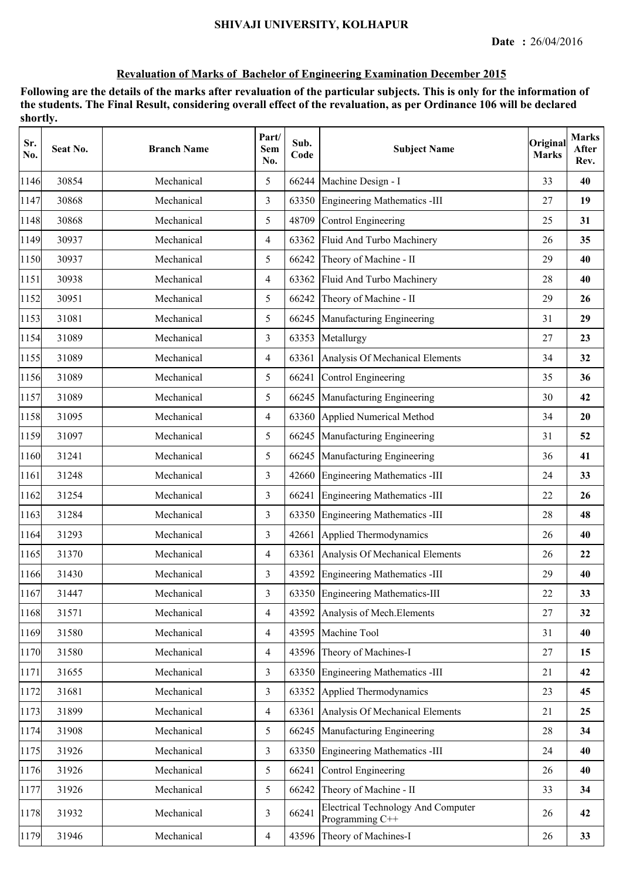# SHIVAJI UNIVERSITY, KOLHAPUR

**Date :** 26/04/2016

## Revaluation of Marks of Bachelor of Engineering Examination December 2015

**Following are the details of the marks after revaluation of the particular subjects. This is only for the information of the students. The Final Result, considering overall effect of the revaluation, as per Ordinance 106 will be declared shortly.**

| Sr. No. | Seat No. | Branch Name | Part/ Sem No. | Sub. Code | Subject Name | Original Marks | Marks After Rev. |
|---|---|---|---|---|---|---|---|
| 1146 | 30854 | Mechanical | 5 | 66244 | Machine Design - I | 33 | **40** |
| 1147 | 30868 | Mechanical | 3 | 63350 | Engineering Mathematics -III | 27 | **19** |
| 1148 | 30868 | Mechanical | 5 | 48709 | Control Engineering | 25 | **31** |
| 1149 | 30937 | Mechanical | 4 | 63362 | Fluid And Turbo Machinery | 26 | **35** |
| 1150 | 30937 | Mechanical | 5 | 66242 | Theory of Machine - II | 29 | **40** |
| 1151 | 30938 | Mechanical | 4 | 63362 | Fluid And Turbo Machinery | 28 | **40** |
| 1152 | 30951 | Mechanical | 5 | 66242 | Theory of Machine - II | 29 | **26** |
| 1153 | 31081 | Mechanical | 5 | 66245 | Manufacturing Engineering | 31 | **29** |
| 1154 | 31089 | Mechanical | 3 | 63353 | Metallurgy | 27 | **23** |
| 1155 | 31089 | Mechanical | 4 | 63361 | Analysis Of Mechanical Elements | 34 | **32** |
| 1156 | 31089 | Mechanical | 5 | 66241 | Control Engineering | 35 | **36** |
| 1157 | 31089 | Mechanical | 5 | 66245 | Manufacturing Engineering | 30 | **42** |
| 1158 | 31095 | Mechanical | 4 | 63360 | Applied Numerical Method | 34 | **20** |
| 1159 | 31097 | Mechanical | 5 | 66245 | Manufacturing Engineering | 31 | **52** |
| 1160 | 31241 | Mechanical | 5 | 66245 | Manufacturing Engineering | 36 | **41** |
| 1161 | 31248 | Mechanical | 3 | 42660 | Engineering Mathematics -III | 24 | **33** |
| 1162 | 31254 | Mechanical | 3 | 66241 | Engineering Mathematics -III | 22 | **26** |
| 1163 | 31284 | Mechanical | 3 | 63350 | Engineering Mathematics -III | 28 | **48** |
| 1164 | 31293 | Mechanical | 3 | 42661 | Applied Thermodynamics | 26 | **40** |
| 1165 | 31370 | Mechanical | 4 | 63361 | Analysis Of Mechanical Elements | 26 | **22** |
| 1166 | 31430 | Mechanical | 3 | 43592 | Engineering Mathematics -III | 29 | **40** |
| 1167 | 31447 | Mechanical | 3 | 63350 | Engineering Mathematics-III | 22 | **33** |
| 1168 | 31571 | Mechanical | 4 | 43592 | Analysis of Mech.Elements | 27 | **32** |
| 1169 | 31580 | Mechanical | 4 | 43595 | Machine Tool | 31 | **40** |
| 1170 | 31580 | Mechanical | 4 | 43596 | Theory of Machines-I | 27 | **15** |
| 1171 | 31655 | Mechanical | 3 | 63350 | Engineering Mathematics -III | 21 | **42** |
| 1172 | 31681 | Mechanical | 3 | 63352 | Applied Thermodynamics | 23 | **45** |
| 1173 | 31899 | Mechanical | 4 | 63361 | Analysis Of Mechanical Elements | 21 | **25** |
| 1174 | 31908 | Mechanical | 5 | 66245 | Manufacturing Engineering | 28 | **34** |
| 1175 | 31926 | Mechanical | 3 | 63350 | Engineering Mathematics -III | 24 | **40** |
| 1176 | 31926 | Mechanical | 5 | 66241 | Control Engineering | 26 | **40** |
| 1177 | 31926 | Mechanical | 5 | 66242 | Theory of Machine - II | 33 | **34** |
| 1178 | 31932 | Mechanical | 3 | 66241 | Electrical Technology And Computer Programming C++ | 26 | **42** |
| 1179 | 31946 | Mechanical | 4 | 43596 | Theory of Machines-I | 26 | **33** |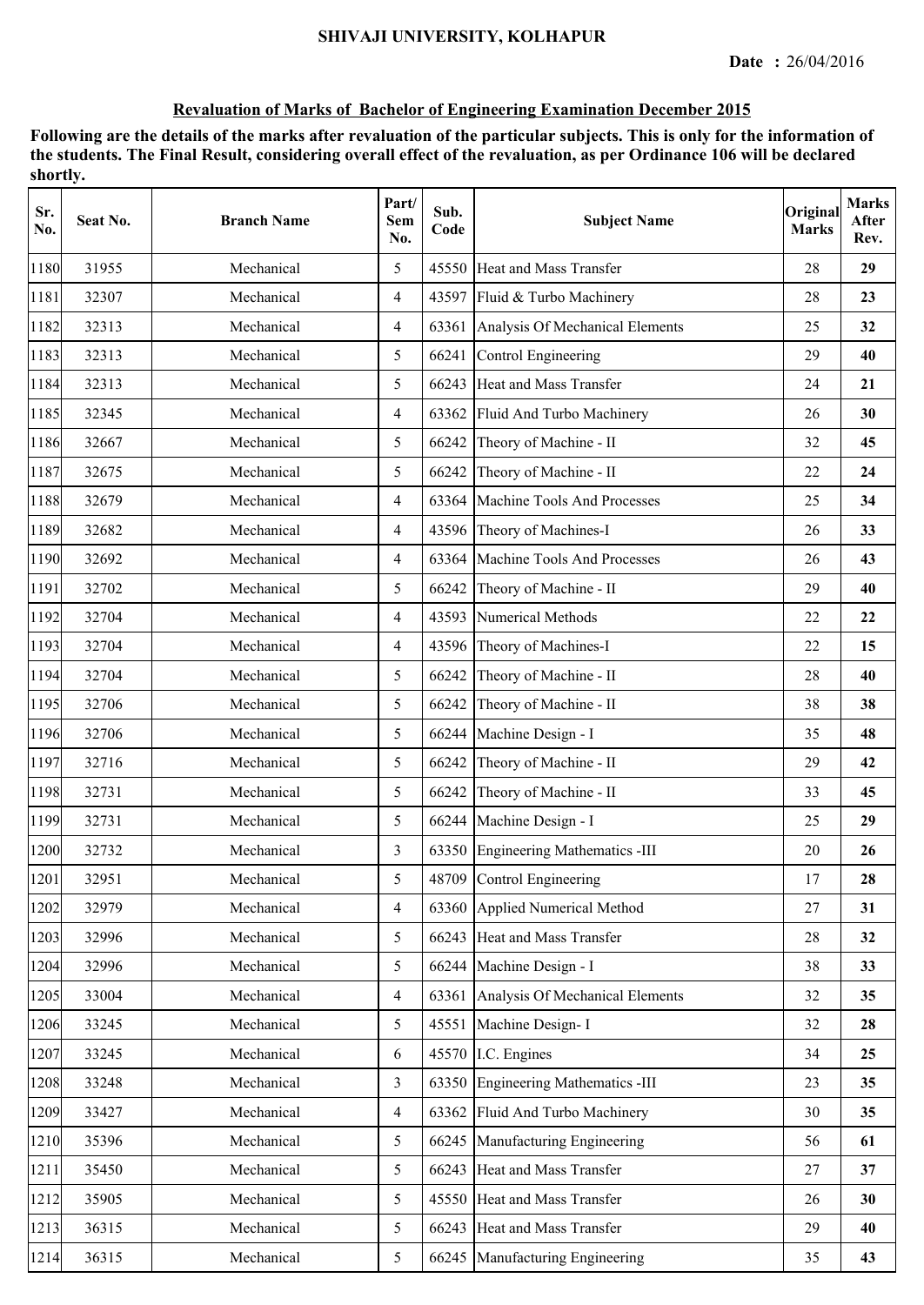SHIVAJI UNIVERSITY, KOLHAPUR

**Date :** 26/04/2016

## Revaluation of Marks of Bachelor of Engineering Examination December 2015

**Following are the details of the marks after revaluation of the particular subjects. This is only for the information of the students. The Final Result, considering overall effect of the revaluation, as per Ordinance 106 will be declared shortly.**

| Sr. No. | Seat No. | Branch Name | Part/ Sem No. | Sub. Code | Subject Name | Original Marks | Marks After Rev. |
|---|---|---|---|---|---|---|---|
| 1180 | 31955 | Mechanical | 5 | 45550 | Heat and Mass Transfer | 28 | **29** |
| 1181 | 32307 | Mechanical | 4 | 43597 | Fluid & Turbo Machinery | 28 | **23** |
| 1182 | 32313 | Mechanical | 4 | 63361 | Analysis Of Mechanical Elements | 25 | **32** |
| 1183 | 32313 | Mechanical | 5 | 66241 | Control Engineering | 29 | **40** |
| 1184 | 32313 | Mechanical | 5 | 66243 | Heat and Mass Transfer | 24 | **21** |
| 1185 | 32345 | Mechanical | 4 | 63362 | Fluid And Turbo Machinery | 26 | **30** |
| 1186 | 32667 | Mechanical | 5 | 66242 | Theory of Machine - II | 32 | **45** |
| 1187 | 32675 | Mechanical | 5 | 66242 | Theory of Machine - II | 22 | **24** |
| 1188 | 32679 | Mechanical | 4 | 63364 | Machine Tools And Processes | 25 | **34** |
| 1189 | 32682 | Mechanical | 4 | 43596 | Theory of Machines-I | 26 | **33** |
| 1190 | 32692 | Mechanical | 4 | 63364 | Machine Tools And Processes | 26 | **43** |
| 1191 | 32702 | Mechanical | 5 | 66242 | Theory of Machine - II | 29 | **40** |
| 1192 | 32704 | Mechanical | 4 | 43593 | Numerical Methods | 22 | **22** |
| 1193 | 32704 | Mechanical | 4 | 43596 | Theory of Machines-I | 22 | **15** |
| 1194 | 32704 | Mechanical | 5 | 66242 | Theory of Machine - II | 28 | **40** |
| 1195 | 32706 | Mechanical | 5 | 66242 | Theory of Machine - II | 38 | **38** |
| 1196 | 32706 | Mechanical | 5 | 66244 | Machine Design - I | 35 | **48** |
| 1197 | 32716 | Mechanical | 5 | 66242 | Theory of Machine - II | 29 | **42** |
| 1198 | 32731 | Mechanical | 5 | 66242 | Theory of Machine - II | 33 | **45** |
| 1199 | 32731 | Mechanical | 5 | 66244 | Machine Design - I | 25 | **29** |
| 1200 | 32732 | Mechanical | 3 | 63350 | Engineering Mathematics -III | 20 | **26** |
| 1201 | 32951 | Mechanical | 5 | 48709 | Control Engineering | 17 | **28** |
| 1202 | 32979 | Mechanical | 4 | 63360 | Applied Numerical Method | 27 | **31** |
| 1203 | 32996 | Mechanical | 5 | 66243 | Heat and Mass Transfer | 28 | **32** |
| 1204 | 32996 | Mechanical | 5 | 66244 | Machine Design - I | 38 | **33** |
| 1205 | 33004 | Mechanical | 4 | 63361 | Analysis Of Mechanical Elements | 32 | **35** |
| 1206 | 33245 | Mechanical | 5 | 45551 | Machine Design- I | 32 | **28** |
| 1207 | 33245 | Mechanical | 6 | 45570 | I.C. Engines | 34 | **25** |
| 1208 | 33248 | Mechanical | 3 | 63350 | Engineering Mathematics -III | 23 | **35** |
| 1209 | 33427 | Mechanical | 4 | 63362 | Fluid And Turbo Machinery | 30 | **35** |
| 1210 | 35396 | Mechanical | 5 | 66245 | Manufacturing Engineering | 56 | **61** |
| 1211 | 35450 | Mechanical | 5 | 66243 | Heat and Mass Transfer | 27 | **37** |
| 1212 | 35905 | Mechanical | 5 | 45550 | Heat and Mass Transfer | 26 | **30** |
| 1213 | 36315 | Mechanical | 5 | 66243 | Heat and Mass Transfer | 29 | **40** |
| 1214 | 36315 | Mechanical | 5 | 66245 | Manufacturing Engineering | 35 | **43** |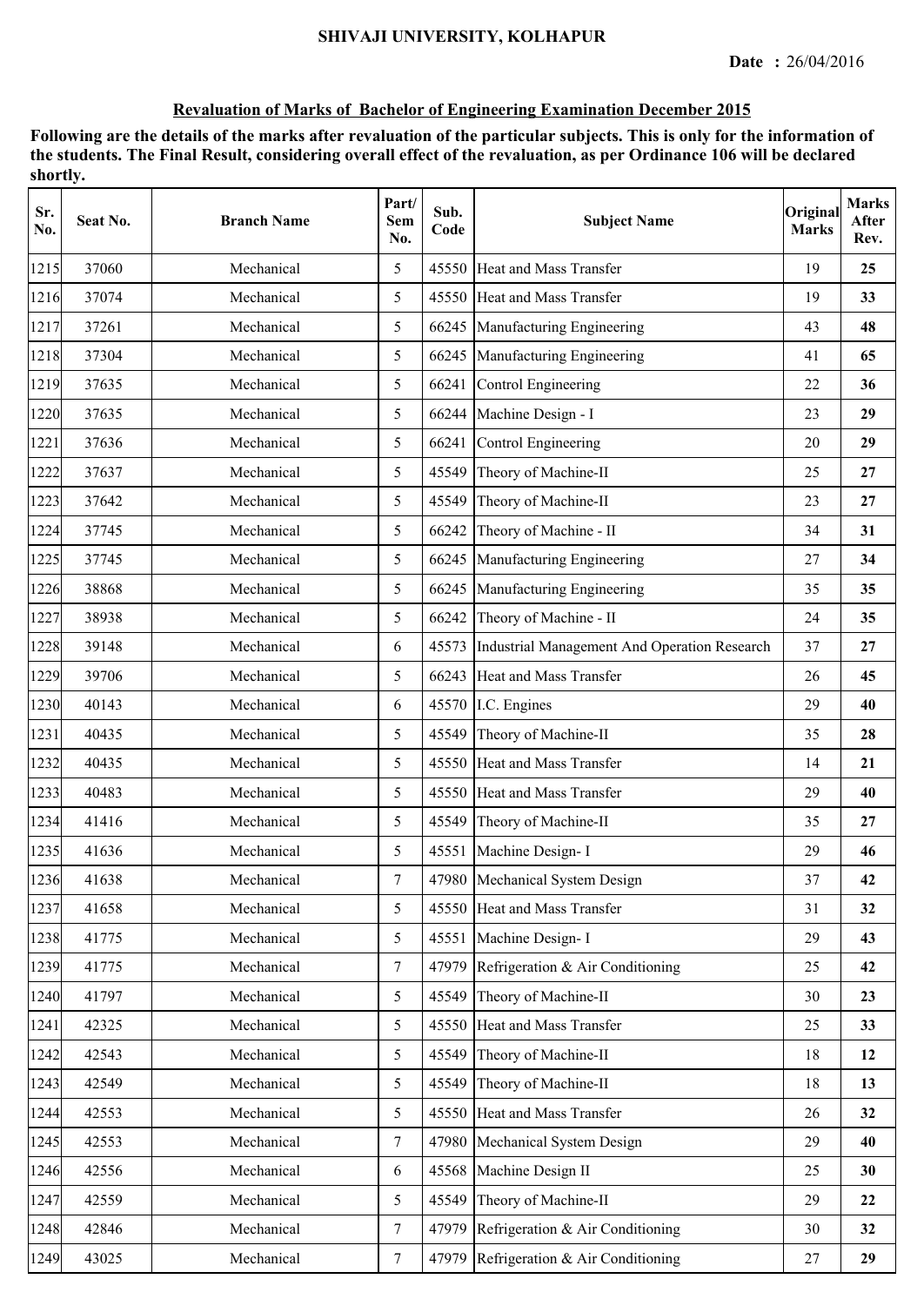SHIVAJI UNIVERSITY, KOLHAPUR

**Date :** 26/04/2016

**Revaluation of Marks of Bachelor of Engineering Examination December 2015**

**Following are the details of the marks after revaluation of the particular subjects. This is only for the information of the students. The Final Result, considering overall effect of the revaluation, as per Ordinance 106 will be declared shortly.**

| Sr. No. | Seat No. | Branch Name | Part/ Sem No. | Sub. Code | Subject Name | Original Marks | Marks After Rev. |
|---|---|---|---|---|---|---|---|
| 1215 | 37060 | Mechanical | 5 | 45550 | Heat and Mass Transfer | 19 | **25** |
| 1216 | 37074 | Mechanical | 5 | 45550 | Heat and Mass Transfer | 19 | **33** |
| 1217 | 37261 | Mechanical | 5 | 66245 | Manufacturing Engineering | 43 | **48** |
| 1218 | 37304 | Mechanical | 5 | 66245 | Manufacturing Engineering | 41 | **65** |
| 1219 | 37635 | Mechanical | 5 | 66241 | Control Engineering | 22 | **36** |
| 1220 | 37635 | Mechanical | 5 | 66244 | Machine Design - I | 23 | **29** |
| 1221 | 37636 | Mechanical | 5 | 66241 | Control Engineering | 20 | **29** |
| 1222 | 37637 | Mechanical | 5 | 45549 | Theory of Machine-II | 25 | **27** |
| 1223 | 37642 | Mechanical | 5 | 45549 | Theory of Machine-II | 23 | **27** |
| 1224 | 37745 | Mechanical | 5 | 66242 | Theory of Machine - II | 34 | **31** |
| 1225 | 37745 | Mechanical | 5 | 66245 | Manufacturing Engineering | 27 | **34** |
| 1226 | 38868 | Mechanical | 5 | 66245 | Manufacturing Engineering | 35 | **35** |
| 1227 | 38938 | Mechanical | 5 | 66242 | Theory of Machine - II | 24 | **35** |
| 1228 | 39148 | Mechanical | 6 | 45573 | Industrial Management And Operation Research | 37 | **27** |
| 1229 | 39706 | Mechanical | 5 | 66243 | Heat and Mass Transfer | 26 | **45** |
| 1230 | 40143 | Mechanical | 6 | 45570 | I.C. Engines | 29 | **40** |
| 1231 | 40435 | Mechanical | 5 | 45549 | Theory of Machine-II | 35 | **28** |
| 1232 | 40435 | Mechanical | 5 | 45550 | Heat and Mass Transfer | 14 | **21** |
| 1233 | 40483 | Mechanical | 5 | 45550 | Heat and Mass Transfer | 29 | **40** |
| 1234 | 41416 | Mechanical | 5 | 45549 | Theory of Machine-II | 35 | **27** |
| 1235 | 41636 | Mechanical | 5 | 45551 | Machine Design- I | 29 | **46** |
| 1236 | 41638 | Mechanical | 7 | 47980 | Mechanical System Design | 37 | **42** |
| 1237 | 41658 | Mechanical | 5 | 45550 | Heat and Mass Transfer | 31 | **32** |
| 1238 | 41775 | Mechanical | 5 | 45551 | Machine Design- I | 29 | **43** |
| 1239 | 41775 | Mechanical | 7 | 47979 | Refrigeration & Air Conditioning | 25 | **42** |
| 1240 | 41797 | Mechanical | 5 | 45549 | Theory of Machine-II | 30 | **23** |
| 1241 | 42325 | Mechanical | 5 | 45550 | Heat and Mass Transfer | 25 | **33** |
| 1242 | 42543 | Mechanical | 5 | 45549 | Theory of Machine-II | 18 | **12** |
| 1243 | 42549 | Mechanical | 5 | 45549 | Theory of Machine-II | 18 | **13** |
| 1244 | 42553 | Mechanical | 5 | 45550 | Heat and Mass Transfer | 26 | **32** |
| 1245 | 42553 | Mechanical | 7 | 47980 | Mechanical System Design | 29 | **40** |
| 1246 | 42556 | Mechanical | 6 | 45568 | Machine Design II | 25 | **30** |
| 1247 | 42559 | Mechanical | 5 | 45549 | Theory of Machine-II | 29 | **22** |
| 1248 | 42846 | Mechanical | 7 | 47979 | Refrigeration & Air Conditioning | 30 | **32** |
| 1249 | 43025 | Mechanical | 7 | 47979 | Refrigeration & Air Conditioning | 27 | **29** |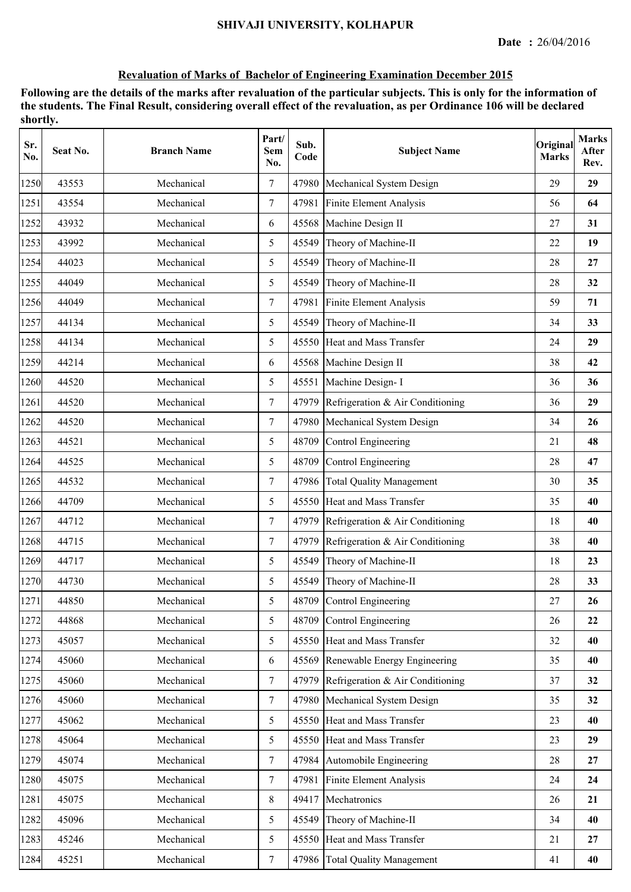SHIVAJI UNIVERSITY, KOLHAPUR

**Date :** 26/04/2016

**Revaluation of Marks of Bachelor of Engineering Examination December 2015**

**Following are the details of the marks after revaluation of the particular subjects. This is only for the information of the students. The Final Result, considering overall effect of the revaluation, as per Ordinance 106 will be declared shortly.**

| Sr. No. | Seat No. | Branch Name | Part/ Sem No. | Sub. Code | Subject Name | Original Marks | Marks After Rev. |
|---|---|---|---|---|---|---|---|
| 1250 | 43553 | Mechanical | 7 | 47980 | Mechanical System Design | 29 | **29** |
| 1251 | 43554 | Mechanical | 7 | 47981 | Finite Element Analysis | 56 | **64** |
| 1252 | 43932 | Mechanical | 6 | 45568 | Machine Design II | 27 | **31** |
| 1253 | 43992 | Mechanical | 5 | 45549 | Theory of Machine-II | 22 | **19** |
| 1254 | 44023 | Mechanical | 5 | 45549 | Theory of Machine-II | 28 | **27** |
| 1255 | 44049 | Mechanical | 5 | 45549 | Theory of Machine-II | 28 | **32** |
| 1256 | 44049 | Mechanical | 7 | 47981 | Finite Element Analysis | 59 | **71** |
| 1257 | 44134 | Mechanical | 5 | 45549 | Theory of Machine-II | 34 | **33** |
| 1258 | 44134 | Mechanical | 5 | 45550 | Heat and Mass Transfer | 24 | **29** |
| 1259 | 44214 | Mechanical | 6 | 45568 | Machine Design II | 38 | **42** |
| 1260 | 44520 | Mechanical | 5 | 45551 | Machine Design- I | 36 | **36** |
| 1261 | 44520 | Mechanical | 7 | 47979 | Refrigeration & Air Conditioning | 36 | **29** |
| 1262 | 44520 | Mechanical | 7 | 47980 | Mechanical System Design | 34 | **26** |
| 1263 | 44521 | Mechanical | 5 | 48709 | Control Engineering | 21 | **48** |
| 1264 | 44525 | Mechanical | 5 | 48709 | Control Engineering | 28 | **47** |
| 1265 | 44532 | Mechanical | 7 | 47986 | Total Quality Management | 30 | **35** |
| 1266 | 44709 | Mechanical | 5 | 45550 | Heat and Mass Transfer | 35 | **40** |
| 1267 | 44712 | Mechanical | 7 | 47979 | Refrigeration & Air Conditioning | 18 | **40** |
| 1268 | 44715 | Mechanical | 7 | 47979 | Refrigeration & Air Conditioning | 38 | **40** |
| 1269 | 44717 | Mechanical | 5 | 45549 | Theory of Machine-II | 18 | **23** |
| 1270 | 44730 | Mechanical | 5 | 45549 | Theory of Machine-II | 28 | **33** |
| 1271 | 44850 | Mechanical | 5 | 48709 | Control Engineering | 27 | **26** |
| 1272 | 44868 | Mechanical | 5 | 48709 | Control Engineering | 26 | **22** |
| 1273 | 45057 | Mechanical | 5 | 45550 | Heat and Mass Transfer | 32 | **40** |
| 1274 | 45060 | Mechanical | 6 | 45569 | Renewable Energy Engineering | 35 | **40** |
| 1275 | 45060 | Mechanical | 7 | 47979 | Refrigeration & Air Conditioning | 37 | **32** |
| 1276 | 45060 | Mechanical | 7 | 47980 | Mechanical System Design | 35 | **32** |
| 1277 | 45062 | Mechanical | 5 | 45550 | Heat and Mass Transfer | 23 | **40** |
| 1278 | 45064 | Mechanical | 5 | 45550 | Heat and Mass Transfer | 23 | **29** |
| 1279 | 45074 | Mechanical | 7 | 47984 | Automobile Engineering | 28 | **27** |
| 1280 | 45075 | Mechanical | 7 | 47981 | Finite Element Analysis | 24 | **24** |
| 1281 | 45075 | Mechanical | 8 | 49417 | Mechatronics | 26 | **21** |
| 1282 | 45096 | Mechanical | 5 | 45549 | Theory of Machine-II | 34 | **40** |
| 1283 | 45246 | Mechanical | 5 | 45550 | Heat and Mass Transfer | 21 | **27** |
| 1284 | 45251 | Mechanical | 7 | 47986 | Total Quality Management | 41 | **40** |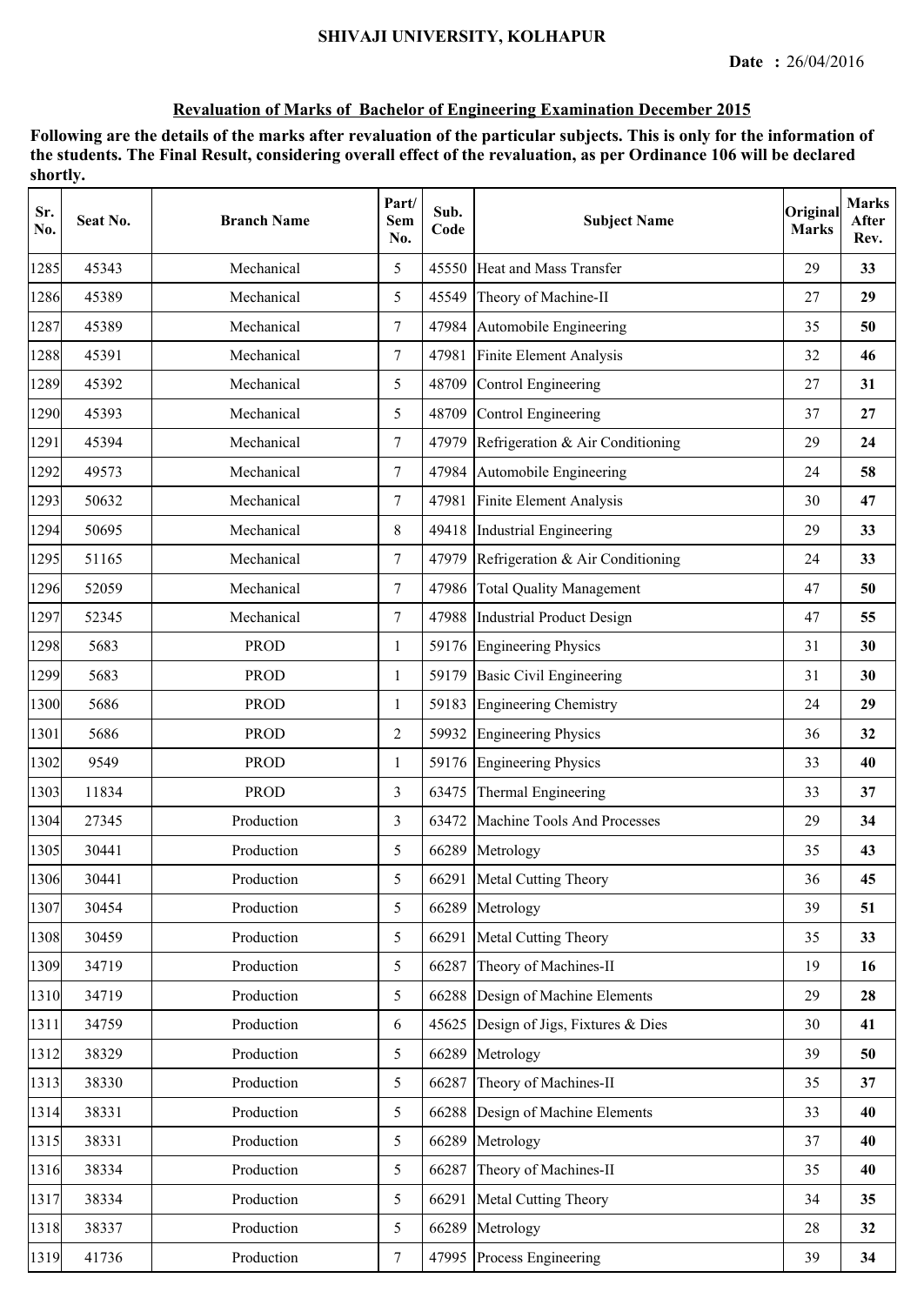SHIVAJI UNIVERSITY, KOLHAPUR

**Date :** 26/04/2016

## Revaluation of Marks of Bachelor of Engineering Examination December 2015

**Following are the details of the marks after revaluation of the particular subjects. This is only for the information of the students. The Final Result, considering overall effect of the revaluation, as per Ordinance 106 will be declared shortly.**

| Sr. No. | Seat No. | Branch Name | Part/ Sem No. | Sub. Code | Subject Name | Original Marks | Marks After Rev. |
|---|---|---|---|---|---|---|---|
| 1285 | 45343 | Mechanical | 5 | 45550 | Heat and Mass Transfer | 29 | **33** |
| 1286 | 45389 | Mechanical | 5 | 45549 | Theory of Machine-II | 27 | **29** |
| 1287 | 45389 | Mechanical | 7 | 47984 | Automobile Engineering | 35 | **50** |
| 1288 | 45391 | Mechanical | 7 | 47981 | Finite Element Analysis | 32 | **46** |
| 1289 | 45392 | Mechanical | 5 | 48709 | Control Engineering | 27 | **31** |
| 1290 | 45393 | Mechanical | 5 | 48709 | Control Engineering | 37 | **27** |
| 1291 | 45394 | Mechanical | 7 | 47979 | Refrigeration & Air Conditioning | 29 | **24** |
| 1292 | 49573 | Mechanical | 7 | 47984 | Automobile Engineering | 24 | **58** |
| 1293 | 50632 | Mechanical | 7 | 47981 | Finite Element Analysis | 30 | **47** |
| 1294 | 50695 | Mechanical | 8 | 49418 | Industrial Engineering | 29 | **33** |
| 1295 | 51165 | Mechanical | 7 | 47979 | Refrigeration & Air Conditioning | 24 | **33** |
| 1296 | 52059 | Mechanical | 7 | 47986 | Total Quality Management | 47 | **50** |
| 1297 | 52345 | Mechanical | 7 | 47988 | Industrial Product Design | 47 | **55** |
| 1298 | 5683 | PROD | 1 | 59176 | Engineering Physics | 31 | **30** |
| 1299 | 5683 | PROD | 1 | 59179 | Basic Civil Engineering | 31 | **30** |
| 1300 | 5686 | PROD | 1 | 59183 | Engineering Chemistry | 24 | **29** |
| 1301 | 5686 | PROD | 2 | 59932 | Engineering Physics | 36 | **32** |
| 1302 | 9549 | PROD | 1 | 59176 | Engineering Physics | 33 | **40** |
| 1303 | 11834 | PROD | 3 | 63475 | Thermal Engineering | 33 | **37** |
| 1304 | 27345 | Production | 3 | 63472 | Machine Tools And Processes | 29 | **34** |
| 1305 | 30441 | Production | 5 | 66289 | Metrology | 35 | **43** |
| 1306 | 30441 | Production | 5 | 66291 | Metal Cutting Theory | 36 | **45** |
| 1307 | 30454 | Production | 5 | 66289 | Metrology | 39 | **51** |
| 1308 | 30459 | Production | 5 | 66291 | Metal Cutting Theory | 35 | **33** |
| 1309 | 34719 | Production | 5 | 66287 | Theory of Machines-II | 19 | **16** |
| 1310 | 34719 | Production | 5 | 66288 | Design of Machine Elements | 29 | **28** |
| 1311 | 34759 | Production | 6 | 45625 | Design of Jigs, Fixtures & Dies | 30 | **41** |
| 1312 | 38329 | Production | 5 | 66289 | Metrology | 39 | **50** |
| 1313 | 38330 | Production | 5 | 66287 | Theory of Machines-II | 35 | **37** |
| 1314 | 38331 | Production | 5 | 66288 | Design of Machine Elements | 33 | **40** |
| 1315 | 38331 | Production | 5 | 66289 | Metrology | 37 | **40** |
| 1316 | 38334 | Production | 5 | 66287 | Theory of Machines-II | 35 | **40** |
| 1317 | 38334 | Production | 5 | 66291 | Metal Cutting Theory | 34 | **35** |
| 1318 | 38337 | Production | 5 | 66289 | Metrology | 28 | **32** |
| 1319 | 41736 | Production | 7 | 47995 | Process Engineering | 39 | **34** |